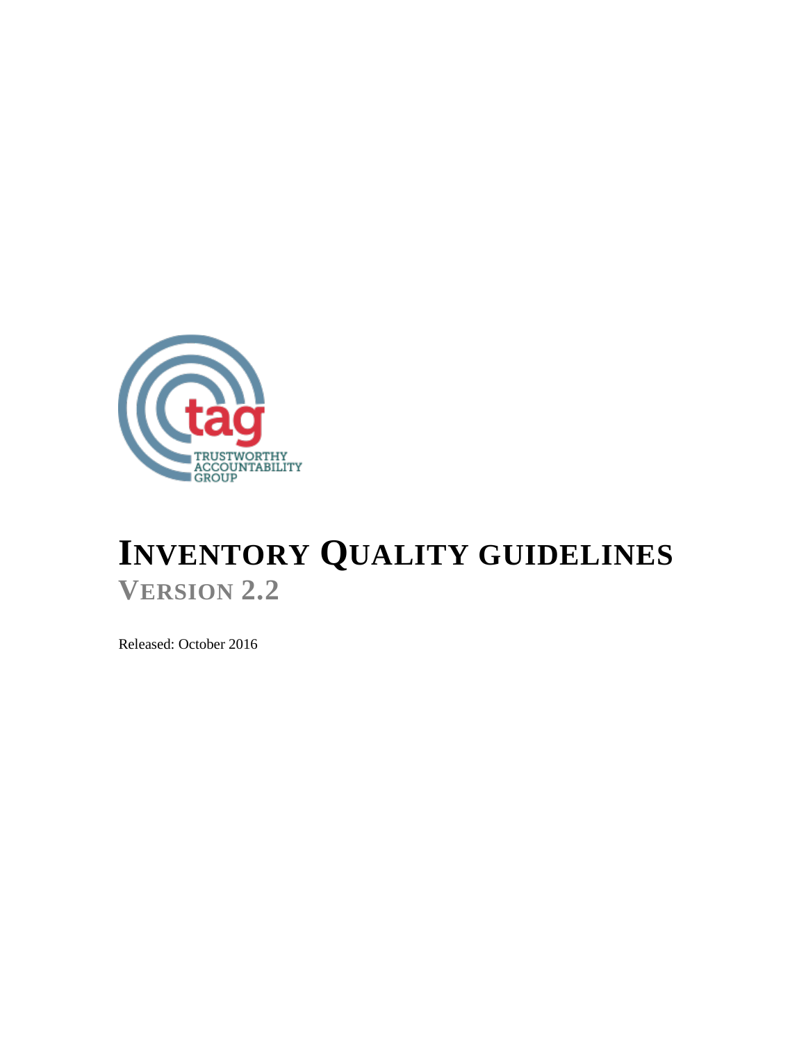TRUSTWORTHY ACCOUNTABILITY GROUP

# INVENTORY QUALITY GUIDELINES

## VERSION 2.2

Released: October 2016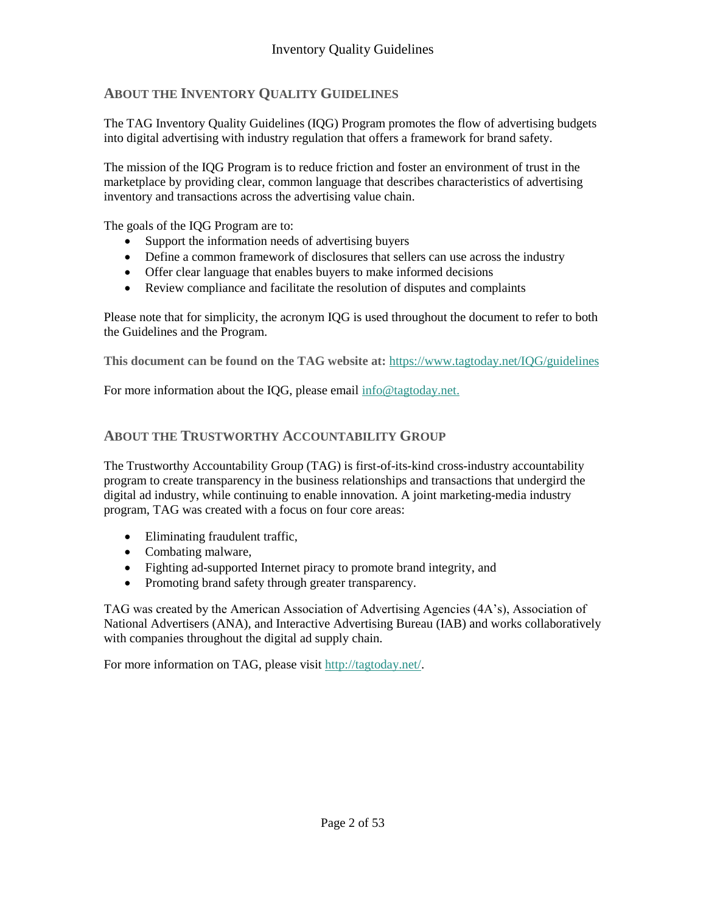## About the Inventory Quality Guidelines

The TAG Inventory Quality Guidelines (IQG) Program promotes the flow of advertising budgets into digital advertising with industry regulation that offers a framework for brand safety.

The mission of the IQG Program is to reduce friction and foster an environment of trust in the marketplace by providing clear, common language that describes characteristics of advertising inventory and transactions across the advertising value chain.

The goals of the IQG Program are to:

- Support the information needs of advertising buyers
- Define a common framework of disclosures that sellers can use across the industry
- Offer clear language that enables buyers to make informed decisions
- Review compliance and facilitate the resolution of disputes and complaints

Please note that for simplicity, the acronym IQG is used throughout the document to refer to both the Guidelines and the Program.

**This document can be found on the TAG website at:** https://www.tagtoday.net/IQG/guidelines

For more information about the IQG, please email info@tagtoday.net.

## About the Trustworthy Accountability Group

The Trustworthy Accountability Group (TAG) is first-of-its-kind cross-industry accountability program to create transparency in the business relationships and transactions that undergird the digital ad industry, while continuing to enable innovation. A joint marketing-media industry program, TAG was created with a focus on four core areas:

- Eliminating fraudulent traffic,
- Combating malware,
- Fighting ad-supported Internet piracy to promote brand integrity, and
- Promoting brand safety through greater transparency.

TAG was created by the American Association of Advertising Agencies (4A's), Association of National Advertisers (ANA), and Interactive Advertising Bureau (IAB) and works collaboratively with companies throughout the digital ad supply chain.

For more information on TAG, please visit http://tagtoday.net/.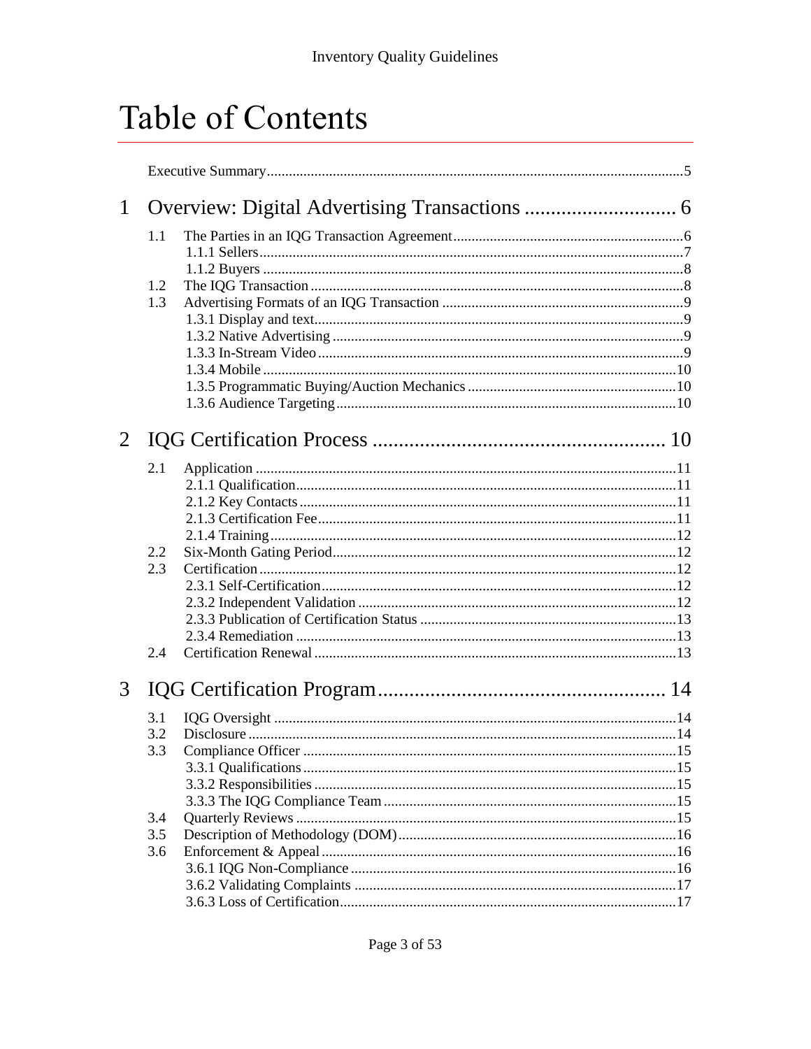# Table of Contents

Executive Summary .....5

## 1 Overview: Digital Advertising Transactions ..... 6

- 1.1 The Parties in an IQG Transaction Agreement .....6
  - 1.1.1 Sellers .....7
  - 1.1.2 Buyers .....8
- 1.2 The IQG Transaction .....8
- 1.3 Advertising Formats of an IQG Transaction .....9
  - 1.3.1 Display and text .....9
  - 1.3.2 Native Advertising .....9
  - 1.3.3 In-Stream Video .....9
  - 1.3.4 Mobile .....10
  - 1.3.5 Programmatic Buying/Auction Mechanics .....10
  - 1.3.6 Audience Targeting .....10

## 2 IQG Certification Process ..... 10

- 2.1 Application .....11
  - 2.1.1 Qualification .....11
  - 2.1.2 Key Contacts .....11
  - 2.1.3 Certification Fee .....11
  - 2.1.4 Training .....12
- 2.2 Six-Month Gating Period .....12
- 2.3 Certification .....12
  - 2.3.1 Self-Certification .....12
  - 2.3.2 Independent Validation .....12
  - 2.3.3 Publication of Certification Status .....13
  - 2.3.4 Remediation .....13
- 2.4 Certification Renewal .....13

## 3 IQG Certification Program ..... 14

- 3.1 IQG Oversight .....14
- 3.2 Disclosure .....14
- 3.3 Compliance Officer .....15
  - 3.3.1 Qualifications .....15
  - 3.3.2 Responsibilities .....15
  - 3.3.3 The IQG Compliance Team .....15
- 3.4 Quarterly Reviews .....15
- 3.5 Description of Methodology (DOM) .....16
- 3.6 Enforcement & Appeal .....16
  - 3.6.1 IQG Non-Compliance .....16
  - 3.6.2 Validating Complaints .....17
  - 3.6.3 Loss of Certification .....17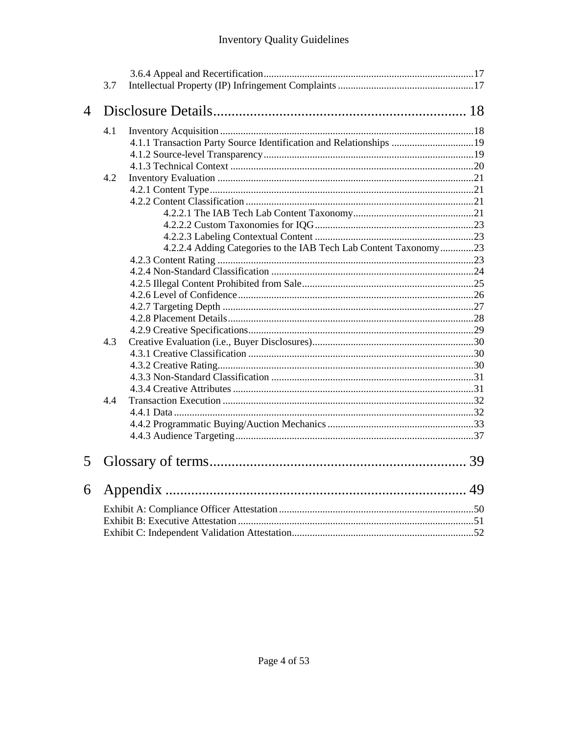3.6.4 Appeal and Recertification ..... 17
3.7 Intellectual Property (IP) Infringement Complaints ..... 17

4 Disclosure Details ..... 18

4.1 Inventory Acquisition ..... 18
4.1.1 Transaction Party Source Identification and Relationships ..... 19
4.1.2 Source-level Transparency ..... 19
4.1.3 Technical Context ..... 20
4.2 Inventory Evaluation ..... 21
4.2.1 Content Type ..... 21
4.2.2 Content Classification ..... 21
4.2.2.1 The IAB Tech Lab Content Taxonomy ..... 21
4.2.2.2 Custom Taxonomies for IQG ..... 23
4.2.2.3 Labeling Contextual Content ..... 23
4.2.2.4 Adding Categories to the IAB Tech Lab Content Taxonomy ..... 23
4.2.3 Content Rating ..... 23
4.2.4 Non-Standard Classification ..... 24
4.2.5 Illegal Content Prohibited from Sale ..... 25
4.2.6 Level of Confidence ..... 26
4.2.7 Targeting Depth ..... 27
4.2.8 Placement Details ..... 28
4.2.9 Creative Specifications ..... 29
4.3 Creative Evaluation (i.e., Buyer Disclosures) ..... 30
4.3.1 Creative Classification ..... 30
4.3.2 Creative Rating ..... 30
4.3.3 Non-Standard Classification ..... 31
4.3.4 Creative Attributes ..... 31
4.4 Transaction Execution ..... 32
4.4.1 Data ..... 32
4.4.2 Programmatic Buying/Auction Mechanics ..... 33
4.4.3 Audience Targeting ..... 37

5 Glossary of terms ..... 39

6 Appendix ..... 49

Exhibit A: Compliance Officer Attestation ..... 50
Exhibit B: Executive Attestation ..... 51
Exhibit C: Independent Validation Attestation ..... 52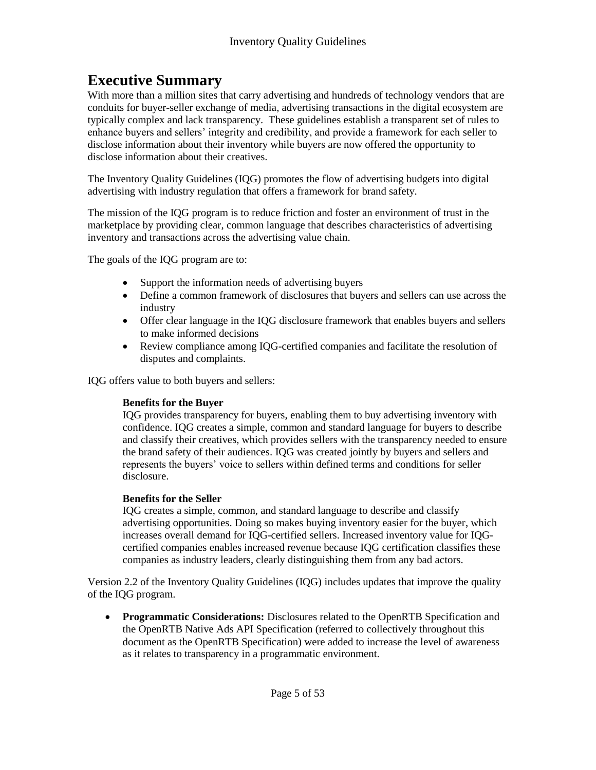# Executive Summary

With more than a million sites that carry advertising and hundreds of technology vendors that are conduits for buyer-seller exchange of media, advertising transactions in the digital ecosystem are typically complex and lack transparency. These guidelines establish a transparent set of rules to enhance buyers and sellers' integrity and credibility, and provide a framework for each seller to disclose information about their inventory while buyers are now offered the opportunity to disclose information about their creatives.

The Inventory Quality Guidelines (IQG) promotes the flow of advertising budgets into digital advertising with industry regulation that offers a framework for brand safety.

The mission of the IQG program is to reduce friction and foster an environment of trust in the marketplace by providing clear, common language that describes characteristics of advertising inventory and transactions across the advertising value chain.

The goals of the IQG program are to:

- Support the information needs of advertising buyers
- Define a common framework of disclosures that buyers and sellers can use across the industry
- Offer clear language in the IQG disclosure framework that enables buyers and sellers to make informed decisions
- Review compliance among IQG-certified companies and facilitate the resolution of disputes and complaints.

IQG offers value to both buyers and sellers:

**Benefits for the Buyer**

IQG provides transparency for buyers, enabling them to buy advertising inventory with confidence. IQG creates a simple, common and standard language for buyers to describe and classify their creatives, which provides sellers with the transparency needed to ensure the brand safety of their audiences. IQG was created jointly by buyers and sellers and represents the buyers' voice to sellers within defined terms and conditions for seller disclosure.

**Benefits for the Seller**

IQG creates a simple, common, and standard language to describe and classify advertising opportunities. Doing so makes buying inventory easier for the buyer, which increases overall demand for IQG-certified sellers. Increased inventory value for IQG-certified companies enables increased revenue because IQG certification classifies these companies as industry leaders, clearly distinguishing them from any bad actors.

Version 2.2 of the Inventory Quality Guidelines (IQG) includes updates that improve the quality of the IQG program.

- **Programmatic Considerations:** Disclosures related to the OpenRTB Specification and the OpenRTB Native Ads API Specification (referred to collectively throughout this document as the OpenRTB Specification) were added to increase the level of awareness as it relates to transparency in a programmatic environment.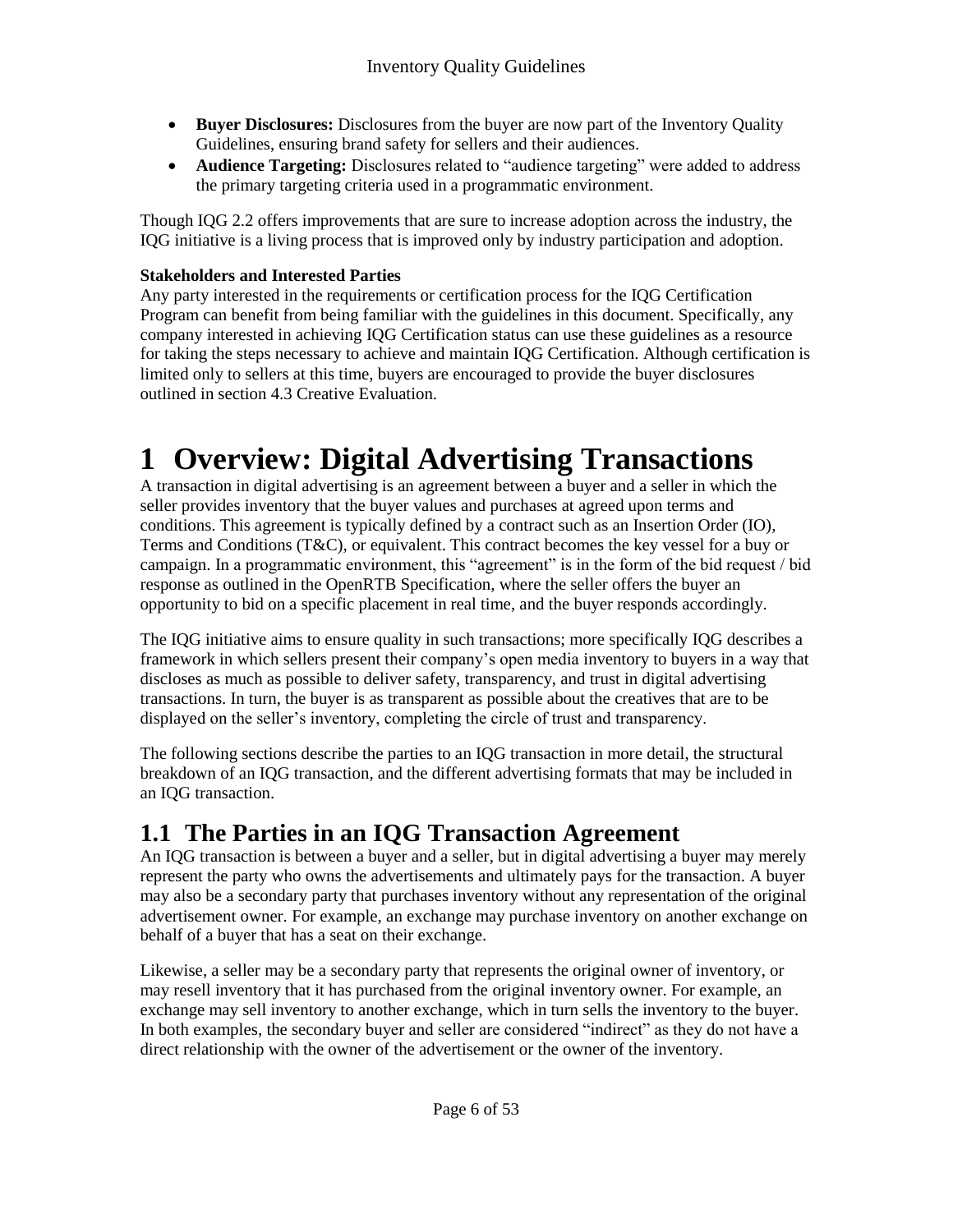- **Buyer Disclosures:** Disclosures from the buyer are now part of the Inventory Quality Guidelines, ensuring brand safety for sellers and their audiences.
- **Audience Targeting:** Disclosures related to "audience targeting" were added to address the primary targeting criteria used in a programmatic environment.

Though IQG 2.2 offers improvements that are sure to increase adoption across the industry, the IQG initiative is a living process that is improved only by industry participation and adoption.

**Stakeholders and Interested Parties**

Any party interested in the requirements or certification process for the IQG Certification Program can benefit from being familiar with the guidelines in this document. Specifically, any company interested in achieving IQG Certification status can use these guidelines as a resource for taking the steps necessary to achieve and maintain IQG Certification. Although certification is limited only to sellers at this time, buyers are encouraged to provide the buyer disclosures outlined in section 4.3 Creative Evaluation.

# 1 Overview: Digital Advertising Transactions

A transaction in digital advertising is an agreement between a buyer and a seller in which the seller provides inventory that the buyer values and purchases at agreed upon terms and conditions. This agreement is typically defined by a contract such as an Insertion Order (IO), Terms and Conditions (T&C), or equivalent. This contract becomes the key vessel for a buy or campaign. In a programmatic environment, this "agreement" is in the form of the bid request / bid response as outlined in the OpenRTB Specification, where the seller offers the buyer an opportunity to bid on a specific placement in real time, and the buyer responds accordingly.

The IQG initiative aims to ensure quality in such transactions; more specifically IQG describes a framework in which sellers present their company's open media inventory to buyers in a way that discloses as much as possible to deliver safety, transparency, and trust in digital advertising transactions. In turn, the buyer is as transparent as possible about the creatives that are to be displayed on the seller's inventory, completing the circle of trust and transparency.

The following sections describe the parties to an IQG transaction in more detail, the structural breakdown of an IQG transaction, and the different advertising formats that may be included in an IQG transaction.

## 1.1 The Parties in an IQG Transaction Agreement

An IQG transaction is between a buyer and a seller, but in digital advertising a buyer may merely represent the party who owns the advertisements and ultimately pays for the transaction. A buyer may also be a secondary party that purchases inventory without any representation of the original advertisement owner. For example, an exchange may purchase inventory on another exchange on behalf of a buyer that has a seat on their exchange.

Likewise, a seller may be a secondary party that represents the original owner of inventory, or may resell inventory that it has purchased from the original inventory owner. For example, an exchange may sell inventory to another exchange, which in turn sells the inventory to the buyer. In both examples, the secondary buyer and seller are considered "indirect" as they do not have a direct relationship with the owner of the advertisement or the owner of the inventory.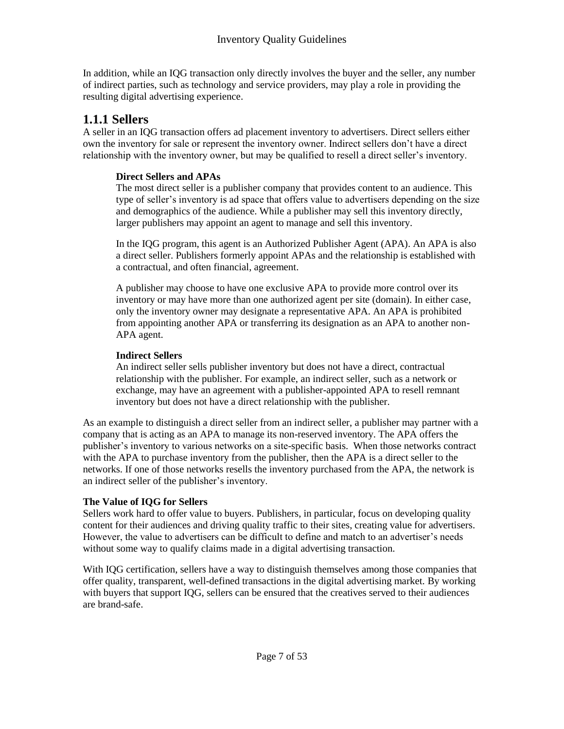In addition, while an IQG transaction only directly involves the buyer and the seller, any number of indirect parties, such as technology and service providers, may play a role in providing the resulting digital advertising experience.

## 1.1.1 Sellers

A seller in an IQG transaction offers ad placement inventory to advertisers. Direct sellers either own the inventory for sale or represent the inventory owner. Indirect sellers don't have a direct relationship with the inventory owner, but may be qualified to resell a direct seller's inventory.

**Direct Sellers and APAs**

The most direct seller is a publisher company that provides content to an audience. This type of seller's inventory is ad space that offers value to advertisers depending on the size and demographics of the audience. While a publisher may sell this inventory directly, larger publishers may appoint an agent to manage and sell this inventory.

In the IQG program, this agent is an Authorized Publisher Agent (APA). An APA is also a direct seller. Publishers formerly appoint APAs and the relationship is established with a contractual, and often financial, agreement.

A publisher may choose to have one exclusive APA to provide more control over its inventory or may have more than one authorized agent per site (domain). In either case, only the inventory owner may designate a representative APA. An APA is prohibited from appointing another APA or transferring its designation as an APA to another non-APA agent.

**Indirect Sellers**

An indirect seller sells publisher inventory but does not have a direct, contractual relationship with the publisher. For example, an indirect seller, such as a network or exchange, may have an agreement with a publisher-appointed APA to resell remnant inventory but does not have a direct relationship with the publisher.

As an example to distinguish a direct seller from an indirect seller, a publisher may partner with a company that is acting as an APA to manage its non-reserved inventory. The APA offers the publisher's inventory to various networks on a site-specific basis. When those networks contract with the APA to purchase inventory from the publisher, then the APA is a direct seller to the networks. If one of those networks resells the inventory purchased from the APA, the network is an indirect seller of the publisher's inventory.

**The Value of IQG for Sellers**

Sellers work hard to offer value to buyers. Publishers, in particular, focus on developing quality content for their audiences and driving quality traffic to their sites, creating value for advertisers. However, the value to advertisers can be difficult to define and match to an advertiser's needs without some way to qualify claims made in a digital advertising transaction.

With IQG certification, sellers have a way to distinguish themselves among those companies that offer quality, transparent, well-defined transactions in the digital advertising market. By working with buyers that support IQG, sellers can be ensured that the creatives served to their audiences are brand-safe.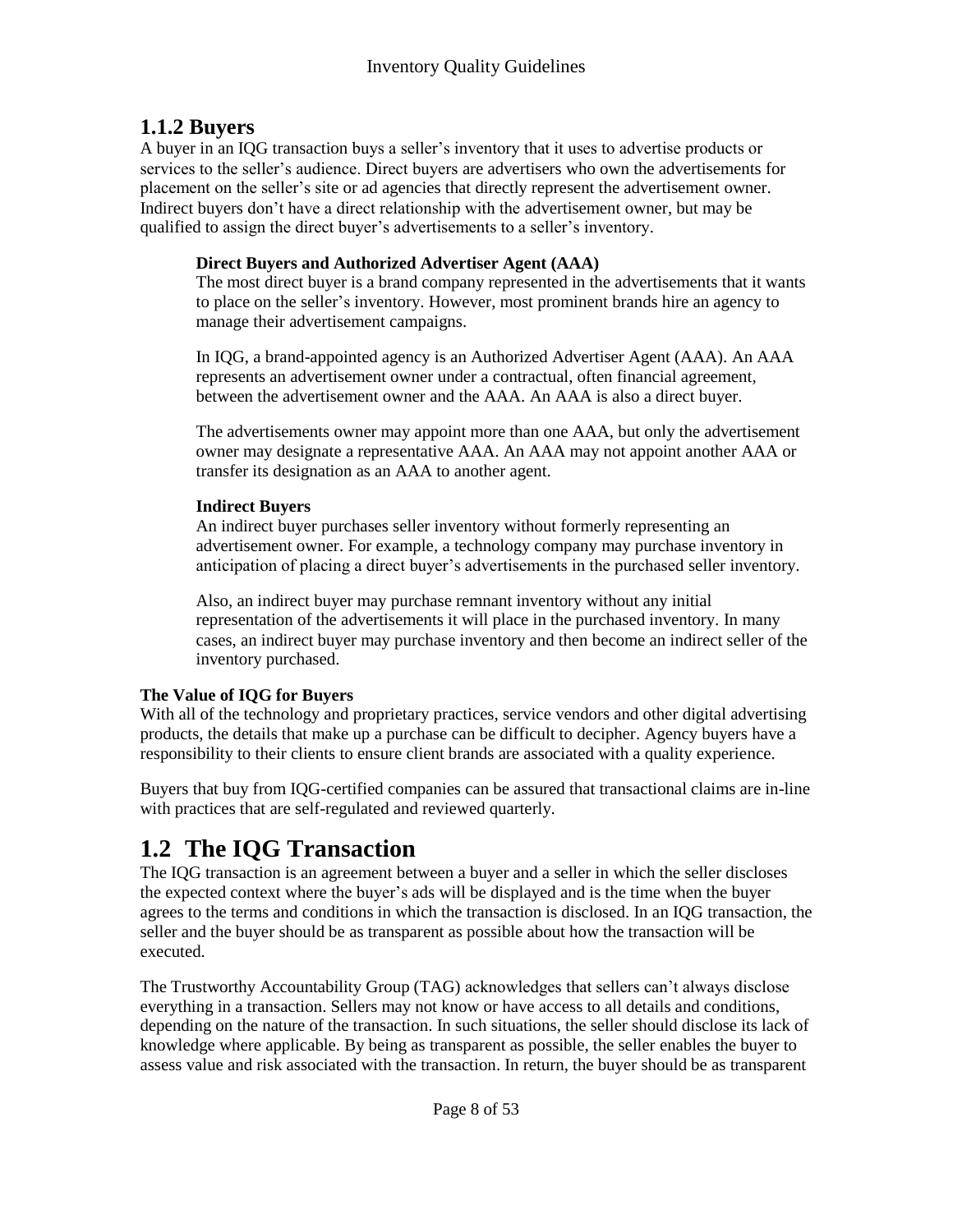### 1.1.2 Buyers

A buyer in an IQG transaction buys a seller's inventory that it uses to advertise products or services to the seller's audience. Direct buyers are advertisers who own the advertisements for placement on the seller's site or ad agencies that directly represent the advertisement owner. Indirect buyers don't have a direct relationship with the advertisement owner, but may be qualified to assign the direct buyer's advertisements to a seller's inventory.

**Direct Buyers and Authorized Advertiser Agent (AAA)**

The most direct buyer is a brand company represented in the advertisements that it wants to place on the seller's inventory. However, most prominent brands hire an agency to manage their advertisement campaigns.

In IQG, a brand-appointed agency is an Authorized Advertiser Agent (AAA). An AAA represents an advertisement owner under a contractual, often financial agreement, between the advertisement owner and the AAA. An AAA is also a direct buyer.

The advertisements owner may appoint more than one AAA, but only the advertisement owner may designate a representative AAA. An AAA may not appoint another AAA or transfer its designation as an AAA to another agent.

**Indirect Buyers**

An indirect buyer purchases seller inventory without formerly representing an advertisement owner. For example, a technology company may purchase inventory in anticipation of placing a direct buyer's advertisements in the purchased seller inventory.

Also, an indirect buyer may purchase remnant inventory without any initial representation of the advertisements it will place in the purchased inventory. In many cases, an indirect buyer may purchase inventory and then become an indirect seller of the inventory purchased.

**The Value of IQG for Buyers**

With all of the technology and proprietary practices, service vendors and other digital advertising products, the details that make up a purchase can be difficult to decipher. Agency buyers have a responsibility to their clients to ensure client brands are associated with a quality experience.

Buyers that buy from IQG-certified companies can be assured that transactional claims are in-line with practices that are self-regulated and reviewed quarterly.

## 1.2 The IQG Transaction

The IQG transaction is an agreement between a buyer and a seller in which the seller discloses the expected context where the buyer's ads will be displayed and is the time when the buyer agrees to the terms and conditions in which the transaction is disclosed. In an IQG transaction, the seller and the buyer should be as transparent as possible about how the transaction will be executed.

The Trustworthy Accountability Group (TAG) acknowledges that sellers can't always disclose everything in a transaction. Sellers may not know or have access to all details and conditions, depending on the nature of the transaction. In such situations, the seller should disclose its lack of knowledge where applicable. By being as transparent as possible, the seller enables the buyer to assess value and risk associated with the transaction. In return, the buyer should be as transparent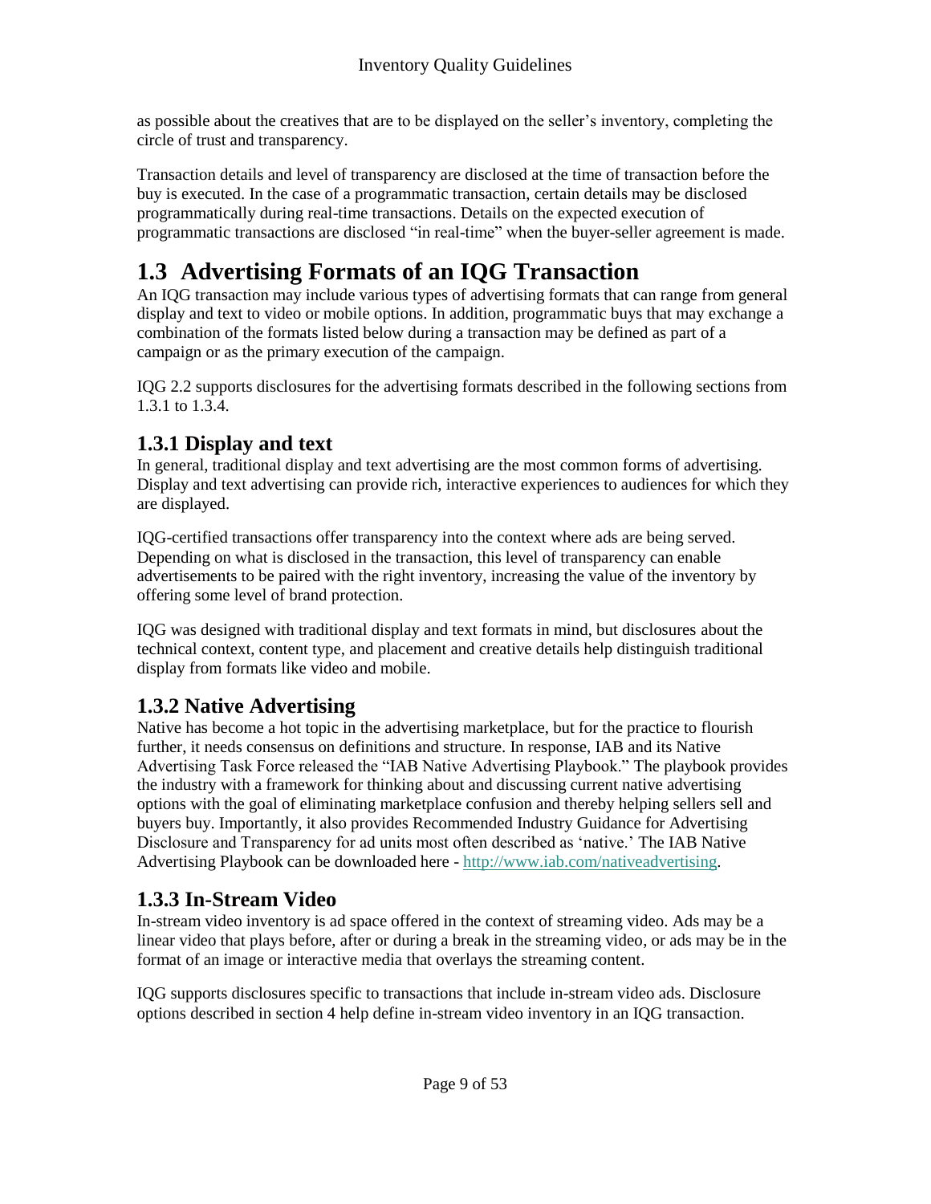as possible about the creatives that are to be displayed on the seller's inventory, completing the circle of trust and transparency.

Transaction details and level of transparency are disclosed at the time of transaction before the buy is executed. In the case of a programmatic transaction, certain details may be disclosed programmatically during real-time transactions. Details on the expected execution of programmatic transactions are disclosed "in real-time" when the buyer-seller agreement is made.

# 1.3 Advertising Formats of an IQG Transaction

An IQG transaction may include various types of advertising formats that can range from general display and text to video or mobile options. In addition, programmatic buys that may exchange a combination of the formats listed below during a transaction may be defined as part of a campaign or as the primary execution of the campaign.

IQG 2.2 supports disclosures for the advertising formats described in the following sections from 1.3.1 to 1.3.4.

## 1.3.1 Display and text

In general, traditional display and text advertising are the most common forms of advertising. Display and text advertising can provide rich, interactive experiences to audiences for which they are displayed.

IQG-certified transactions offer transparency into the context where ads are being served. Depending on what is disclosed in the transaction, this level of transparency can enable advertisements to be paired with the right inventory, increasing the value of the inventory by offering some level of brand protection.

IQG was designed with traditional display and text formats in mind, but disclosures about the technical context, content type, and placement and creative details help distinguish traditional display from formats like video and mobile.

## 1.3.2 Native Advertising

Native has become a hot topic in the advertising marketplace, but for the practice to flourish further, it needs consensus on definitions and structure. In response, IAB and its Native Advertising Task Force released the "IAB Native Advertising Playbook." The playbook provides the industry with a framework for thinking about and discussing current native advertising options with the goal of eliminating marketplace confusion and thereby helping sellers sell and buyers buy. Importantly, it also provides Recommended Industry Guidance for Advertising Disclosure and Transparency for ad units most often described as 'native.' The IAB Native Advertising Playbook can be downloaded here - http://www.iab.com/nativeadvertising.

## 1.3.3 In-Stream Video

In-stream video inventory is ad space offered in the context of streaming video. Ads may be a linear video that plays before, after or during a break in the streaming video, or ads may be in the format of an image or interactive media that overlays the streaming content.

IQG supports disclosures specific to transactions that include in-stream video ads. Disclosure options described in section 4 help define in-stream video inventory in an IQG transaction.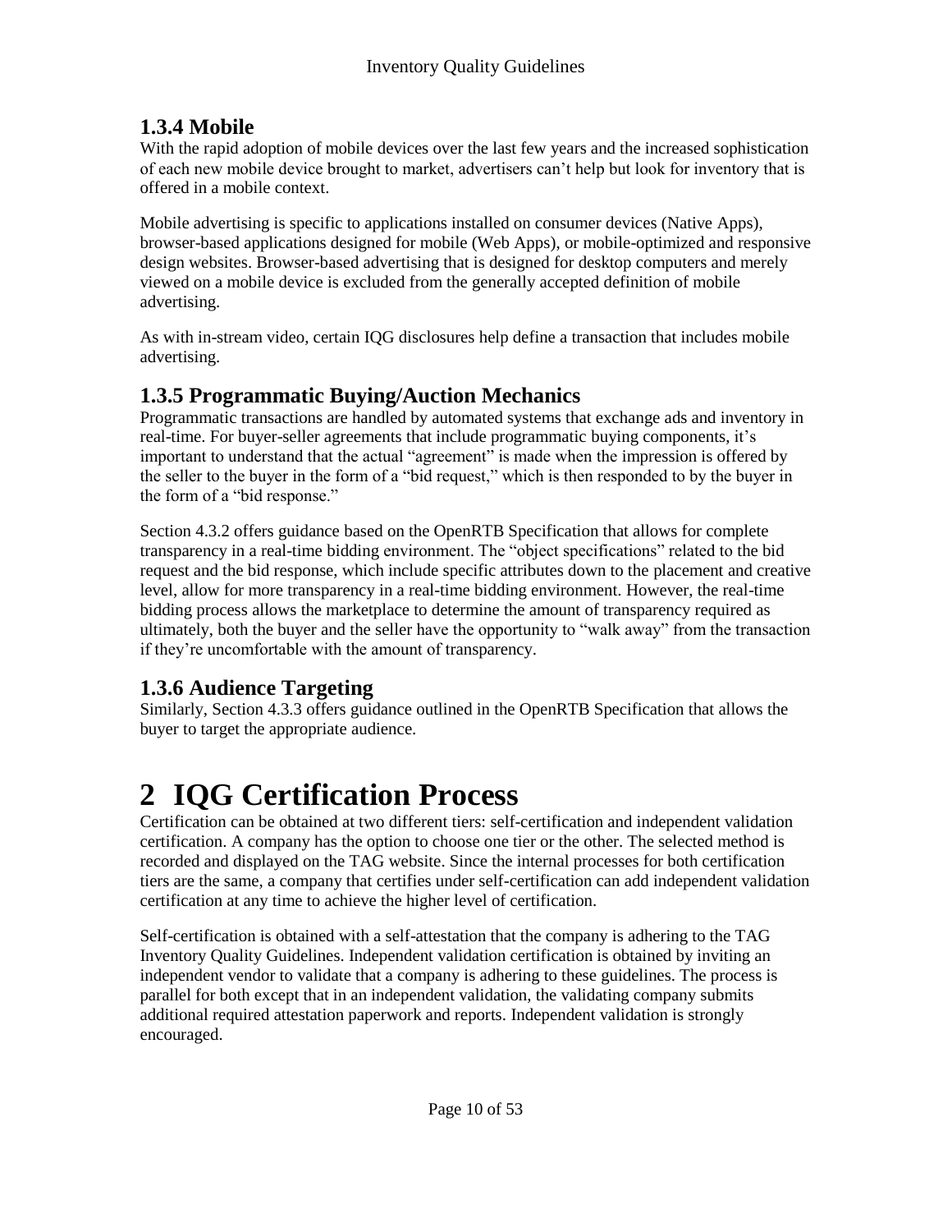### 1.3.4 Mobile

With the rapid adoption of mobile devices over the last few years and the increased sophistication of each new mobile device brought to market, advertisers can't help but look for inventory that is offered in a mobile context.

Mobile advertising is specific to applications installed on consumer devices (Native Apps), browser-based applications designed for mobile (Web Apps), or mobile-optimized and responsive design websites. Browser-based advertising that is designed for desktop computers and merely viewed on a mobile device is excluded from the generally accepted definition of mobile advertising.

As with in-stream video, certain IQG disclosures help define a transaction that includes mobile advertising.

### 1.3.5 Programmatic Buying/Auction Mechanics

Programmatic transactions are handled by automated systems that exchange ads and inventory in real-time. For buyer-seller agreements that include programmatic buying components, it's important to understand that the actual "agreement" is made when the impression is offered by the seller to the buyer in the form of a "bid request," which is then responded to by the buyer in the form of a "bid response."

Section 4.3.2 offers guidance based on the OpenRTB Specification that allows for complete transparency in a real-time bidding environment. The "object specifications" related to the bid request and the bid response, which include specific attributes down to the placement and creative level, allow for more transparency in a real-time bidding environment. However, the real-time bidding process allows the marketplace to determine the amount of transparency required as ultimately, both the buyer and the seller have the opportunity to "walk away" from the transaction if they're uncomfortable with the amount of transparency.

### 1.3.6 Audience Targeting

Similarly, Section 4.3.3 offers guidance outlined in the OpenRTB Specification that allows the buyer to target the appropriate audience.

# 2 IQG Certification Process

Certification can be obtained at two different tiers: self-certification and independent validation certification. A company has the option to choose one tier or the other. The selected method is recorded and displayed on the TAG website. Since the internal processes for both certification tiers are the same, a company that certifies under self-certification can add independent validation certification at any time to achieve the higher level of certification.

Self-certification is obtained with a self-attestation that the company is adhering to the TAG Inventory Quality Guidelines. Independent validation certification is obtained by inviting an independent vendor to validate that a company is adhering to these guidelines. The process is parallel for both except that in an independent validation, the validating company submits additional required attestation paperwork and reports. Independent validation is strongly encouraged.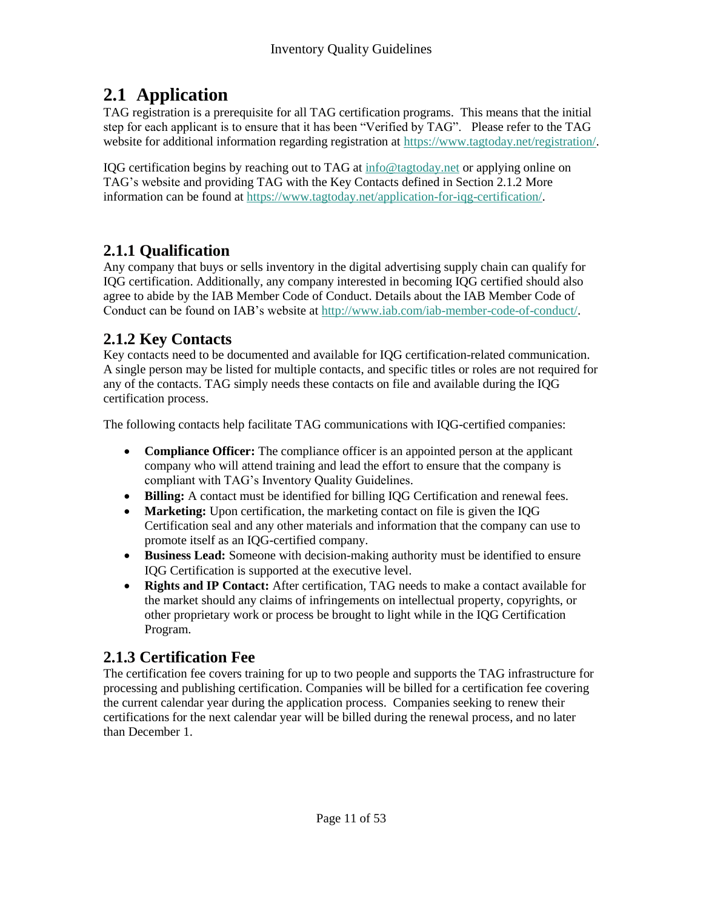## 2.1 Application

TAG registration is a prerequisite for all TAG certification programs. This means that the initial step for each applicant is to ensure that it has been "Verified by TAG". Please refer to the TAG website for additional information regarding registration at https://www.tagtoday.net/registration/.

IQG certification begins by reaching out to TAG at info@tagtoday.net or applying online on TAG's website and providing TAG with the Key Contacts defined in Section 2.1.2 More information can be found at https://www.tagtoday.net/application-for-iqg-certification/.

### 2.1.1 Qualification

Any company that buys or sells inventory in the digital advertising supply chain can qualify for IQG certification. Additionally, any company interested in becoming IQG certified should also agree to abide by the IAB Member Code of Conduct. Details about the IAB Member Code of Conduct can be found on IAB's website at http://www.iab.com/iab-member-code-of-conduct/.

### 2.1.2 Key Contacts

Key contacts need to be documented and available for IQG certification-related communication. A single person may be listed for multiple contacts, and specific titles or roles are not required for any of the contacts. TAG simply needs these contacts on file and available during the IQG certification process.

The following contacts help facilitate TAG communications with IQG-certified companies:

- **Compliance Officer:** The compliance officer is an appointed person at the applicant company who will attend training and lead the effort to ensure that the company is compliant with TAG's Inventory Quality Guidelines.
- **Billing:** A contact must be identified for billing IQG Certification and renewal fees.
- **Marketing:** Upon certification, the marketing contact on file is given the IQG Certification seal and any other materials and information that the company can use to promote itself as an IQG-certified company.
- **Business Lead:** Someone with decision-making authority must be identified to ensure IQG Certification is supported at the executive level.
- **Rights and IP Contact:** After certification, TAG needs to make a contact available for the market should any claims of infringements on intellectual property, copyrights, or other proprietary work or process be brought to light while in the IQG Certification Program.

### 2.1.3 Certification Fee

The certification fee covers training for up to two people and supports the TAG infrastructure for processing and publishing certification. Companies will be billed for a certification fee covering the current calendar year during the application process. Companies seeking to renew their certifications for the next calendar year will be billed during the renewal process, and no later than December 1.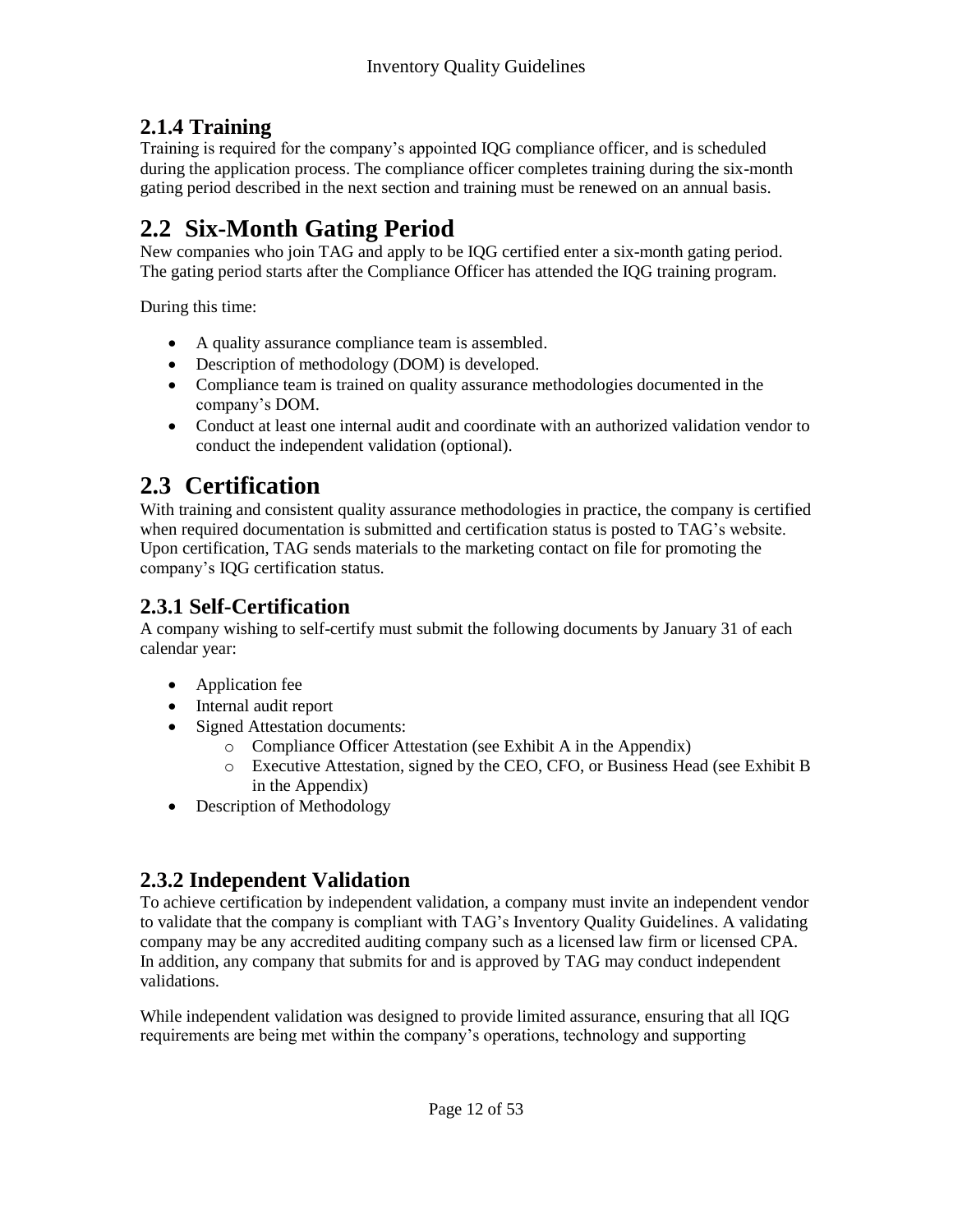### 2.1.4 Training

Training is required for the company's appointed IQG compliance officer, and is scheduled during the application process. The compliance officer completes training during the six-month gating period described in the next section and training must be renewed on an annual basis.

## 2.2 Six-Month Gating Period

New companies who join TAG and apply to be IQG certified enter a six-month gating period. The gating period starts after the Compliance Officer has attended the IQG training program.

During this time:

- A quality assurance compliance team is assembled.
- Description of methodology (DOM) is developed.
- Compliance team is trained on quality assurance methodologies documented in the company's DOM.
- Conduct at least one internal audit and coordinate with an authorized validation vendor to conduct the independent validation (optional).

## 2.3 Certification

With training and consistent quality assurance methodologies in practice, the company is certified when required documentation is submitted and certification status is posted to TAG's website. Upon certification, TAG sends materials to the marketing contact on file for promoting the company's IQG certification status.

### 2.3.1 Self-Certification

A company wishing to self-certify must submit the following documents by January 31 of each calendar year:

- Application fee
- Internal audit report
- Signed Attestation documents:
  - Compliance Officer Attestation (see Exhibit A in the Appendix)
  - Executive Attestation, signed by the CEO, CFO, or Business Head (see Exhibit B in the Appendix)
- Description of Methodology

### 2.3.2 Independent Validation

To achieve certification by independent validation, a company must invite an independent vendor to validate that the company is compliant with TAG's Inventory Quality Guidelines. A validating company may be any accredited auditing company such as a licensed law firm or licensed CPA. In addition, any company that submits for and is approved by TAG may conduct independent validations.

While independent validation was designed to provide limited assurance, ensuring that all IQG requirements are being met within the company's operations, technology and supporting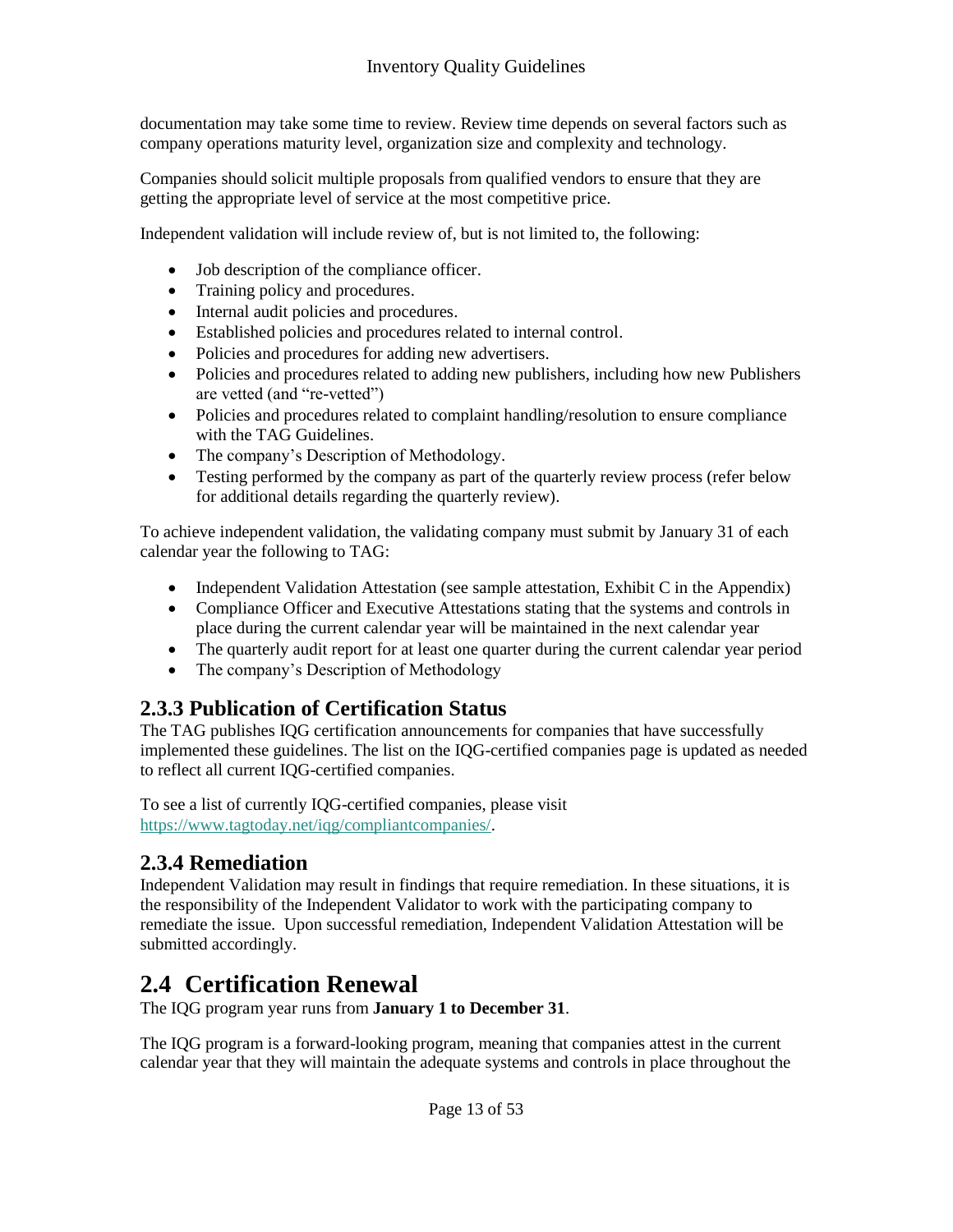documentation may take some time to review. Review time depends on several factors such as company operations maturity level, organization size and complexity and technology.

Companies should solicit multiple proposals from qualified vendors to ensure that they are getting the appropriate level of service at the most competitive price.

Independent validation will include review of, but is not limited to, the following:

- Job description of the compliance officer.
- Training policy and procedures.
- Internal audit policies and procedures.
- Established policies and procedures related to internal control.
- Policies and procedures for adding new advertisers.
- Policies and procedures related to adding new publishers, including how new Publishers are vetted (and "re-vetted")
- Policies and procedures related to complaint handling/resolution to ensure compliance with the TAG Guidelines.
- The company's Description of Methodology.
- Testing performed by the company as part of the quarterly review process (refer below for additional details regarding the quarterly review).

To achieve independent validation, the validating company must submit by January 31 of each calendar year the following to TAG:

- Independent Validation Attestation (see sample attestation, Exhibit C in the Appendix)
- Compliance Officer and Executive Attestations stating that the systems and controls in place during the current calendar year will be maintained in the next calendar year
- The quarterly audit report for at least one quarter during the current calendar year period
- The company's Description of Methodology

### 2.3.3 Publication of Certification Status

The TAG publishes IQG certification announcements for companies that have successfully implemented these guidelines. The list on the IQG-certified companies page is updated as needed to reflect all current IQG-certified companies.

To see a list of currently IQG-certified companies, please visit https://www.tagtoday.net/iqg/compliantcompanies/.

### 2.3.4 Remediation

Independent Validation may result in findings that require remediation. In these situations, it is the responsibility of the Independent Validator to work with the participating company to remediate the issue. Upon successful remediation, Independent Validation Attestation will be submitted accordingly.

## 2.4 Certification Renewal

The IQG program year runs from **January 1 to December 31**.

The IQG program is a forward-looking program, meaning that companies attest in the current calendar year that they will maintain the adequate systems and controls in place throughout the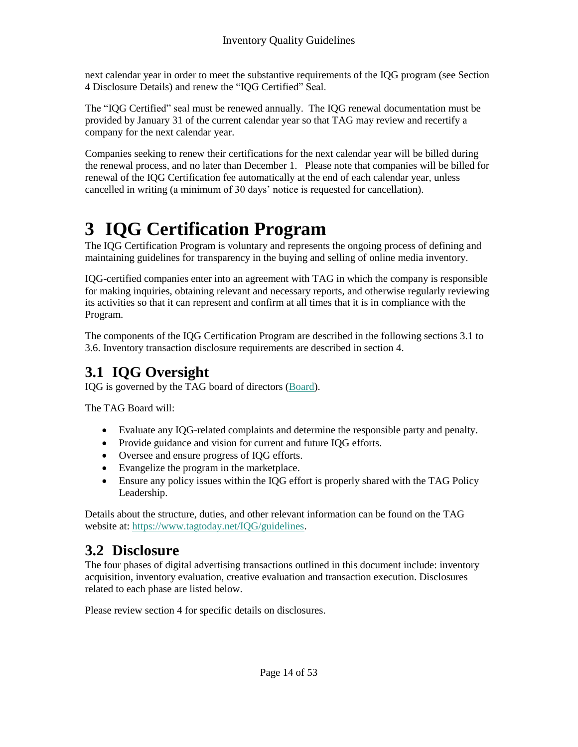next calendar year in order to meet the substantive requirements of the IQG program (see Section 4 Disclosure Details) and renew the "IQG Certified" Seal.

The "IQG Certified" seal must be renewed annually. The IQG renewal documentation must be provided by January 31 of the current calendar year so that TAG may review and recertify a company for the next calendar year.

Companies seeking to renew their certifications for the next calendar year will be billed during the renewal process, and no later than December 1. Please note that companies will be billed for renewal of the IQG Certification fee automatically at the end of each calendar year, unless cancelled in writing (a minimum of 30 days' notice is requested for cancellation).

# 3 IQG Certification Program

The IQG Certification Program is voluntary and represents the ongoing process of defining and maintaining guidelines for transparency in the buying and selling of online media inventory.

IQG-certified companies enter into an agreement with TAG in which the company is responsible for making inquiries, obtaining relevant and necessary reports, and otherwise regularly reviewing its activities so that it can represent and confirm at all times that it is in compliance with the Program.

The components of the IQG Certification Program are described in the following sections 3.1 to 3.6. Inventory transaction disclosure requirements are described in section 4.

## 3.1 IQG Oversight

IQG is governed by the TAG board of directors (Board).

The TAG Board will:

- Evaluate any IQG-related complaints and determine the responsible party and penalty.
- Provide guidance and vision for current and future IQG efforts.
- Oversee and ensure progress of IQG efforts.
- Evangelize the program in the marketplace.
- Ensure any policy issues within the IQG effort is properly shared with the TAG Policy Leadership.

Details about the structure, duties, and other relevant information can be found on the TAG website at: https://www.tagtoday.net/IQG/guidelines.

## 3.2 Disclosure

The four phases of digital advertising transactions outlined in this document include: inventory acquisition, inventory evaluation, creative evaluation and transaction execution. Disclosures related to each phase are listed below.

Please review section 4 for specific details on disclosures.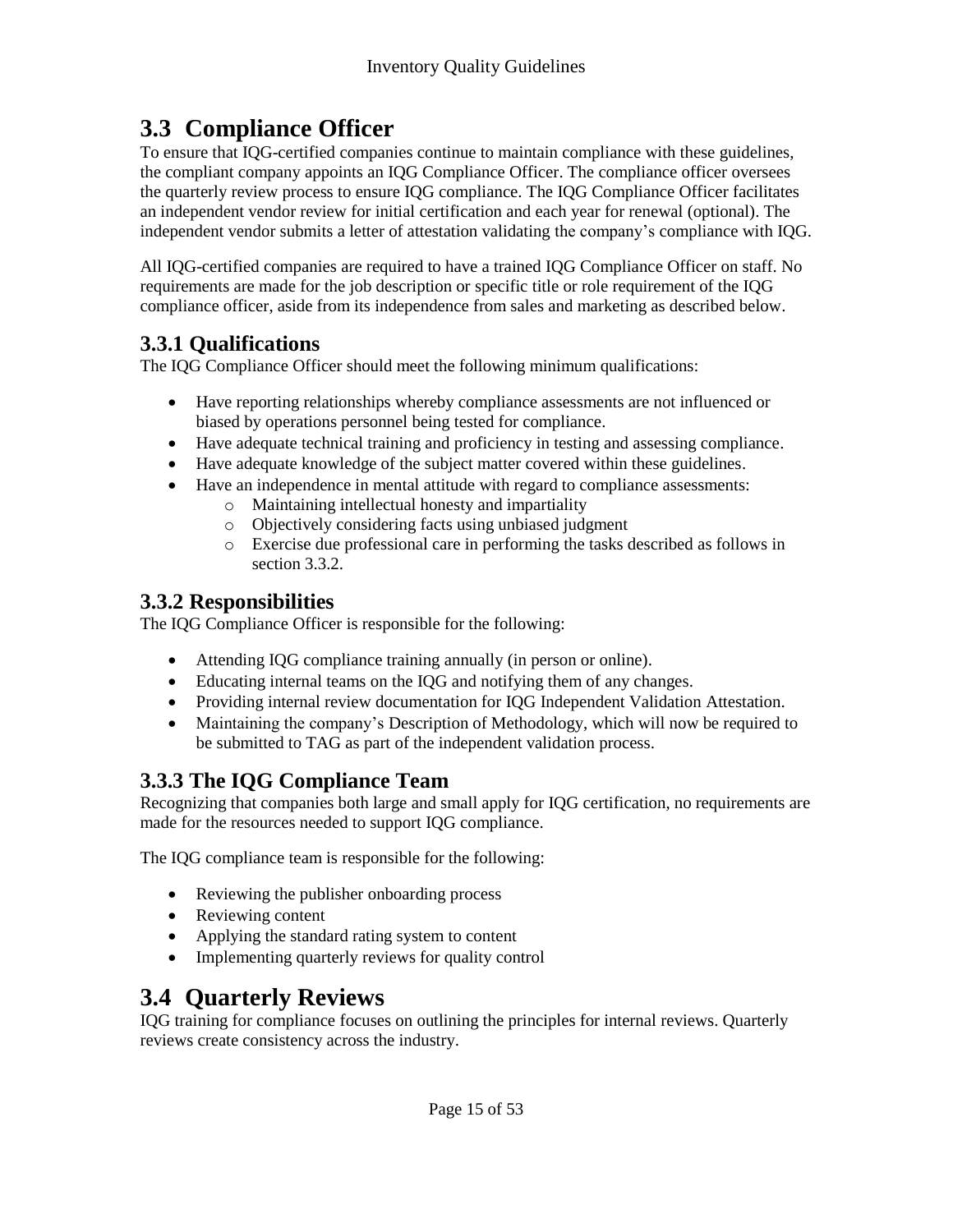## 3.3 Compliance Officer

To ensure that IQG-certified companies continue to maintain compliance with these guidelines, the compliant company appoints an IQG Compliance Officer. The compliance officer oversees the quarterly review process to ensure IQG compliance. The IQG Compliance Officer facilitates an independent vendor review for initial certification and each year for renewal (optional). The independent vendor submits a letter of attestation validating the company's compliance with IQG.

All IQG-certified companies are required to have a trained IQG Compliance Officer on staff. No requirements are made for the job description or specific title or role requirement of the IQG compliance officer, aside from its independence from sales and marketing as described below.

### 3.3.1 Qualifications

The IQG Compliance Officer should meet the following minimum qualifications:

- Have reporting relationships whereby compliance assessments are not influenced or biased by operations personnel being tested for compliance.
- Have adequate technical training and proficiency in testing and assessing compliance.
- Have adequate knowledge of the subject matter covered within these guidelines.
- Have an independence in mental attitude with regard to compliance assessments:
    - Maintaining intellectual honesty and impartiality
    - Objectively considering facts using unbiased judgment
    - Exercise due professional care in performing the tasks described as follows in section 3.3.2.

### 3.3.2 Responsibilities

The IQG Compliance Officer is responsible for the following:

- Attending IQG compliance training annually (in person or online).
- Educating internal teams on the IQG and notifying them of any changes.
- Providing internal review documentation for IQG Independent Validation Attestation.
- Maintaining the company's Description of Methodology, which will now be required to be submitted to TAG as part of the independent validation process.

### 3.3.3 The IQG Compliance Team

Recognizing that companies both large and small apply for IQG certification, no requirements are made for the resources needed to support IQG compliance.

The IQG compliance team is responsible for the following:

- Reviewing the publisher onboarding process
- Reviewing content
- Applying the standard rating system to content
- Implementing quarterly reviews for quality control

## 3.4 Quarterly Reviews

IQG training for compliance focuses on outlining the principles for internal reviews. Quarterly reviews create consistency across the industry.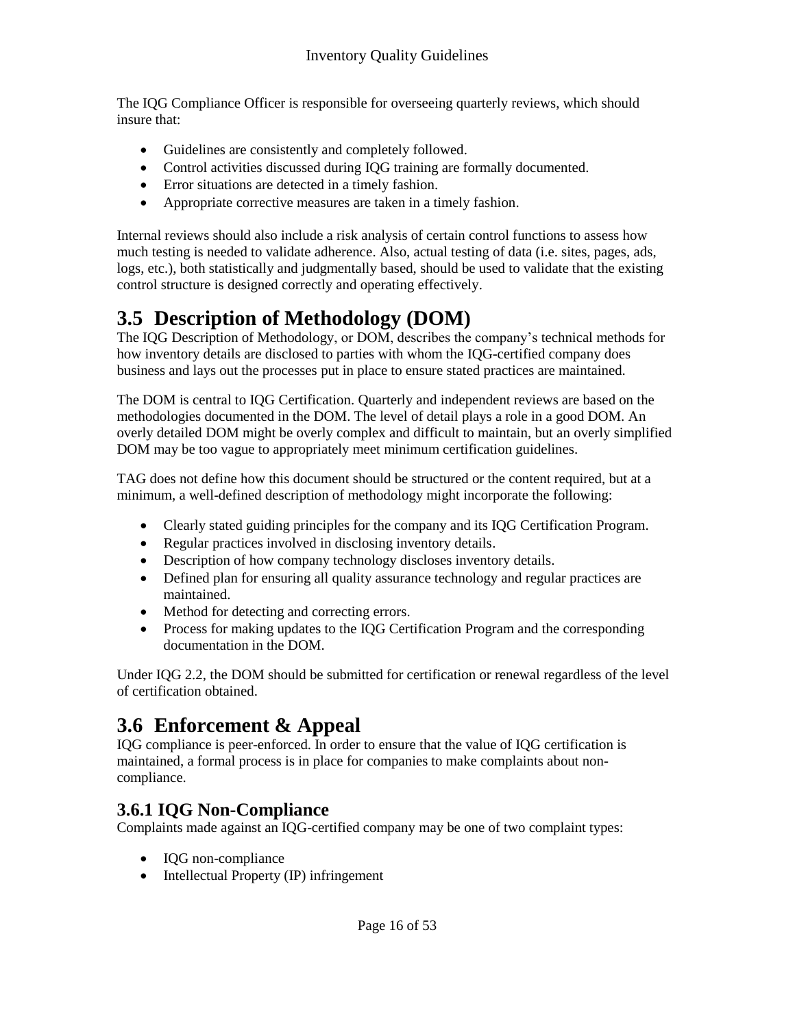The IQG Compliance Officer is responsible for overseeing quarterly reviews, which should insure that:

- Guidelines are consistently and completely followed.
- Control activities discussed during IQG training are formally documented.
- Error situations are detected in a timely fashion.
- Appropriate corrective measures are taken in a timely fashion.

Internal reviews should also include a risk analysis of certain control functions to assess how much testing is needed to validate adherence. Also, actual testing of data (i.e. sites, pages, ads, logs, etc.), both statistically and judgmentally based, should be used to validate that the existing control structure is designed correctly and operating effectively.

## 3.5 Description of Methodology (DOM)

The IQG Description of Methodology, or DOM, describes the company's technical methods for how inventory details are disclosed to parties with whom the IQG-certified company does business and lays out the processes put in place to ensure stated practices are maintained.

The DOM is central to IQG Certification. Quarterly and independent reviews are based on the methodologies documented in the DOM. The level of detail plays a role in a good DOM. An overly detailed DOM might be overly complex and difficult to maintain, but an overly simplified DOM may be too vague to appropriately meet minimum certification guidelines.

TAG does not define how this document should be structured or the content required, but at a minimum, a well-defined description of methodology might incorporate the following:

- Clearly stated guiding principles for the company and its IQG Certification Program.
- Regular practices involved in disclosing inventory details.
- Description of how company technology discloses inventory details.
- Defined plan for ensuring all quality assurance technology and regular practices are maintained.
- Method for detecting and correcting errors.
- Process for making updates to the IQG Certification Program and the corresponding documentation in the DOM.

Under IQG 2.2, the DOM should be submitted for certification or renewal regardless of the level of certification obtained.

## 3.6 Enforcement & Appeal

IQG compliance is peer-enforced. In order to ensure that the value of IQG certification is maintained, a formal process is in place for companies to make complaints about non-compliance.

### 3.6.1 IQG Non-Compliance

Complaints made against an IQG-certified company may be one of two complaint types:

- IQG non-compliance
- Intellectual Property (IP) infringement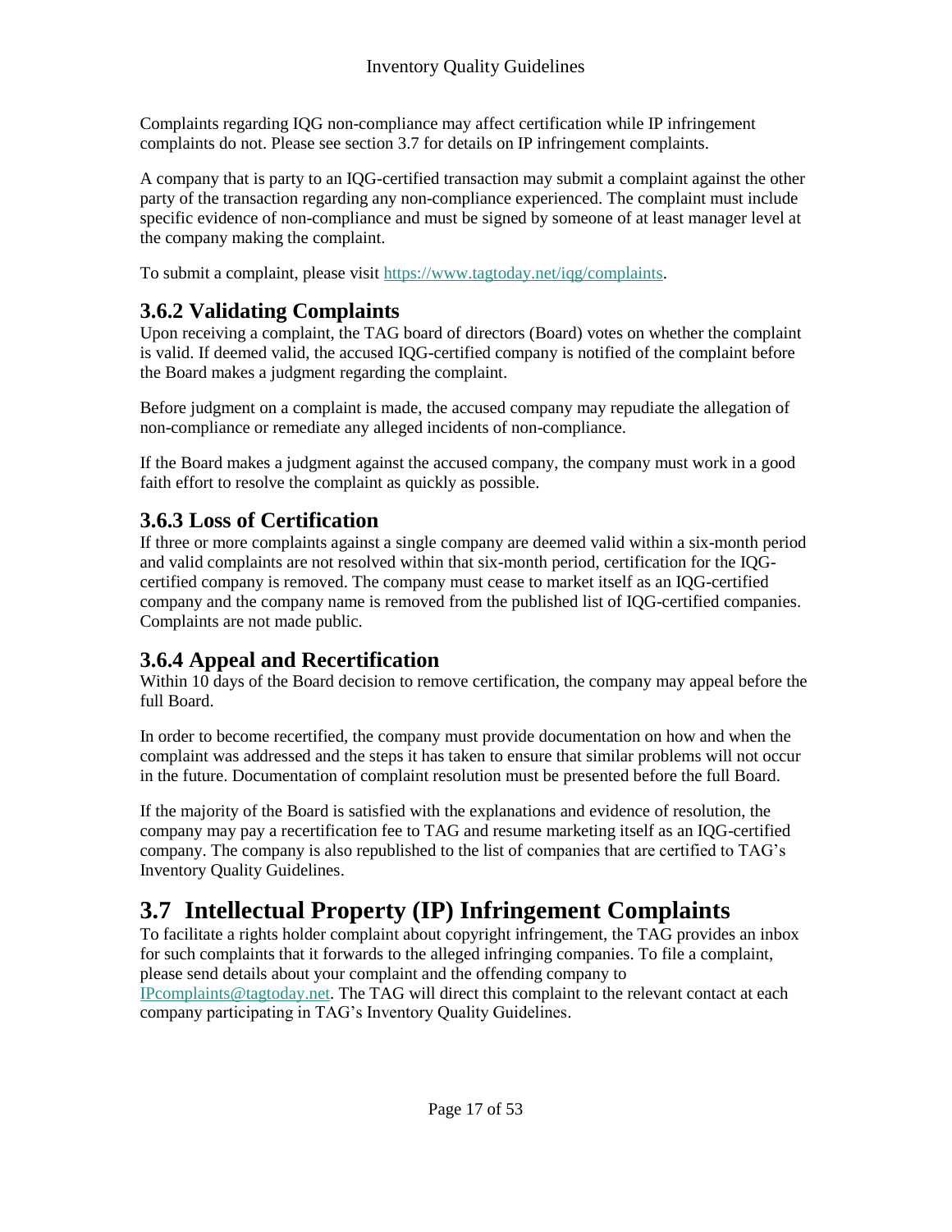Complaints regarding IQG non-compliance may affect certification while IP infringement complaints do not. Please see section 3.7 for details on IP infringement complaints.

A company that is party to an IQG-certified transaction may submit a complaint against the other party of the transaction regarding any non-compliance experienced. The complaint must include specific evidence of non-compliance and must be signed by someone of at least manager level at the company making the complaint.

To submit a complaint, please visit [https://www.tagtoday.net/iqg/complaints](https://www.tagtoday.net/iqg/complaints).

### 3.6.2 Validating Complaints

Upon receiving a complaint, the TAG board of directors (Board) votes on whether the complaint is valid. If deemed valid, the accused IQG-certified company is notified of the complaint before the Board makes a judgment regarding the complaint.

Before judgment on a complaint is made, the accused company may repudiate the allegation of non-compliance or remediate any alleged incidents of non-compliance.

If the Board makes a judgment against the accused company, the company must work in a good faith effort to resolve the complaint as quickly as possible.

### 3.6.3 Loss of Certification

If three or more complaints against a single company are deemed valid within a six-month period and valid complaints are not resolved within that six-month period, certification for the IQG-certified company is removed. The company must cease to market itself as an IQG-certified company and the company name is removed from the published list of IQG-certified companies. Complaints are not made public.

### 3.6.4 Appeal and Recertification

Within 10 days of the Board decision to remove certification, the company may appeal before the full Board.

In order to become recertified, the company must provide documentation on how and when the complaint was addressed and the steps it has taken to ensure that similar problems will not occur in the future. Documentation of complaint resolution must be presented before the full Board.

If the majority of the Board is satisfied with the explanations and evidence of resolution, the company may pay a recertification fee to TAG and resume marketing itself as an IQG-certified company. The company is also republished to the list of companies that are certified to TAG's Inventory Quality Guidelines.

## 3.7 Intellectual Property (IP) Infringement Complaints

To facilitate a rights holder complaint about copyright infringement, the TAG provides an inbox for such complaints that it forwards to the alleged infringing companies. To file a complaint, please send details about your complaint and the offending company to [IPcomplaints@tagtoday.net](mailto:IPcomplaints@tagtoday.net). The TAG will direct this complaint to the relevant contact at each company participating in TAG's Inventory Quality Guidelines.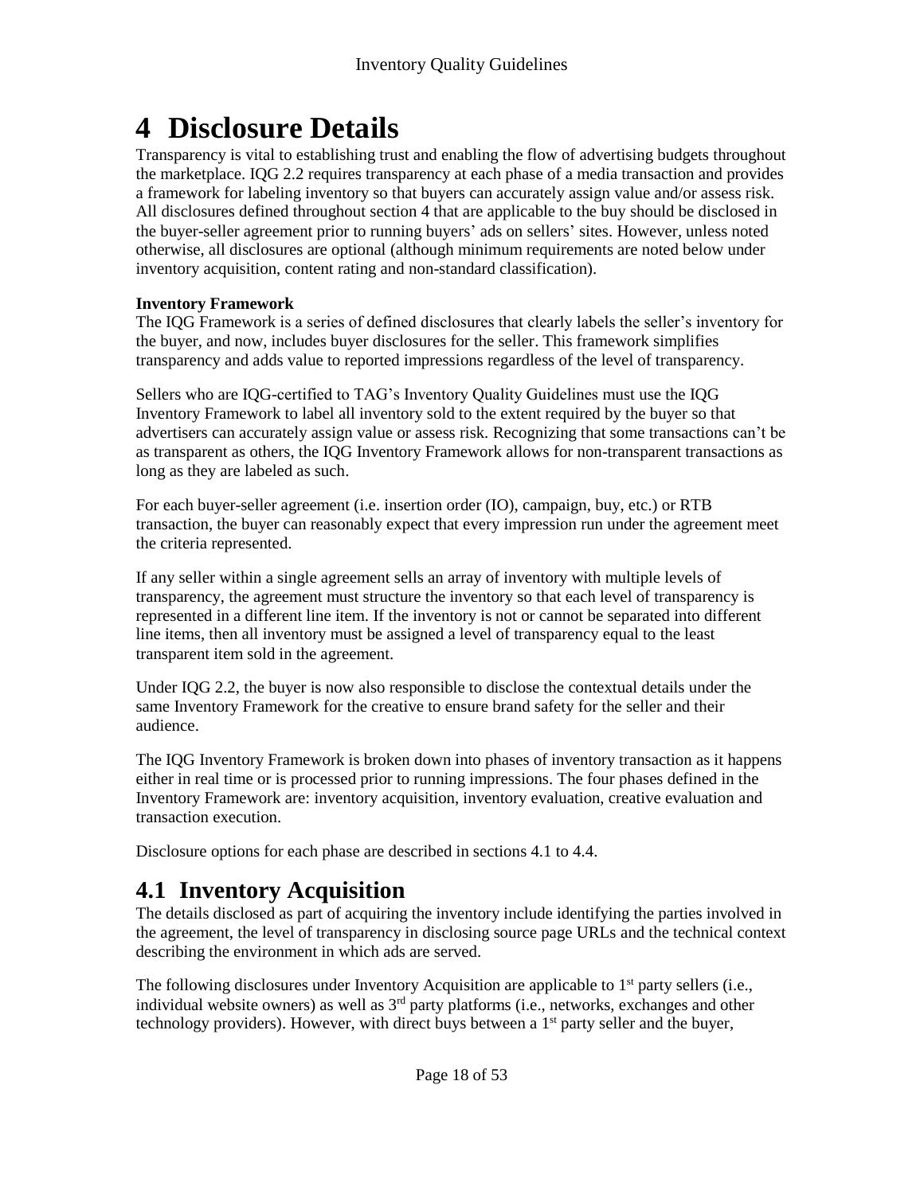# 4 Disclosure Details

Transparency is vital to establishing trust and enabling the flow of advertising budgets throughout the marketplace. IQG 2.2 requires transparency at each phase of a media transaction and provides a framework for labeling inventory so that buyers can accurately assign value and/or assess risk. All disclosures defined throughout section 4 that are applicable to the buy should be disclosed in the buyer-seller agreement prior to running buyers' ads on sellers' sites. However, unless noted otherwise, all disclosures are optional (although minimum requirements are noted below under inventory acquisition, content rating and non-standard classification).

**Inventory Framework**

The IQG Framework is a series of defined disclosures that clearly labels the seller's inventory for the buyer, and now, includes buyer disclosures for the seller. This framework simplifies transparency and adds value to reported impressions regardless of the level of transparency.

Sellers who are IQG-certified to TAG's Inventory Quality Guidelines must use the IQG Inventory Framework to label all inventory sold to the extent required by the buyer so that advertisers can accurately assign value or assess risk. Recognizing that some transactions can't be as transparent as others, the IQG Inventory Framework allows for non-transparent transactions as long as they are labeled as such.

For each buyer-seller agreement (i.e. insertion order (IO), campaign, buy, etc.) or RTB transaction, the buyer can reasonably expect that every impression run under the agreement meet the criteria represented.

If any seller within a single agreement sells an array of inventory with multiple levels of transparency, the agreement must structure the inventory so that each level of transparency is represented in a different line item. If the inventory is not or cannot be separated into different line items, then all inventory must be assigned a level of transparency equal to the least transparent item sold in the agreement.

Under IQG 2.2, the buyer is now also responsible to disclose the contextual details under the same Inventory Framework for the creative to ensure brand safety for the seller and their audience.

The IQG Inventory Framework is broken down into phases of inventory transaction as it happens either in real time or is processed prior to running impressions. The four phases defined in the Inventory Framework are: inventory acquisition, inventory evaluation, creative evaluation and transaction execution.

Disclosure options for each phase are described in sections 4.1 to 4.4.

## 4.1 Inventory Acquisition

The details disclosed as part of acquiring the inventory include identifying the parties involved in the agreement, the level of transparency in disclosing source page URLs and the technical context describing the environment in which ads are served.

The following disclosures under Inventory Acquisition are applicable to 1st party sellers (i.e., individual website owners) as well as 3rd party platforms (i.e., networks, exchanges and other technology providers). However, with direct buys between a 1st party seller and the buyer,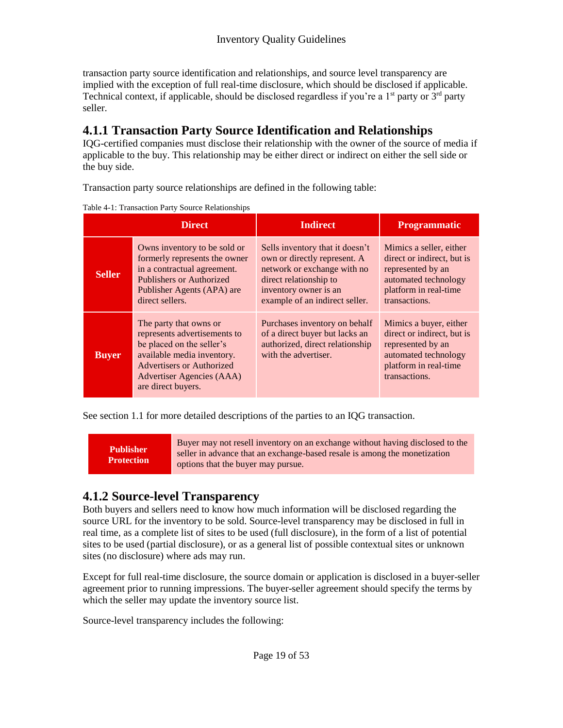transaction party source identification and relationships, and source level transparency are implied with the exception of full real-time disclosure, which should be disclosed if applicable. Technical context, if applicable, should be disclosed regardless if you're a 1st party or 3rd party seller.

## 4.1.1 Transaction Party Source Identification and Relationships

IQG-certified companies must disclose their relationship with the owner of the source of media if applicable to the buy. This relationship may be either direct or indirect on either the sell side or the buy side.

Transaction party source relationships are defined in the following table:

Table 4-1: Transaction Party Source Relationships

| | Direct | Indirect | Programmatic |
|---|---|---|---|
| **Seller** | Owns inventory to be sold or formerly represents the owner in a contractual agreement. Publishers or Authorized Publisher Agents (APA) are direct sellers. | Sells inventory that it doesn't own or directly represent. A network or exchange with no direct relationship to inventory owner is an example of an indirect seller. | Mimics a seller, either direct or indirect, but is represented by an automated technology platform in real-time transactions. |
| **Buyer** | The party that owns or represents advertisements to be placed on the seller's available media inventory. Advertisers or Authorized Advertiser Agencies (AAA) are direct buyers. | Purchases inventory on behalf of a direct buyer but lacks an authorized, direct relationship with the advertiser. | Mimics a buyer, either direct or indirect, but is represented by an automated technology platform in real-time transactions. |

See section 1.1 for more detailed descriptions of the parties to an IQG transaction.

| Publisher Protection | Buyer may not resell inventory on an exchange without having disclosed to the seller in advance that an exchange-based resale is among the monetization options that the buyer may pursue. |
|---|---|

## 4.1.2 Source-level Transparency

Both buyers and sellers need to know how much information will be disclosed regarding the source URL for the inventory to be sold. Source-level transparency may be disclosed in full in real time, as a complete list of sites to be used (full disclosure), in the form of a list of potential sites to be used (partial disclosure), or as a general list of possible contextual sites or unknown sites (no disclosure) where ads may run.

Except for full real-time disclosure, the source domain or application is disclosed in a buyer-seller agreement prior to running impressions. The buyer-seller agreement should specify the terms by which the seller may update the inventory source list.

Source-level transparency includes the following: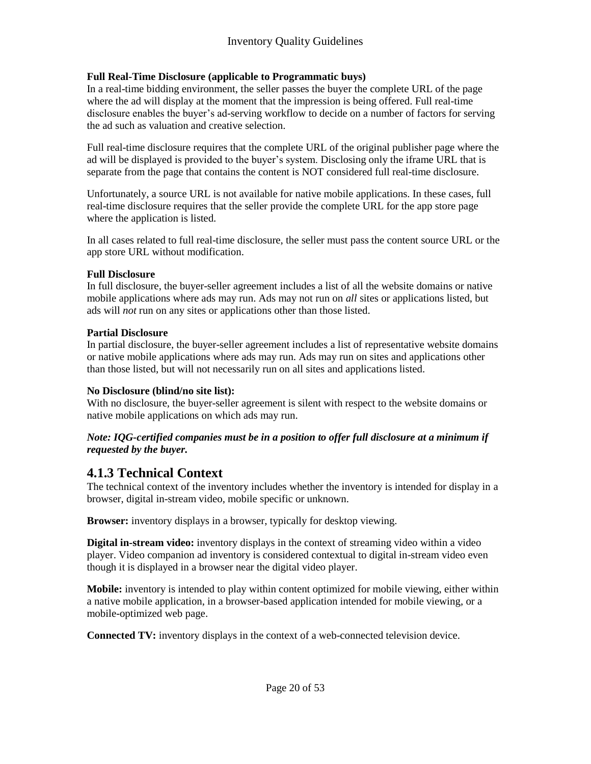**Full Real-Time Disclosure (applicable to Programmatic buys)**
In a real-time bidding environment, the seller passes the buyer the complete URL of the page where the ad will display at the moment that the impression is being offered. Full real-time disclosure enables the buyer's ad-serving workflow to decide on a number of factors for serving the ad such as valuation and creative selection.

Full real-time disclosure requires that the complete URL of the original publisher page where the ad will be displayed is provided to the buyer's system. Disclosing only the iframe URL that is separate from the page that contains the content is NOT considered full real-time disclosure.

Unfortunately, a source URL is not available for native mobile applications. In these cases, full real-time disclosure requires that the seller provide the complete URL for the app store page where the application is listed.

In all cases related to full real-time disclosure, the seller must pass the content source URL or the app store URL without modification.

**Full Disclosure**
In full disclosure, the buyer-seller agreement includes a list of all the website domains or native mobile applications where ads may run. Ads may not run on *all* sites or applications listed, but ads will *not* run on any sites or applications other than those listed.

**Partial Disclosure**
In partial disclosure, the buyer-seller agreement includes a list of representative website domains or native mobile applications where ads may run. Ads may run on sites and applications other than those listed, but will not necessarily run on all sites and applications listed.

**No Disclosure (blind/no site list):**
With no disclosure, the buyer-seller agreement is silent with respect to the website domains or native mobile applications on which ads may run.

***Note: IQG-certified companies must be in a position to offer full disclosure at a minimum if requested by the buyer.***

## 4.1.3 Technical Context

The technical context of the inventory includes whether the inventory is intended for display in a browser, digital in-stream video, mobile specific or unknown.

**Browser:** inventory displays in a browser, typically for desktop viewing.

**Digital in-stream video:** inventory displays in the context of streaming video within a video player. Video companion ad inventory is considered contextual to digital in-stream video even though it is displayed in a browser near the digital video player.

**Mobile:** inventory is intended to play within content optimized for mobile viewing, either within a native mobile application, in a browser-based application intended for mobile viewing, or a mobile-optimized web page.

**Connected TV:** inventory displays in the context of a web-connected television device.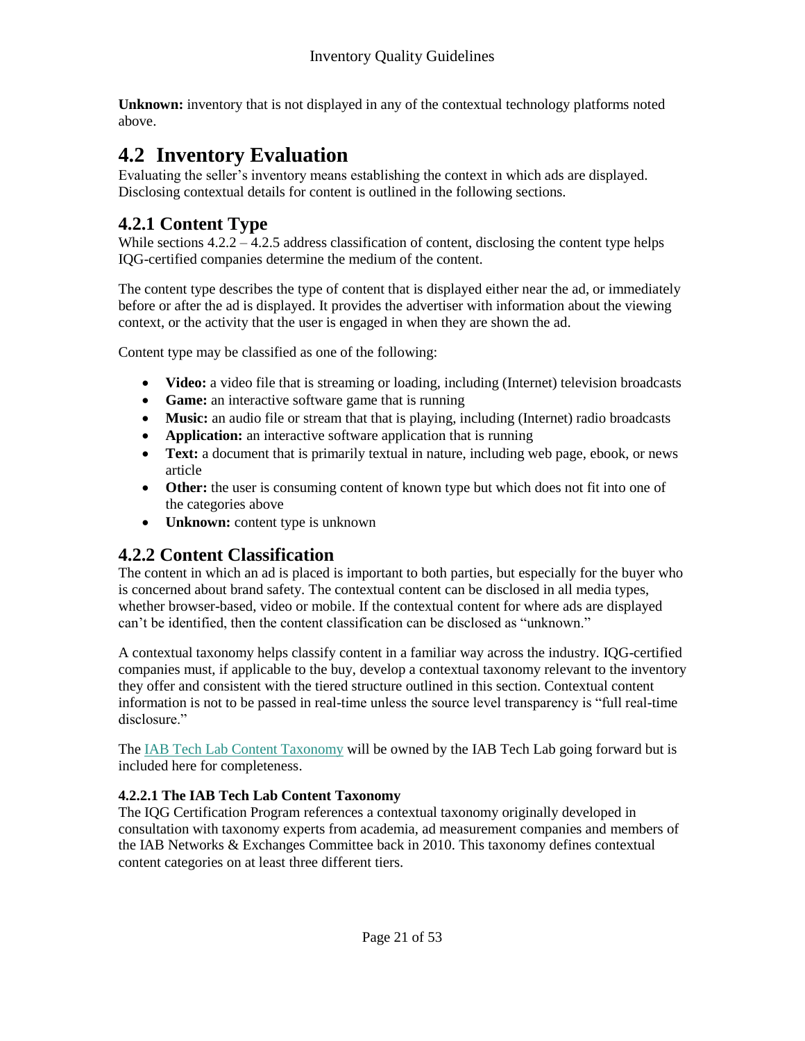**Unknown:** inventory that is not displayed in any of the contextual technology platforms noted above.

## 4.2 Inventory Evaluation

Evaluating the seller's inventory means establishing the context in which ads are displayed. Disclosing contextual details for content is outlined in the following sections.

### 4.2.1 Content Type

While sections 4.2.2 – 4.2.5 address classification of content, disclosing the content type helps IQG-certified companies determine the medium of the content.

The content type describes the type of content that is displayed either near the ad, or immediately before or after the ad is displayed. It provides the advertiser with information about the viewing context, or the activity that the user is engaged in when they are shown the ad.

Content type may be classified as one of the following:

- **Video:** a video file that is streaming or loading, including (Internet) television broadcasts
- **Game:** an interactive software game that is running
- **Music:** an audio file or stream that that is playing, including (Internet) radio broadcasts
- **Application:** an interactive software application that is running
- **Text:** a document that is primarily textual in nature, including web page, ebook, or news article
- **Other:** the user is consuming content of known type but which does not fit into one of the categories above
- **Unknown:** content type is unknown

### 4.2.2 Content Classification

The content in which an ad is placed is important to both parties, but especially for the buyer who is concerned about brand safety. The contextual content can be disclosed in all media types, whether browser-based, video or mobile. If the contextual content for where ads are displayed can't be identified, then the content classification can be disclosed as "unknown."

A contextual taxonomy helps classify content in a familiar way across the industry. IQG-certified companies must, if applicable to the buy, develop a contextual taxonomy relevant to the inventory they offer and consistent with the tiered structure outlined in this section. Contextual content information is not to be passed in real-time unless the source level transparency is "full real-time disclosure."

The IAB Tech Lab Content Taxonomy will be owned by the IAB Tech Lab going forward but is included here for completeness.

#### 4.2.2.1 The IAB Tech Lab Content Taxonomy

The IQG Certification Program references a contextual taxonomy originally developed in consultation with taxonomy experts from academia, ad measurement companies and members of the IAB Networks & Exchanges Committee back in 2010. This taxonomy defines contextual content categories on at least three different tiers.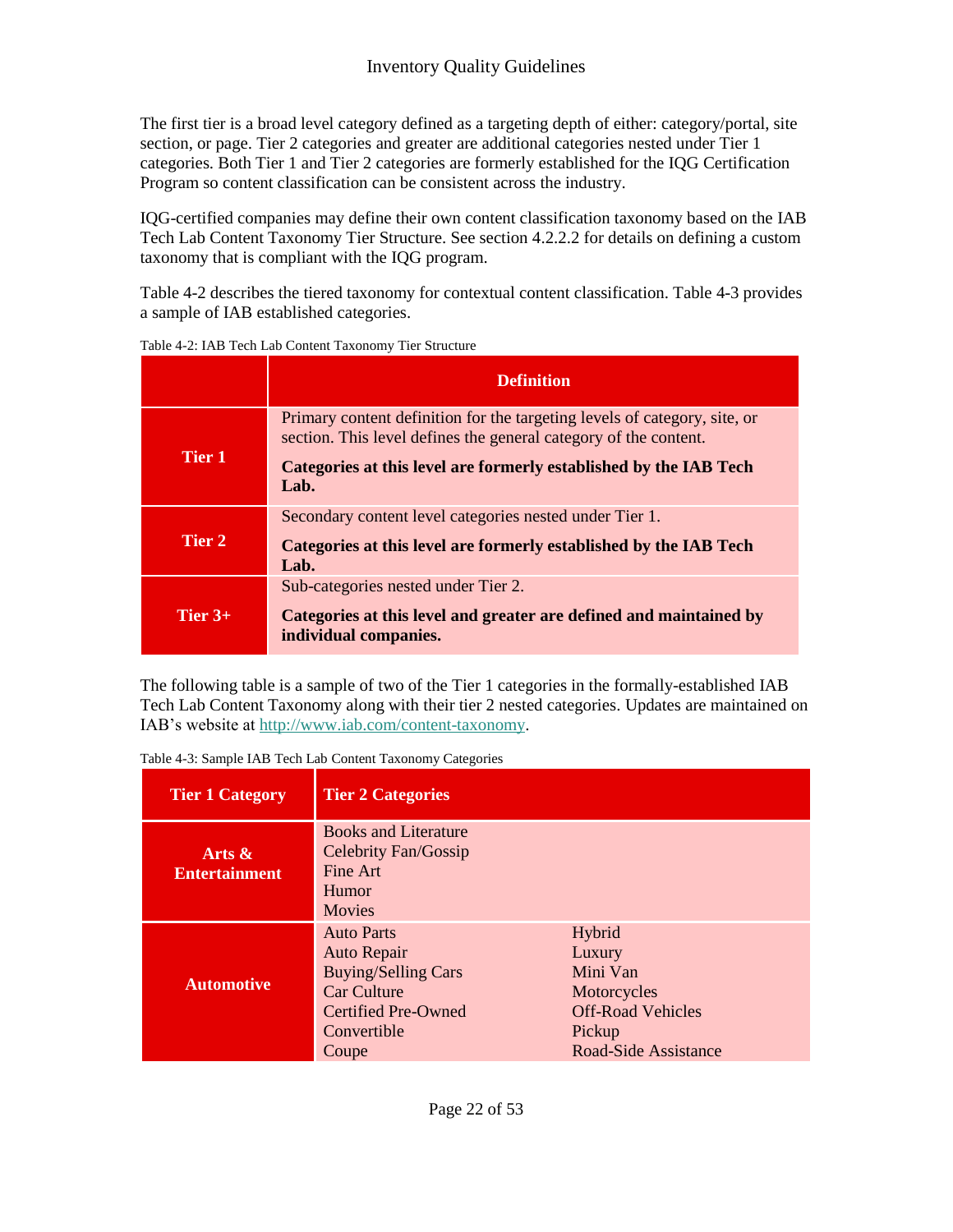The first tier is a broad level category defined as a targeting depth of either: category/portal, site section, or page. Tier 2 categories and greater are additional categories nested under Tier 1 categories. Both Tier 1 and Tier 2 categories are formerly established for the IQG Certification Program so content classification can be consistent across the industry.

IQG-certified companies may define their own content classification taxonomy based on the IAB Tech Lab Content Taxonomy Tier Structure. See section 4.2.2.2 for details on defining a custom taxonomy that is compliant with the IQG program.

Table 4-2 describes the tiered taxonomy for contextual content classification. Table 4-3 provides a sample of IAB established categories.

Table 4-2: IAB Tech Lab Content Taxonomy Tier Structure

| | Definition |
|---|---|
| **Tier 1** | Primary content definition for the targeting levels of category, site, or section. This level defines the general category of the content. **Categories at this level are formerly established by the IAB Tech Lab.** |
| **Tier 2** | Secondary content level categories nested under Tier 1. **Categories at this level are formerly established by the IAB Tech Lab.** |
| **Tier 3+** | Sub-categories nested under Tier 2. **Categories at this level and greater are defined and maintained by individual companies.** |

The following table is a sample of two of the Tier 1 categories in the formally-established IAB Tech Lab Content Taxonomy along with their tier 2 nested categories. Updates are maintained on IAB's website at [http://www.iab.com/content-taxonomy](http://www.iab.com/content-taxonomy).

Table 4-3: Sample IAB Tech Lab Content Taxonomy Categories

| Tier 1 Category | Tier 2 Categories | |
|---|---|---|
| **Arts & Entertainment** | Books and Literature<br>Celebrity Fan/Gossip<br>Fine Art<br>Humor<br>Movies | |
| **Automotive** | Auto Parts<br>Auto Repair<br>Buying/Selling Cars<br>Car Culture<br>Certified Pre-Owned<br>Convertible<br>Coupe | Hybrid<br>Luxury<br>Mini Van<br>Motorcycles<br>Off-Road Vehicles<br>Pickup<br>Road-Side Assistance |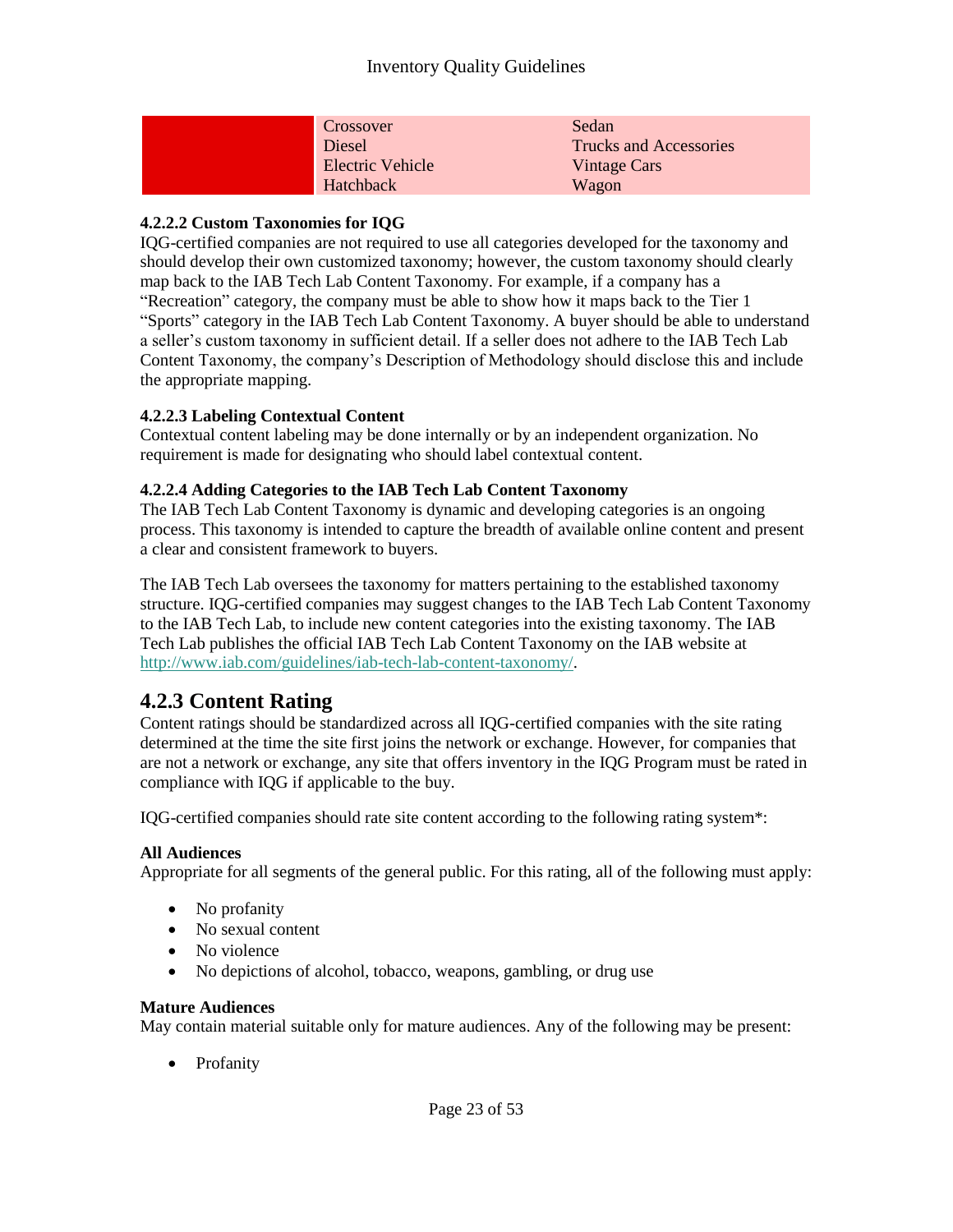| | | |
|---|---|---|
| | Crossover | Sedan |
| | Diesel | Trucks and Accessories |
| | Electric Vehicle | Vintage Cars |
| | Hatchback | Wagon |

**4.2.2.2 Custom Taxonomies for IQG**

IQG-certified companies are not required to use all categories developed for the taxonomy and should develop their own customized taxonomy; however, the custom taxonomy should clearly map back to the IAB Tech Lab Content Taxonomy. For example, if a company has a "Recreation" category, the company must be able to show how it maps back to the Tier 1 "Sports" category in the IAB Tech Lab Content Taxonomy. A buyer should be able to understand a seller's custom taxonomy in sufficient detail. If a seller does not adhere to the IAB Tech Lab Content Taxonomy, the company's Description of Methodology should disclose this and include the appropriate mapping.

**4.2.2.3 Labeling Contextual Content**

Contextual content labeling may be done internally or by an independent organization. No requirement is made for designating who should label contextual content.

**4.2.2.4 Adding Categories to the IAB Tech Lab Content Taxonomy**

The IAB Tech Lab Content Taxonomy is dynamic and developing categories is an ongoing process. This taxonomy is intended to capture the breadth of available online content and present a clear and consistent framework to buyers.

The IAB Tech Lab oversees the taxonomy for matters pertaining to the established taxonomy structure. IQG-certified companies may suggest changes to the IAB Tech Lab Content Taxonomy to the IAB Tech Lab, to include new content categories into the existing taxonomy. The IAB Tech Lab publishes the official IAB Tech Lab Content Taxonomy on the IAB website at http://www.iab.com/guidelines/iab-tech-lab-content-taxonomy/.

## 4.2.3 Content Rating

Content ratings should be standardized across all IQG-certified companies with the site rating determined at the time the site first joins the network or exchange. However, for companies that are not a network or exchange, any site that offers inventory in the IQG Program must be rated in compliance with IQG if applicable to the buy.

IQG-certified companies should rate site content according to the following rating system*:

**All Audiences**

Appropriate for all segments of the general public. For this rating, all of the following must apply:

- No profanity
- No sexual content
- No violence
- No depictions of alcohol, tobacco, weapons, gambling, or drug use

**Mature Audiences**

May contain material suitable only for mature audiences. Any of the following may be present:

- Profanity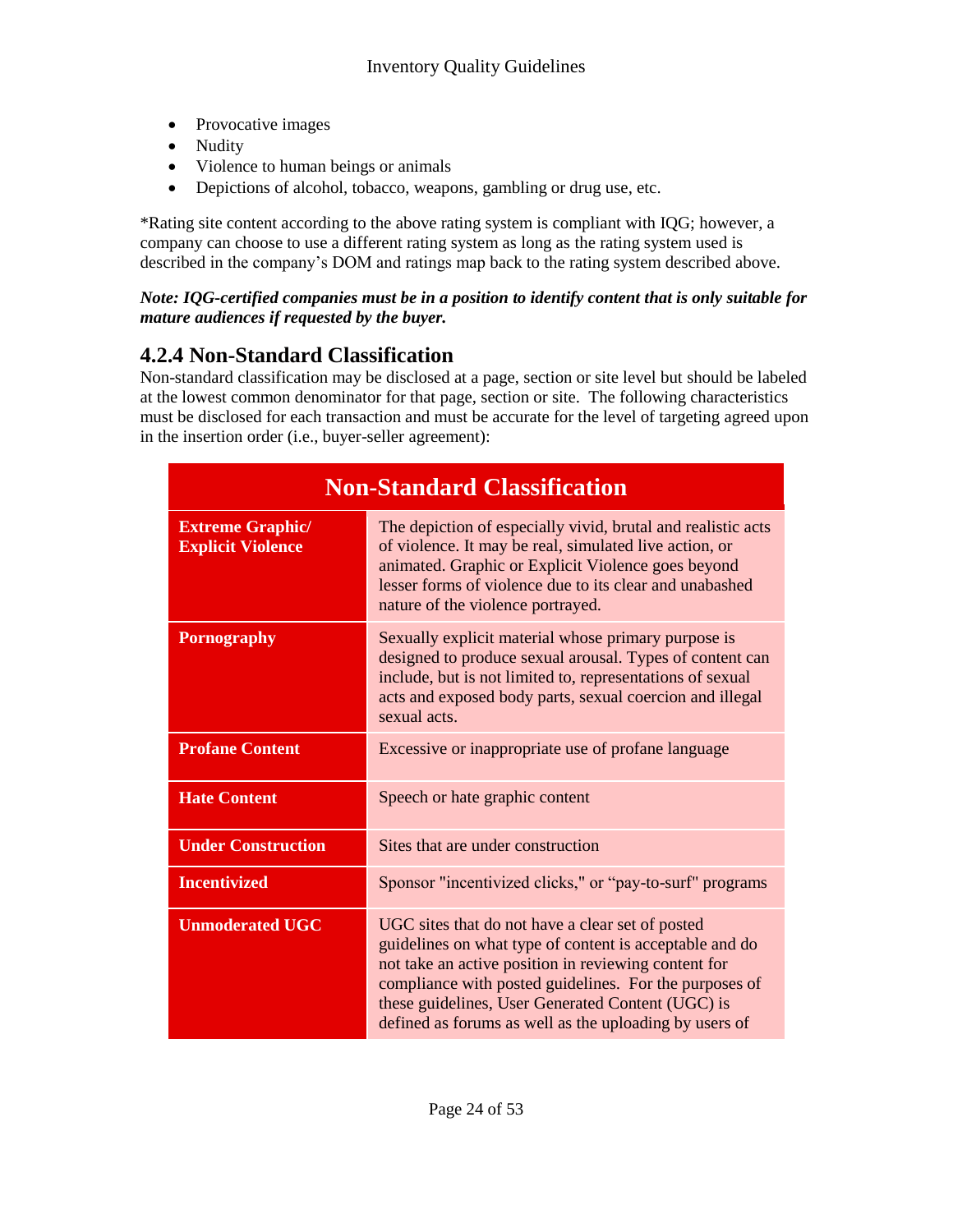- Provocative images
- Nudity
- Violence to human beings or animals
- Depictions of alcohol, tobacco, weapons, gambling or drug use, etc.

*Rating site content according to the above rating system is compliant with IQG; however, a company can choose to use a different rating system as long as the rating system used is described in the company's DOM and ratings map back to the rating system described above.

***Note: IQG-certified companies must be in a position to identify content that is only suitable for mature audiences if requested by the buyer.***

### 4.2.4 Non-Standard Classification

Non-standard classification may be disclosed at a page, section or site level but should be labeled at the lowest common denominator for that page, section or site. The following characteristics must be disclosed for each transaction and must be accurate for the level of targeting agreed upon in the insertion order (i.e., buyer-seller agreement):

| Non-Standard Classification | |
|---|---|
| **Extreme Graphic/ Explicit Violence** | The depiction of especially vivid, brutal and realistic acts of violence. It may be real, simulated live action, or animated. Graphic or Explicit Violence goes beyond lesser forms of violence due to its clear and unabashed nature of the violence portrayed. |
| **Pornography** | Sexually explicit material whose primary purpose is designed to produce sexual arousal. Types of content can include, but is not limited to, representations of sexual acts and exposed body parts, sexual coercion and illegal sexual acts. |
| **Profane Content** | Excessive or inappropriate use of profane language |
| **Hate Content** | Speech or hate graphic content |
| **Under Construction** | Sites that are under construction |
| **Incentivized** | Sponsor "incentivized clicks," or "pay-to-surf" programs |
| **Unmoderated UGC** | UGC sites that do not have a clear set of posted guidelines on what type of content is acceptable and do not take an active position in reviewing content for compliance with posted guidelines. For the purposes of these guidelines, User Generated Content (UGC) is defined as forums as well as the uploading by users of |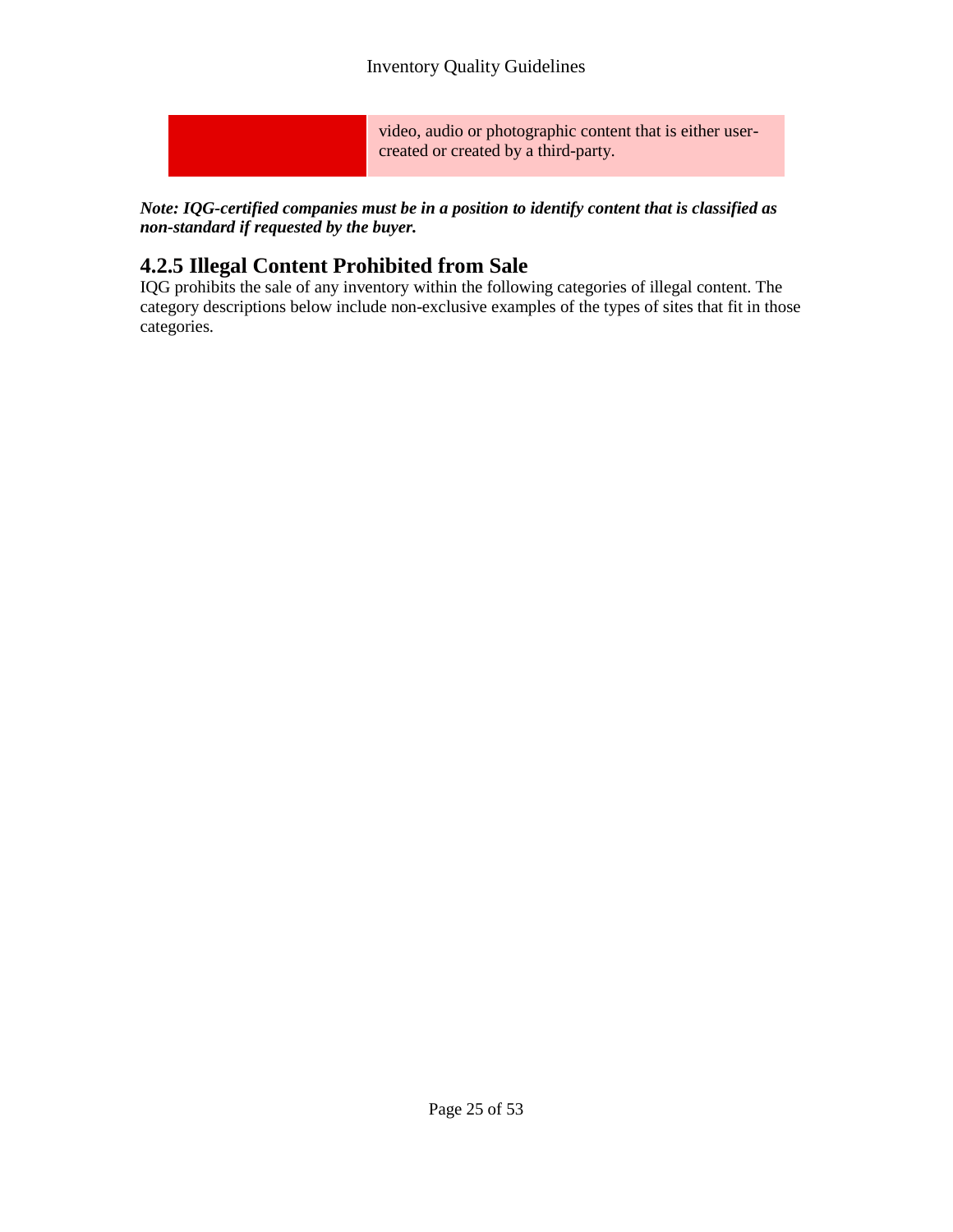|  | video, audio or photographic content that is either user-created or created by a third-party. |
| --- | --- |

***Note: IQG-certified companies must be in a position to identify content that is classified as non-standard if requested by the buyer.***

## 4.2.5 Illegal Content Prohibited from Sale

IQG prohibits the sale of any inventory within the following categories of illegal content. The category descriptions below include non-exclusive examples of the types of sites that fit in those categories.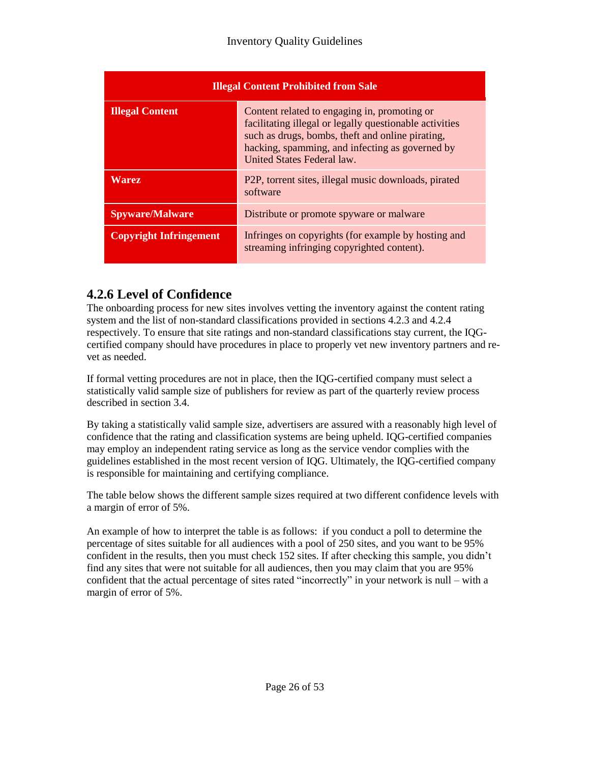| Illegal Content Prohibited from Sale | |
|---|---|
| **Illegal Content** | Content related to engaging in, promoting or facilitating illegal or legally questionable activities such as drugs, bombs, theft and online pirating, hacking, spamming, and infecting as governed by United States Federal law. |
| **Warez** | P2P, torrent sites, illegal music downloads, pirated software |
| **Spyware/Malware** | Distribute or promote spyware or malware |
| **Copyright Infringement** | Infringes on copyrights (for example by hosting and streaming infringing copyrighted content). |

## 4.2.6 Level of Confidence

The onboarding process for new sites involves vetting the inventory against the content rating system and the list of non-standard classifications provided in sections 4.2.3 and 4.2.4 respectively. To ensure that site ratings and non-standard classifications stay current, the IQG-certified company should have procedures in place to properly vet new inventory partners and re-vet as needed.

If formal vetting procedures are not in place, then the IQG-certified company must select a statistically valid sample size of publishers for review as part of the quarterly review process described in section 3.4.

By taking a statistically valid sample size, advertisers are assured with a reasonably high level of confidence that the rating and classification systems are being upheld. IQG-certified companies may employ an independent rating service as long as the service vendor complies with the guidelines established in the most recent version of IQG. Ultimately, the IQG-certified company is responsible for maintaining and certifying compliance.

The table below shows the different sample sizes required at two different confidence levels with a margin of error of 5%.

An example of how to interpret the table is as follows: if you conduct a poll to determine the percentage of sites suitable for all audiences with a pool of 250 sites, and you want to be 95% confident in the results, then you must check 152 sites. If after checking this sample, you didn't find any sites that were not suitable for all audiences, then you may claim that you are 95% confident that the actual percentage of sites rated "incorrectly" in your network is null – with a margin of error of 5%.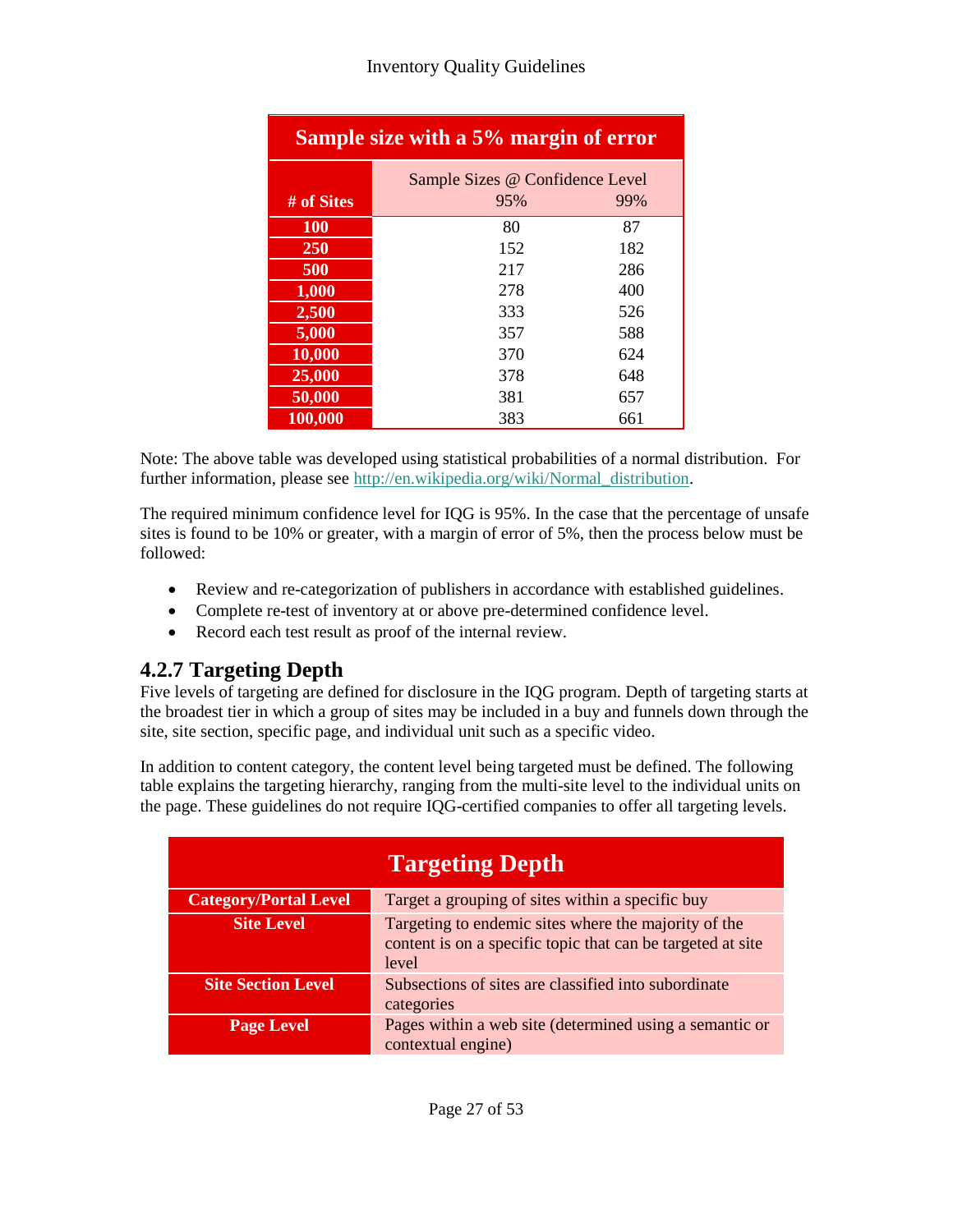| Sample size with a 5% margin of error | | |
|---|---|---|
| | Sample Sizes @ Confidence Level | |
| # of Sites | 95% | 99% |
| 100 | 80 | 87 |
| 250 | 152 | 182 |
| 500 | 217 | 286 |
| 1,000 | 278 | 400 |
| 2,500 | 333 | 526 |
| 5,000 | 357 | 588 |
| 10,000 | 370 | 624 |
| 25,000 | 378 | 648 |
| 50,000 | 381 | 657 |
| 100,000 | 383 | 661 |

Note: The above table was developed using statistical probabilities of a normal distribution. For further information, please see [http://en.wikipedia.org/wiki/Normal_distribution](http://en.wikipedia.org/wiki/Normal_distribution).

The required minimum confidence level for IQG is 95%. In the case that the percentage of unsafe sites is found to be 10% or greater, with a margin of error of 5%, then the process below must be followed:

- Review and re-categorization of publishers in accordance with established guidelines.
- Complete re-test of inventory at or above pre-determined confidence level.
- Record each test result as proof of the internal review.

### 4.2.7 Targeting Depth

Five levels of targeting are defined for disclosure in the IQG program. Depth of targeting starts at the broadest tier in which a group of sites may be included in a buy and funnels down through the site, site section, specific page, and individual unit such as a specific video.

In addition to content category, the content level being targeted must be defined. The following table explains the targeting hierarchy, ranging from the multi-site level to the individual units on the page. These guidelines do not require IQG-certified companies to offer all targeting levels.

| Targeting Depth | |
|---|---|
| **Category/Portal Level** | Target a grouping of sites within a specific buy |
| **Site Level** | Targeting to endemic sites where the majority of the content is on a specific topic that can be targeted at site level |
| **Site Section Level** | Subsections of sites are classified into subordinate categories |
| **Page Level** | Pages within a web site (determined using a semantic or contextual engine) |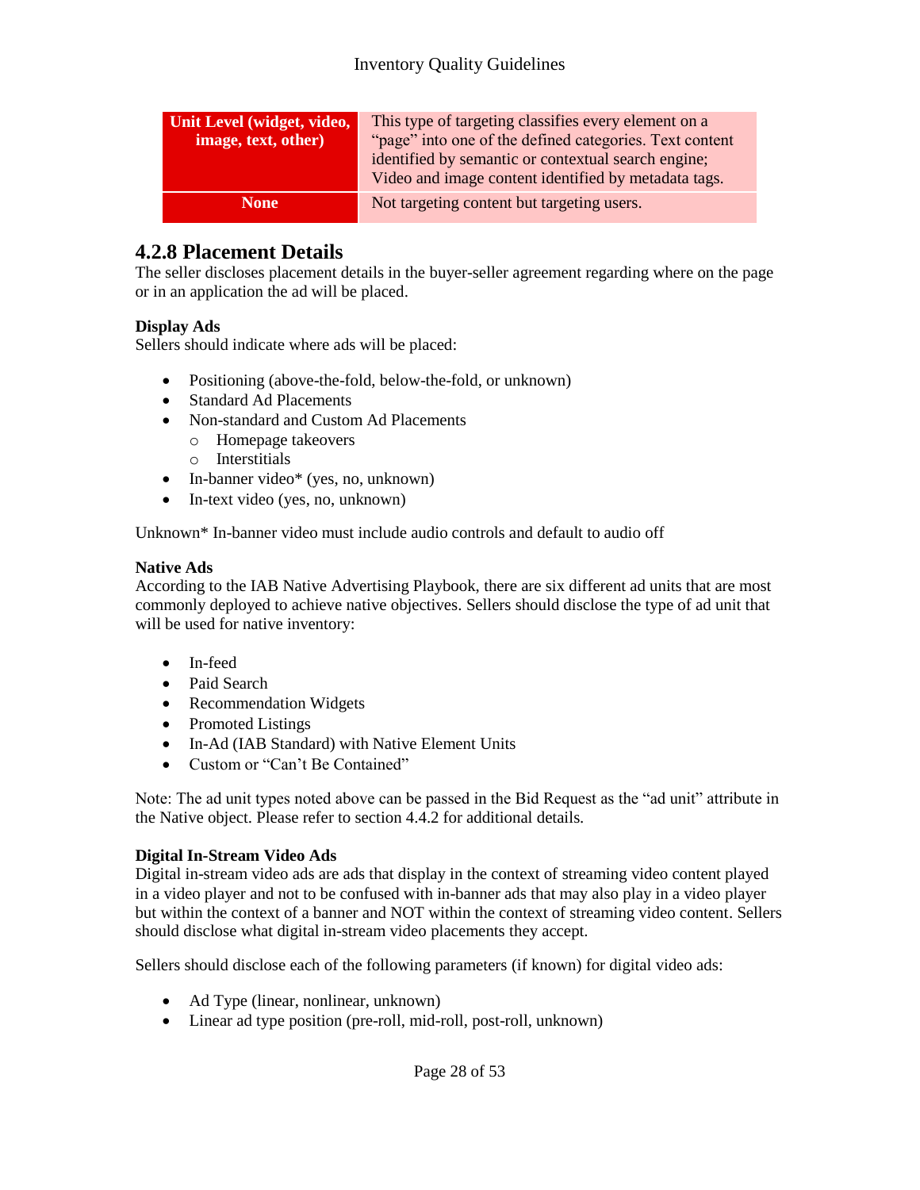| Unit Level (widget, video, image, text, other) | This type of targeting classifies every element on a "page" into one of the defined categories. Text content identified by semantic or contextual search engine; Video and image content identified by metadata tags. |
|---|---|
| None | Not targeting content but targeting users. |

## 4.2.8 Placement Details

The seller discloses placement details in the buyer-seller agreement regarding where on the page or in an application the ad will be placed.

**Display Ads**

Sellers should indicate where ads will be placed:

- Positioning (above-the-fold, below-the-fold, or unknown)
- Standard Ad Placements
- Non-standard and Custom Ad Placements
  - Homepage takeovers
  - Interstitials
- In-banner video* (yes, no, unknown)
- In-text video (yes, no, unknown)

Unknown* In-banner video must include audio controls and default to audio off

**Native Ads**

According to the IAB Native Advertising Playbook, there are six different ad units that are most commonly deployed to achieve native objectives. Sellers should disclose the type of ad unit that will be used for native inventory:

- In-feed
- Paid Search
- Recommendation Widgets
- Promoted Listings
- In-Ad (IAB Standard) with Native Element Units
- Custom or "Can't Be Contained"

Note: The ad unit types noted above can be passed in the Bid Request as the "ad unit" attribute in the Native object. Please refer to section 4.4.2 for additional details.

**Digital In-Stream Video Ads**

Digital in-stream video ads are ads that display in the context of streaming video content played in a video player and not to be confused with in-banner ads that may also play in a video player but within the context of a banner and NOT within the context of streaming video content. Sellers should disclose what digital in-stream video placements they accept.

Sellers should disclose each of the following parameters (if known) for digital video ads:

- Ad Type (linear, nonlinear, unknown)
- Linear ad type position (pre-roll, mid-roll, post-roll, unknown)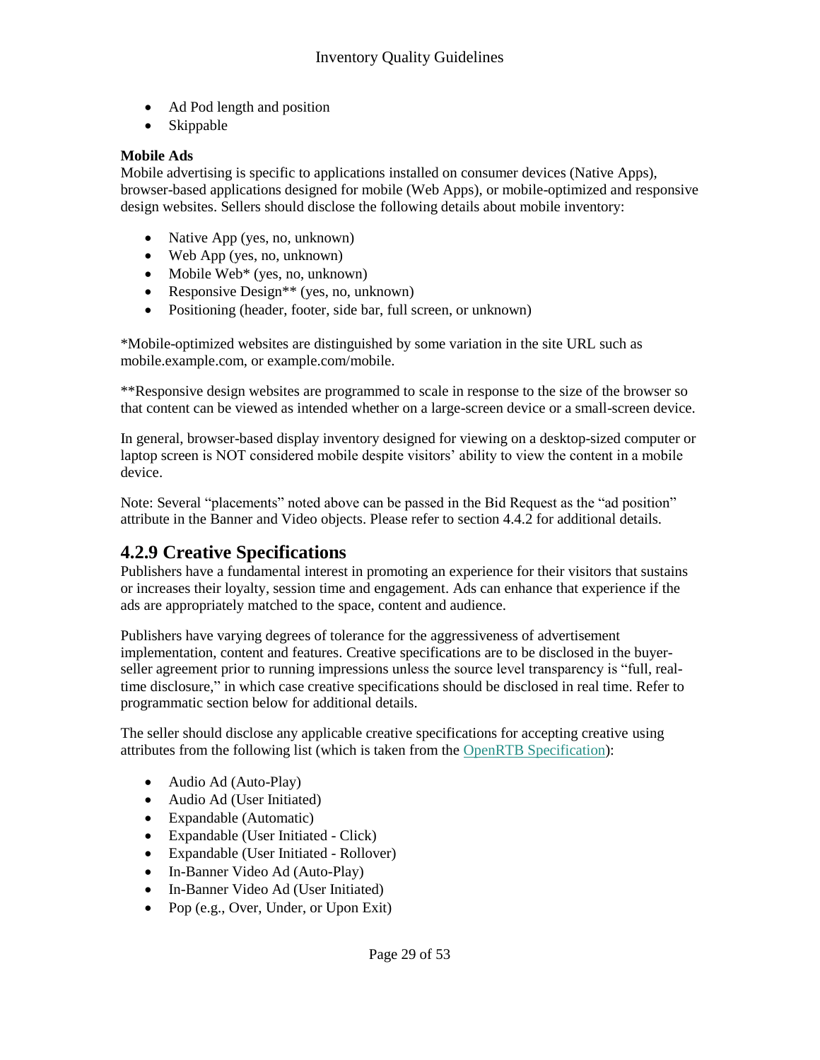- Ad Pod length and position
- Skippable

**Mobile Ads**
Mobile advertising is specific to applications installed on consumer devices (Native Apps), browser-based applications designed for mobile (Web Apps), or mobile-optimized and responsive design websites. Sellers should disclose the following details about mobile inventory:

- Native App (yes, no, unknown)
- Web App (yes, no, unknown)
- Mobile Web* (yes, no, unknown)
- Responsive Design** (yes, no, unknown)
- Positioning (header, footer, side bar, full screen, or unknown)

*Mobile-optimized websites are distinguished by some variation in the site URL such as mobile.example.com, or example.com/mobile.

**Responsive design websites are programmed to scale in response to the size of the browser so that content can be viewed as intended whether on a large-screen device or a small-screen device.

In general, browser-based display inventory designed for viewing on a desktop-sized computer or laptop screen is NOT considered mobile despite visitors' ability to view the content in a mobile device.

Note: Several "placements" noted above can be passed in the Bid Request as the "ad position" attribute in the Banner and Video objects. Please refer to section 4.4.2 for additional details.

## 4.2.9 Creative Specifications

Publishers have a fundamental interest in promoting an experience for their visitors that sustains or increases their loyalty, session time and engagement. Ads can enhance that experience if the ads are appropriately matched to the space, content and audience.

Publishers have varying degrees of tolerance for the aggressiveness of advertisement implementation, content and features. Creative specifications are to be disclosed in the buyer-seller agreement prior to running impressions unless the source level transparency is "full, real-time disclosure," in which case creative specifications should be disclosed in real time. Refer to programmatic section below for additional details.

The seller should disclose any applicable creative specifications for accepting creative using attributes from the following list (which is taken from the OpenRTB Specification):

- Audio Ad (Auto-Play)
- Audio Ad (User Initiated)
- Expandable (Automatic)
- Expandable (User Initiated - Click)
- Expandable (User Initiated - Rollover)
- In-Banner Video Ad (Auto-Play)
- In-Banner Video Ad (User Initiated)
- Pop (e.g., Over, Under, or Upon Exit)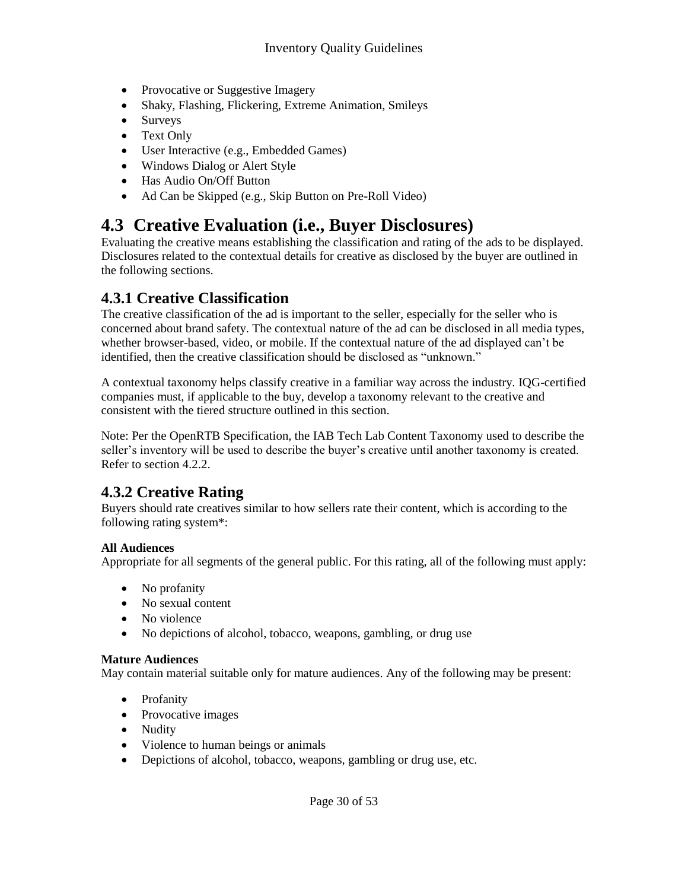- Provocative or Suggestive Imagery
- Shaky, Flashing, Flickering, Extreme Animation, Smileys
- Surveys
- Text Only
- User Interactive (e.g., Embedded Games)
- Windows Dialog or Alert Style
- Has Audio On/Off Button
- Ad Can be Skipped (e.g., Skip Button on Pre-Roll Video)

## 4.3 Creative Evaluation (i.e., Buyer Disclosures)

Evaluating the creative means establishing the classification and rating of the ads to be displayed. Disclosures related to the contextual details for creative as disclosed by the buyer are outlined in the following sections.

### 4.3.1 Creative Classification

The creative classification of the ad is important to the seller, especially for the seller who is concerned about brand safety. The contextual nature of the ad can be disclosed in all media types, whether browser-based, video, or mobile. If the contextual nature of the ad displayed can't be identified, then the creative classification should be disclosed as "unknown."

A contextual taxonomy helps classify creative in a familiar way across the industry. IQG-certified companies must, if applicable to the buy, develop a taxonomy relevant to the creative and consistent with the tiered structure outlined in this section.

Note: Per the OpenRTB Specification, the IAB Tech Lab Content Taxonomy used to describe the seller's inventory will be used to describe the buyer's creative until another taxonomy is created. Refer to section 4.2.2.

### 4.3.2 Creative Rating

Buyers should rate creatives similar to how sellers rate their content, which is according to the following rating system*:

**All Audiences**
Appropriate for all segments of the general public. For this rating, all of the following must apply:

- No profanity
- No sexual content
- No violence
- No depictions of alcohol, tobacco, weapons, gambling, or drug use

**Mature Audiences**
May contain material suitable only for mature audiences. Any of the following may be present:

- Profanity
- Provocative images
- Nudity
- Violence to human beings or animals
- Depictions of alcohol, tobacco, weapons, gambling or drug use, etc.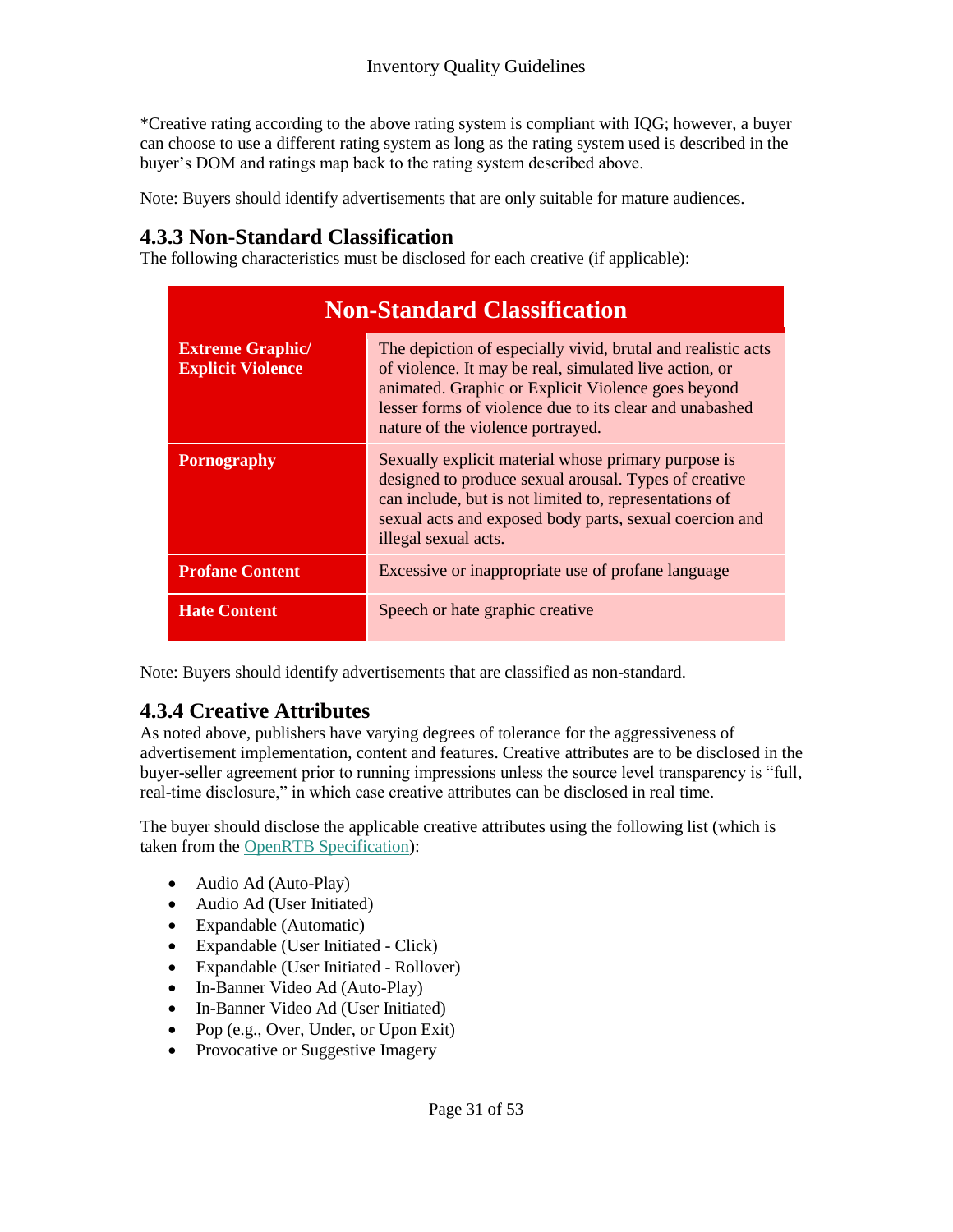*Creative rating according to the above rating system is compliant with IQG; however, a buyer can choose to use a different rating system as long as the rating system used is described in the buyer's DOM and ratings map back to the rating system described above.

Note: Buyers should identify advertisements that are only suitable for mature audiences.

### 4.3.3 Non-Standard Classification

The following characteristics must be disclosed for each creative (if applicable):

| Non-Standard Classification | |
|---|---|
| **Extreme Graphic/ Explicit Violence** | The depiction of especially vivid, brutal and realistic acts of violence. It may be real, simulated live action, or animated. Graphic or Explicit Violence goes beyond lesser forms of violence due to its clear and unabashed nature of the violence portrayed. |
| **Pornography** | Sexually explicit material whose primary purpose is designed to produce sexual arousal. Types of creative can include, but is not limited to, representations of sexual acts and exposed body parts, sexual coercion and illegal sexual acts. |
| **Profane Content** | Excessive or inappropriate use of profane language |
| **Hate Content** | Speech or hate graphic creative |

Note: Buyers should identify advertisements that are classified as non-standard.

### 4.3.4 Creative Attributes

As noted above, publishers have varying degrees of tolerance for the aggressiveness of advertisement implementation, content and features. Creative attributes are to be disclosed in the buyer-seller agreement prior to running impressions unless the source level transparency is "full, real-time disclosure," in which case creative attributes can be disclosed in real time.

The buyer should disclose the applicable creative attributes using the following list (which is taken from the OpenRTB Specification):

- Audio Ad (Auto-Play)
- Audio Ad (User Initiated)
- Expandable (Automatic)
- Expandable (User Initiated - Click)
- Expandable (User Initiated - Rollover)
- In-Banner Video Ad (Auto-Play)
- In-Banner Video Ad (User Initiated)
- Pop (e.g., Over, Under, or Upon Exit)
- Provocative or Suggestive Imagery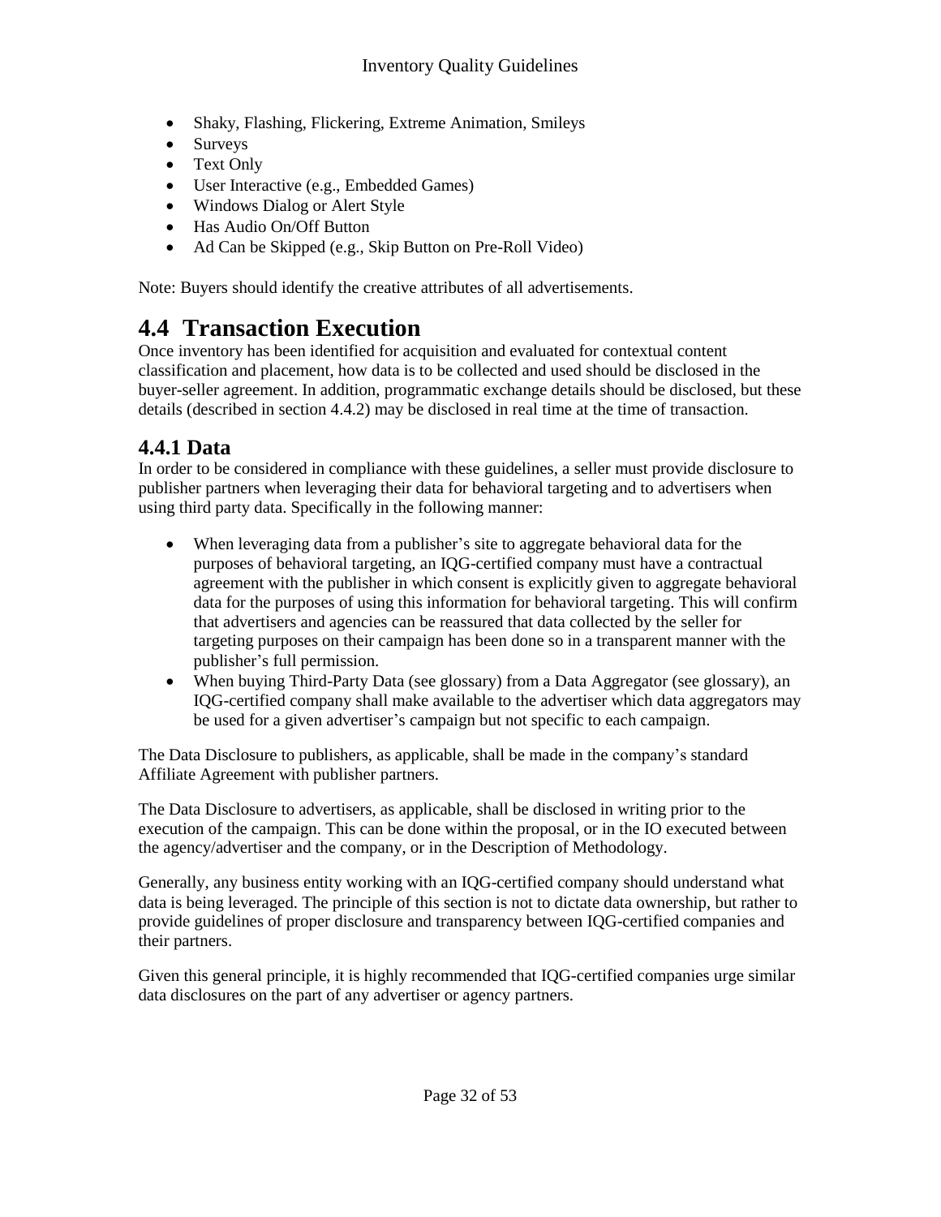- Shaky, Flashing, Flickering, Extreme Animation, Smileys
- Surveys
- Text Only
- User Interactive (e.g., Embedded Games)
- Windows Dialog or Alert Style
- Has Audio On/Off Button
- Ad Can be Skipped (e.g., Skip Button on Pre-Roll Video)

Note: Buyers should identify the creative attributes of all advertisements.

## 4.4 Transaction Execution

Once inventory has been identified for acquisition and evaluated for contextual content classification and placement, how data is to be collected and used should be disclosed in the buyer-seller agreement. In addition, programmatic exchange details should be disclosed, but these details (described in section 4.4.2) may be disclosed in real time at the time of transaction.

### 4.4.1 Data

In order to be considered in compliance with these guidelines, a seller must provide disclosure to publisher partners when leveraging their data for behavioral targeting and to advertisers when using third party data. Specifically in the following manner:

- When leveraging data from a publisher's site to aggregate behavioral data for the purposes of behavioral targeting, an IQG-certified company must have a contractual agreement with the publisher in which consent is explicitly given to aggregate behavioral data for the purposes of using this information for behavioral targeting. This will confirm that advertisers and agencies can be reassured that data collected by the seller for targeting purposes on their campaign has been done so in a transparent manner with the publisher's full permission.
- When buying Third-Party Data (see glossary) from a Data Aggregator (see glossary), an IQG-certified company shall make available to the advertiser which data aggregators may be used for a given advertiser's campaign but not specific to each campaign.

The Data Disclosure to publishers, as applicable, shall be made in the company's standard Affiliate Agreement with publisher partners.

The Data Disclosure to advertisers, as applicable, shall be disclosed in writing prior to the execution of the campaign. This can be done within the proposal, or in the IO executed between the agency/advertiser and the company, or in the Description of Methodology.

Generally, any business entity working with an IQG-certified company should understand what data is being leveraged. The principle of this section is not to dictate data ownership, but rather to provide guidelines of proper disclosure and transparency between IQG-certified companies and their partners.

Given this general principle, it is highly recommended that IQG-certified companies urge similar data disclosures on the part of any advertiser or agency partners.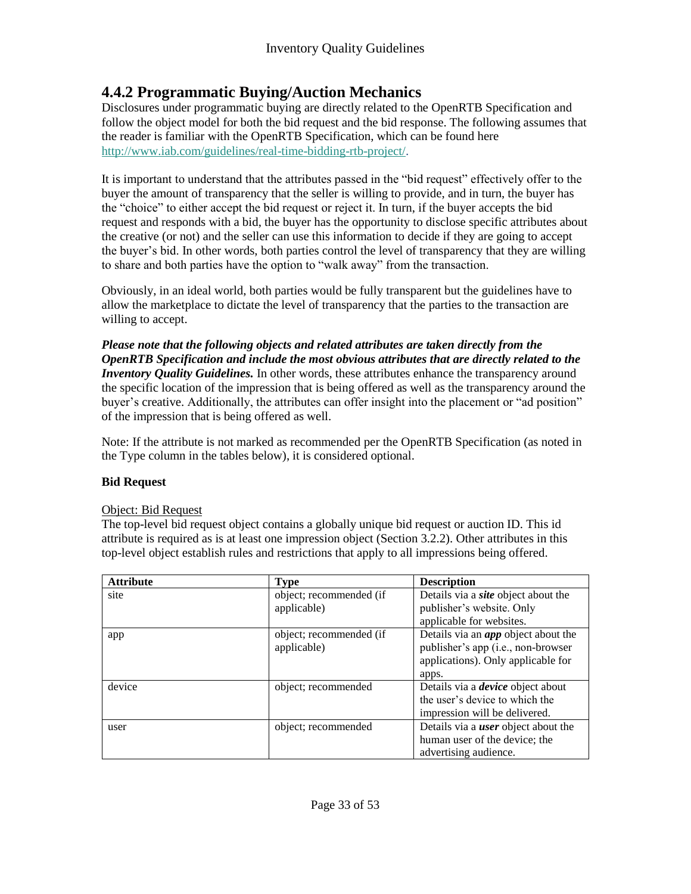## 4.4.2 Programmatic Buying/Auction Mechanics

Disclosures under programmatic buying are directly related to the OpenRTB Specification and follow the object model for both the bid request and the bid response. The following assumes that the reader is familiar with the OpenRTB Specification, which can be found here http://www.iab.com/guidelines/real-time-bidding-rtb-project/.

It is important to understand that the attributes passed in the "bid request" effectively offer to the buyer the amount of transparency that the seller is willing to provide, and in turn, the buyer has the "choice" to either accept the bid request or reject it. In turn, if the buyer accepts the bid request and responds with a bid, the buyer has the opportunity to disclose specific attributes about the creative (or not) and the seller can use this information to decide if they are going to accept the buyer's bid. In other words, both parties control the level of transparency that they are willing to share and both parties have the option to "walk away" from the transaction.

Obviously, in an ideal world, both parties would be fully transparent but the guidelines have to allow the marketplace to dictate the level of transparency that the parties to the transaction are willing to accept.

***Please note that the following objects and related attributes are taken directly from the OpenRTB Specification and include the most obvious attributes that are directly related to the Inventory Quality Guidelines.*** In other words, these attributes enhance the transparency around the specific location of the impression that is being offered as well as the transparency around the buyer's creative. Additionally, the attributes can offer insight into the placement or "ad position" of the impression that is being offered as well.

Note: If the attribute is not marked as recommended per the OpenRTB Specification (as noted in the Type column in the tables below), it is considered optional.

**Bid Request**

Object: Bid Request

The top-level bid request object contains a globally unique bid request or auction ID. This id attribute is required as is at least one impression object (Section 3.2.2). Other attributes in this top-level object establish rules and restrictions that apply to all impressions being offered.

| Attribute | Type | Description |
|---|---|---|
| site | object; recommended (if applicable) | Details via a ***site*** object about the publisher's website. Only applicable for websites. |
| app | object; recommended (if applicable) | Details via an ***app*** object about the publisher's app (i.e., non-browser applications). Only applicable for apps. |
| device | object; recommended | Details via a ***device*** object about the user's device to which the impression will be delivered. |
| user | object; recommended | Details via a ***user*** object about the human user of the device; the advertising audience. |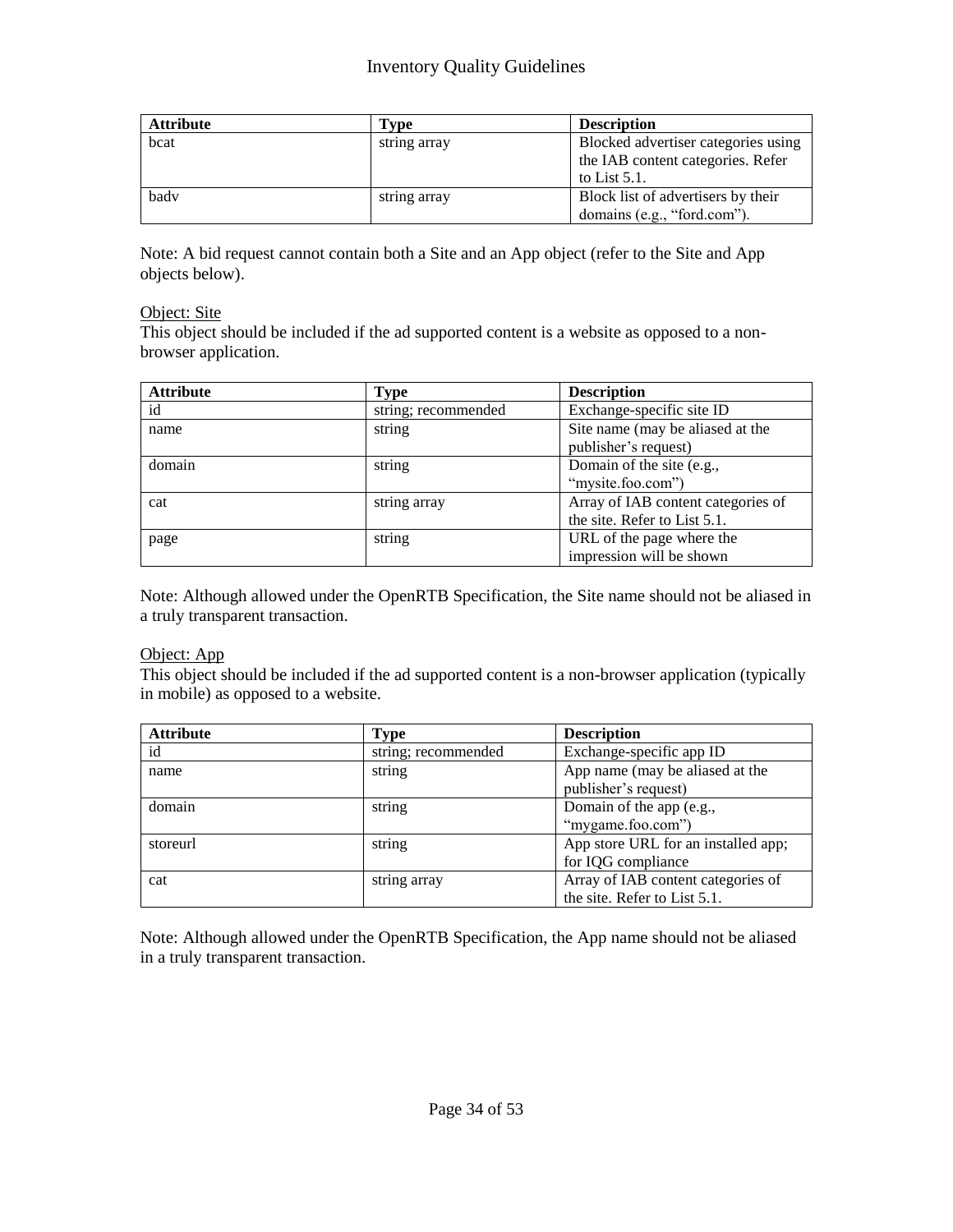| Attribute | Type | Description |
| --- | --- | --- |
| bcat | string array | Blocked advertiser categories using the IAB content categories. Refer to List 5.1. |
| badv | string array | Block list of advertisers by their domains (e.g., “ford.com”). |

Note: A bid request cannot contain both a Site and an App object (refer to the Site and App objects below).

Object: Site

This object should be included if the ad supported content is a website as opposed to a non-browser application.

| Attribute | Type | Description |
| --- | --- | --- |
| id | string; recommended | Exchange-specific site ID |
| name | string | Site name (may be aliased at the publisher’s request) |
| domain | string | Domain of the site (e.g., “mysite.foo.com”) |
| cat | string array | Array of IAB content categories of the site. Refer to List 5.1. |
| page | string | URL of the page where the impression will be shown |

Note: Although allowed under the OpenRTB Specification, the Site name should not be aliased in a truly transparent transaction.

Object: App

This object should be included if the ad supported content is a non-browser application (typically in mobile) as opposed to a website.

| Attribute | Type | Description |
| --- | --- | --- |
| id | string; recommended | Exchange-specific app ID |
| name | string | App name (may be aliased at the publisher’s request) |
| domain | string | Domain of the app (e.g., “mygame.foo.com”) |
| storeurl | string | App store URL for an installed app; for IQG compliance |
| cat | string array | Array of IAB content categories of the site. Refer to List 5.1. |

Note: Although allowed under the OpenRTB Specification, the App name should not be aliased in a truly transparent transaction.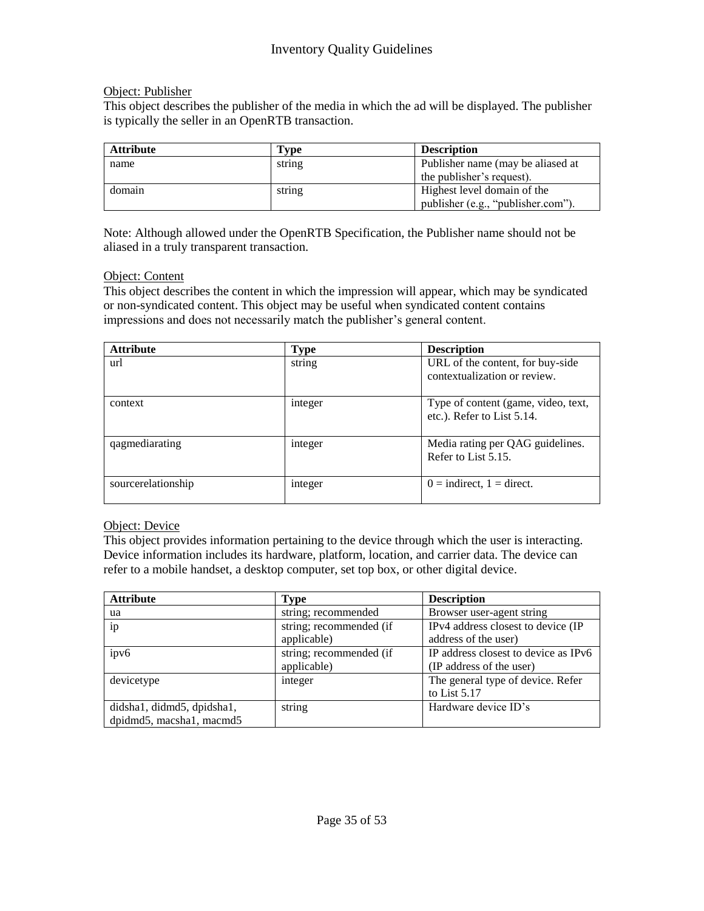Object: Publisher

This object describes the publisher of the media in which the ad will be displayed. The publisher is typically the seller in an OpenRTB transaction.

| Attribute | Type | Description |
|---|---|---|
| name | string | Publisher name (may be aliased at the publisher's request). |
| domain | string | Highest level domain of the publisher (e.g., "publisher.com"). |

Note: Although allowed under the OpenRTB Specification, the Publisher name should not be aliased in a truly transparent transaction.

Object: Content

This object describes the content in which the impression will appear, which may be syndicated or non-syndicated content. This object may be useful when syndicated content contains impressions and does not necessarily match the publisher's general content.

| Attribute | Type | Description |
|---|---|---|
| url | string | URL of the content, for buy-side contextualization or review. |
| context | integer | Type of content (game, video, text, etc.). Refer to List 5.14. |
| qagmediarating | integer | Media rating per QAG guidelines. Refer to List 5.15. |
| sourcerelationship | integer | 0 = indirect, 1 = direct. |

Object: Device

This object provides information pertaining to the device through which the user is interacting. Device information includes its hardware, platform, location, and carrier data. The device can refer to a mobile handset, a desktop computer, set top box, or other digital device.

| Attribute | Type | Description |
|---|---|---|
| ua | string; recommended | Browser user-agent string |
| ip | string; recommended (if applicable) | IPv4 address closest to device (IP address of the user) |
| ipv6 | string; recommended (if applicable) | IP address closest to device as IPv6 (IP address of the user) |
| devicetype | integer | The general type of device. Refer to List 5.17 |
| didsha1, didmd5, dpidsha1, dpidmd5, macsha1, macmd5 | string | Hardware device ID's |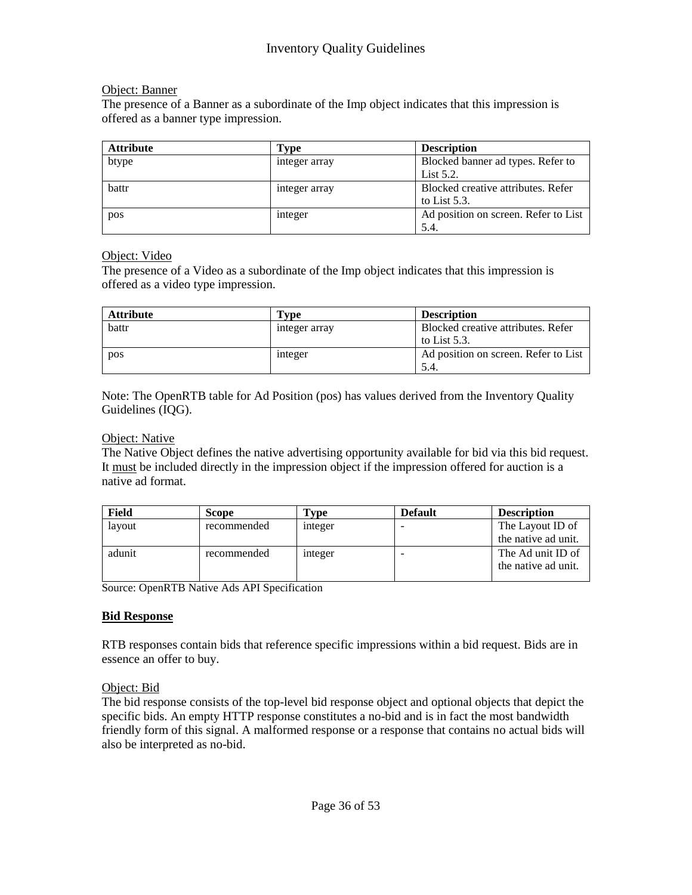Object: Banner

The presence of a Banner as a subordinate of the Imp object indicates that this impression is offered as a banner type impression.

| Attribute | Type | Description |
| --- | --- | --- |
| btype | integer array | Blocked banner ad types. Refer to List 5.2. |
| battr | integer array | Blocked creative attributes. Refer to List 5.3. |
| pos | integer | Ad position on screen. Refer to List 5.4. |

Object: Video

The presence of a Video as a subordinate of the Imp object indicates that this impression is offered as a video type impression.

| Attribute | Type | Description |
| --- | --- | --- |
| battr | integer array | Blocked creative attributes. Refer to List 5.3. |
| pos | integer | Ad position on screen. Refer to List 5.4. |

Note: The OpenRTB table for Ad Position (pos) has values derived from the Inventory Quality Guidelines (IQG).

Object: Native

The Native Object defines the native advertising opportunity available for bid via this bid request. It must be included directly in the impression object if the impression offered for auction is a native ad format.

| Field | Scope | Type | Default | Description |
| --- | --- | --- | --- | --- |
| layout | recommended | integer | - | The Layout ID of the native ad unit. |
| adunit | recommended | integer | - | The Ad unit ID of the native ad unit. |

Source: OpenRTB Native Ads API Specification

**Bid Response**

RTB responses contain bids that reference specific impressions within a bid request. Bids are in essence an offer to buy.

Object: Bid

The bid response consists of the top-level bid response object and optional objects that depict the specific bids. An empty HTTP response constitutes a no-bid and is in fact the most bandwidth friendly form of this signal. A malformed response or a response that contains no actual bids will also be interpreted as no-bid.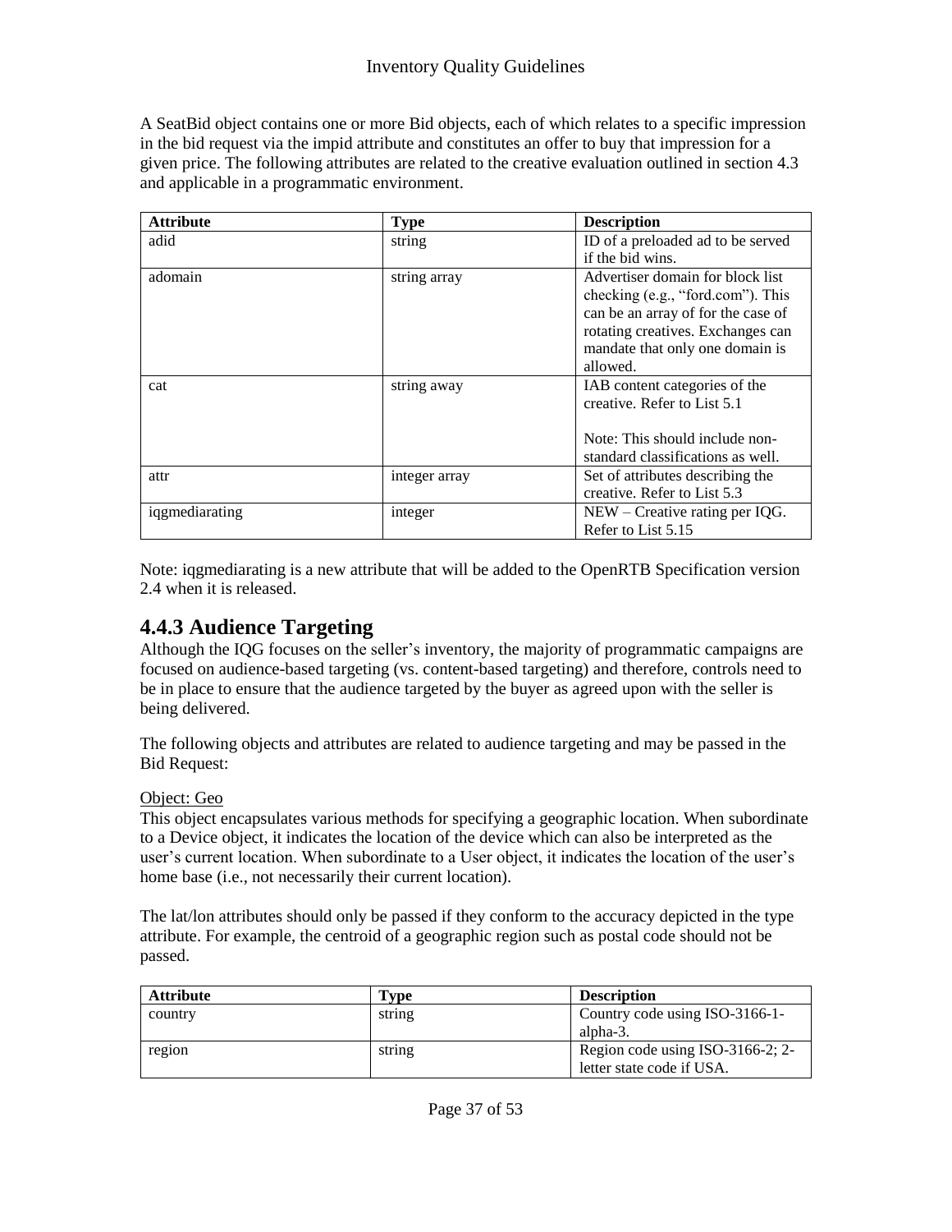A SeatBid object contains one or more Bid objects, each of which relates to a specific impression in the bid request via the impid attribute and constitutes an offer to buy that impression for a given price. The following attributes are related to the creative evaluation outlined in section 4.3 and applicable in a programmatic environment.

| Attribute | Type | Description |
|---|---|---|
| adid | string | ID of a preloaded ad to be served if the bid wins. |
| adomain | string array | Advertiser domain for block list checking (e.g., “ford.com”). This can be an array of for the case of rotating creatives. Exchanges can mandate that only one domain is allowed. |
| cat | string away | IAB content categories of the creative. Refer to List 5.1<br><br>Note: This should include non-standard classifications as well. |
| attr | integer array | Set of attributes describing the creative. Refer to List 5.3 |
| iqgmediarating | integer | NEW – Creative rating per IQG. Refer to List 5.15 |

Note: iqgmediarating is a new attribute that will be added to the OpenRTB Specification version 2.4 when it is released.

## 4.4.3 Audience Targeting

Although the IQG focuses on the seller’s inventory, the majority of programmatic campaigns are focused on audience-based targeting (vs. content-based targeting) and therefore, controls need to be in place to ensure that the audience targeted by the buyer as agreed upon with the seller is being delivered.

The following objects and attributes are related to audience targeting and may be passed in the Bid Request:

Object: Geo

This object encapsulates various methods for specifying a geographic location. When subordinate to a Device object, it indicates the location of the device which can also be interpreted as the user’s current location. When subordinate to a User object, it indicates the location of the user’s home base (i.e., not necessarily their current location).

The lat/lon attributes should only be passed if they conform to the accuracy depicted in the type attribute. For example, the centroid of a geographic region such as postal code should not be passed.

| Attribute | Type | Description |
|---|---|---|
| country | string | Country code using ISO-3166-1-alpha-3. |
| region | string | Region code using ISO-3166-2; 2-letter state code if USA. |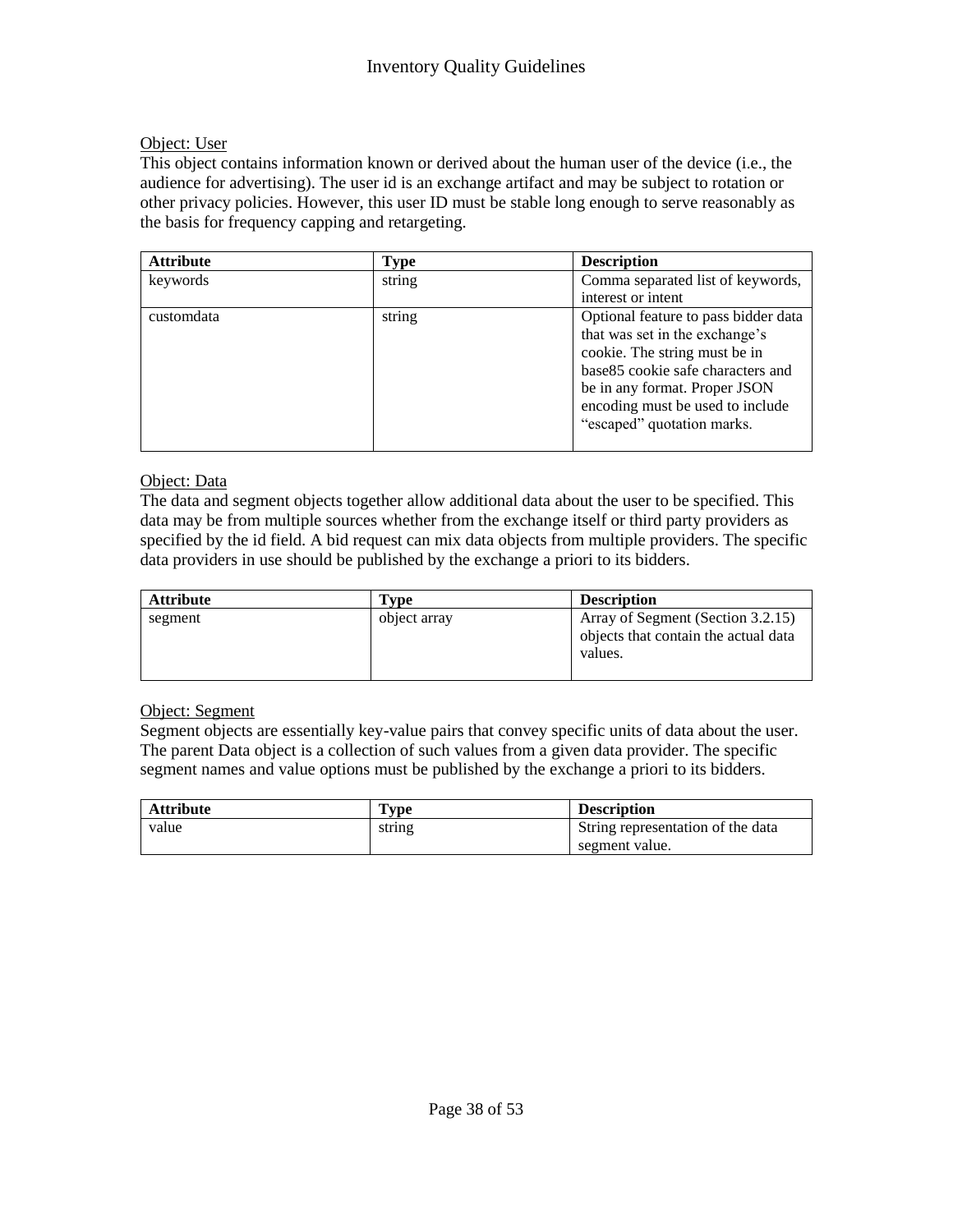Object: User

This object contains information known or derived about the human user of the device (i.e., the audience for advertising). The user id is an exchange artifact and may be subject to rotation or other privacy policies. However, this user ID must be stable long enough to serve reasonably as the basis for frequency capping and retargeting.

| Attribute | Type | Description |
|---|---|---|
| keywords | string | Comma separated list of keywords, interest or intent |
| customdata | string | Optional feature to pass bidder data that was set in the exchange's cookie. The string must be in base85 cookie safe characters and be in any format. Proper JSON encoding must be used to include "escaped" quotation marks. |

Object: Data

The data and segment objects together allow additional data about the user to be specified. This data may be from multiple sources whether from the exchange itself or third party providers as specified by the id field. A bid request can mix data objects from multiple providers. The specific data providers in use should be published by the exchange a priori to its bidders.

| Attribute | Type | Description |
|---|---|---|
| segment | object array | Array of Segment (Section 3.2.15) objects that contain the actual data values. |

Object: Segment

Segment objects are essentially key-value pairs that convey specific units of data about the user. The parent Data object is a collection of such values from a given data provider. The specific segment names and value options must be published by the exchange a priori to its bidders.

| Attribute | Type | Description |
|---|---|---|
| value | string | String representation of the data segment value. |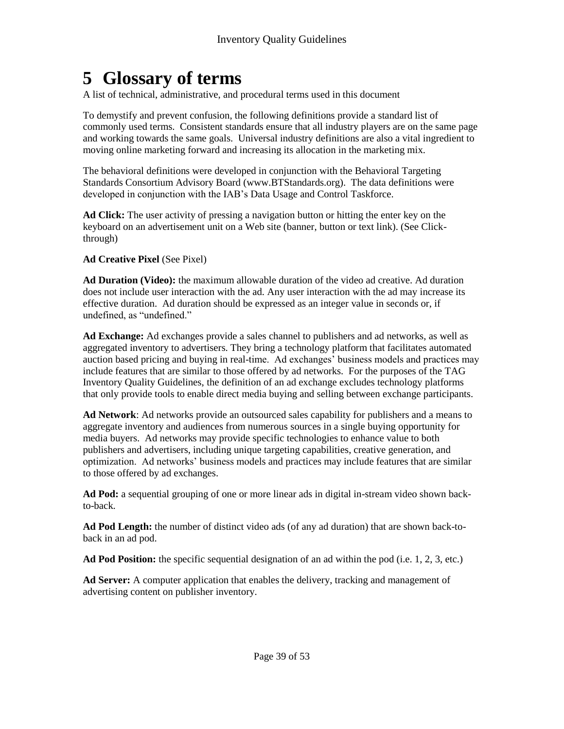# 5 Glossary of terms

A list of technical, administrative, and procedural terms used in this document

To demystify and prevent confusion, the following definitions provide a standard list of commonly used terms. Consistent standards ensure that all industry players are on the same page and working towards the same goals. Universal industry definitions are also a vital ingredient to moving online marketing forward and increasing its allocation in the marketing mix.

The behavioral definitions were developed in conjunction with the Behavioral Targeting Standards Consortium Advisory Board (www.BTStandards.org). The data definitions were developed in conjunction with the IAB's Data Usage and Control Taskforce.

**Ad Click:** The user activity of pressing a navigation button or hitting the enter key on the keyboard on an advertisement unit on a Web site (banner, button or text link). (See Click-through)

**Ad Creative Pixel** (See Pixel)

**Ad Duration (Video):** the maximum allowable duration of the video ad creative. Ad duration does not include user interaction with the ad. Any user interaction with the ad may increase its effective duration. Ad duration should be expressed as an integer value in seconds or, if undefined, as "undefined."

**Ad Exchange:** Ad exchanges provide a sales channel to publishers and ad networks, as well as aggregated inventory to advertisers. They bring a technology platform that facilitates automated auction based pricing and buying in real-time. Ad exchanges' business models and practices may include features that are similar to those offered by ad networks. For the purposes of the TAG Inventory Quality Guidelines, the definition of an ad exchange excludes technology platforms that only provide tools to enable direct media buying and selling between exchange participants.

**Ad Network**: Ad networks provide an outsourced sales capability for publishers and a means to aggregate inventory and audiences from numerous sources in a single buying opportunity for media buyers. Ad networks may provide specific technologies to enhance value to both publishers and advertisers, including unique targeting capabilities, creative generation, and optimization. Ad networks' business models and practices may include features that are similar to those offered by ad exchanges.

**Ad Pod:** a sequential grouping of one or more linear ads in digital in-stream video shown back-to-back.

**Ad Pod Length:** the number of distinct video ads (of any ad duration) that are shown back-to-back in an ad pod.

**Ad Pod Position:** the specific sequential designation of an ad within the pod (i.e. 1, 2, 3, etc.)

**Ad Server:** A computer application that enables the delivery, tracking and management of advertising content on publisher inventory.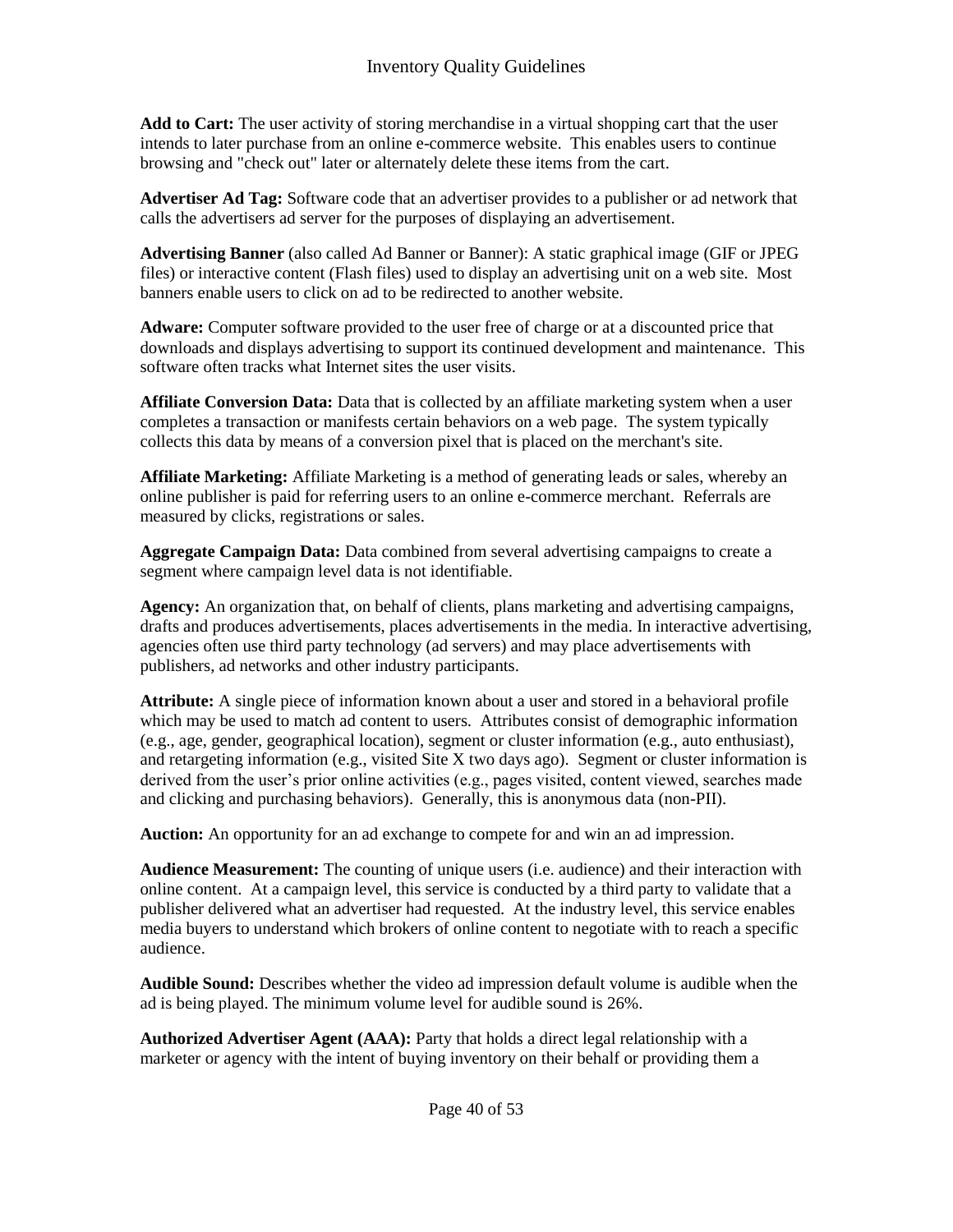**Add to Cart:** The user activity of storing merchandise in a virtual shopping cart that the user intends to later purchase from an online e-commerce website. This enables users to continue browsing and "check out" later or alternately delete these items from the cart.

**Advertiser Ad Tag:** Software code that an advertiser provides to a publisher or ad network that calls the advertisers ad server for the purposes of displaying an advertisement.

**Advertising Banner** (also called Ad Banner or Banner): A static graphical image (GIF or JPEG files) or interactive content (Flash files) used to display an advertising unit on a web site. Most banners enable users to click on ad to be redirected to another website.

**Adware:** Computer software provided to the user free of charge or at a discounted price that downloads and displays advertising to support its continued development and maintenance. This software often tracks what Internet sites the user visits.

**Affiliate Conversion Data:** Data that is collected by an affiliate marketing system when a user completes a transaction or manifests certain behaviors on a web page. The system typically collects this data by means of a conversion pixel that is placed on the merchant's site.

**Affiliate Marketing:** Affiliate Marketing is a method of generating leads or sales, whereby an online publisher is paid for referring users to an online e-commerce merchant. Referrals are measured by clicks, registrations or sales.

**Aggregate Campaign Data:** Data combined from several advertising campaigns to create a segment where campaign level data is not identifiable.

**Agency:** An organization that, on behalf of clients, plans marketing and advertising campaigns, drafts and produces advertisements, places advertisements in the media. In interactive advertising, agencies often use third party technology (ad servers) and may place advertisements with publishers, ad networks and other industry participants.

**Attribute:** A single piece of information known about a user and stored in a behavioral profile which may be used to match ad content to users. Attributes consist of demographic information (e.g., age, gender, geographical location), segment or cluster information (e.g., auto enthusiast), and retargeting information (e.g., visited Site X two days ago). Segment or cluster information is derived from the user's prior online activities (e.g., pages visited, content viewed, searches made and clicking and purchasing behaviors). Generally, this is anonymous data (non-PII).

**Auction:** An opportunity for an ad exchange to compete for and win an ad impression.

**Audience Measurement:** The counting of unique users (i.e. audience) and their interaction with online content. At a campaign level, this service is conducted by a third party to validate that a publisher delivered what an advertiser had requested. At the industry level, this service enables media buyers to understand which brokers of online content to negotiate with to reach a specific audience.

**Audible Sound:** Describes whether the video ad impression default volume is audible when the ad is being played. The minimum volume level for audible sound is 26%.

**Authorized Advertiser Agent (AAA):** Party that holds a direct legal relationship with a marketer or agency with the intent of buying inventory on their behalf or providing them a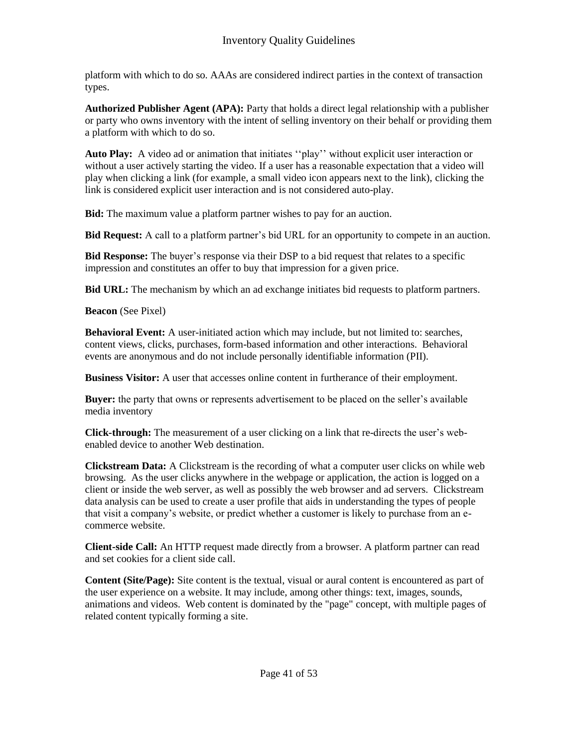platform with which to do so. AAAs are considered indirect parties in the context of transaction types.

**Authorized Publisher Agent (APA):** Party that holds a direct legal relationship with a publisher or party who owns inventory with the intent of selling inventory on their behalf or providing them a platform with which to do so.

**Auto Play:** A video ad or animation that initiates ‘‘play’’ without explicit user interaction or without a user actively starting the video. If a user has a reasonable expectation that a video will play when clicking a link (for example, a small video icon appears next to the link), clicking the link is considered explicit user interaction and is not considered auto-play.

**Bid:** The maximum value a platform partner wishes to pay for an auction.

**Bid Request:** A call to a platform partner’s bid URL for an opportunity to compete in an auction.

**Bid Response:** The buyer’s response via their DSP to a bid request that relates to a specific impression and constitutes an offer to buy that impression for a given price.

**Bid URL:** The mechanism by which an ad exchange initiates bid requests to platform partners.

**Beacon** (See Pixel)

**Behavioral Event:** A user-initiated action which may include, but not limited to: searches, content views, clicks, purchases, form-based information and other interactions. Behavioral events are anonymous and do not include personally identifiable information (PII).

**Business Visitor:** A user that accesses online content in furtherance of their employment.

**Buyer:** the party that owns or represents advertisement to be placed on the seller’s available media inventory

**Click-through:** The measurement of a user clicking on a link that re-directs the user’s web-enabled device to another Web destination.

**Clickstream Data:** A Clickstream is the recording of what a computer user clicks on while web browsing. As the user clicks anywhere in the webpage or application, the action is logged on a client or inside the web server, as well as possibly the web browser and ad servers. Clickstream data analysis can be used to create a user profile that aids in understanding the types of people that visit a company’s website, or predict whether a customer is likely to purchase from an e-commerce website.

**Client-side Call:** An HTTP request made directly from a browser. A platform partner can read and set cookies for a client side call.

**Content (Site/Page):** Site content is the textual, visual or aural content is encountered as part of the user experience on a website. It may include, among other things: text, images, sounds, animations and videos. Web content is dominated by the "page" concept, with multiple pages of related content typically forming a site.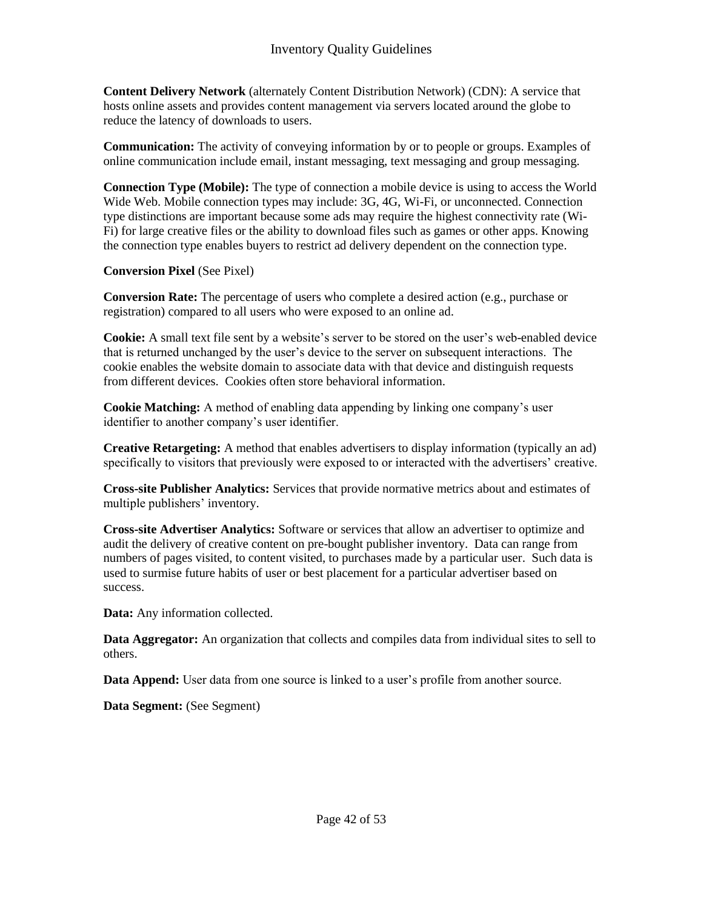**Content Delivery Network** (alternately Content Distribution Network) (CDN): A service that hosts online assets and provides content management via servers located around the globe to reduce the latency of downloads to users.

**Communication:** The activity of conveying information by or to people or groups. Examples of online communication include email, instant messaging, text messaging and group messaging.

**Connection Type (Mobile):** The type of connection a mobile device is using to access the World Wide Web. Mobile connection types may include: 3G, 4G, Wi-Fi, or unconnected. Connection type distinctions are important because some ads may require the highest connectivity rate (Wi-Fi) for large creative files or the ability to download files such as games or other apps. Knowing the connection type enables buyers to restrict ad delivery dependent on the connection type.

**Conversion Pixel** (See Pixel)

**Conversion Rate:** The percentage of users who complete a desired action (e.g., purchase or registration) compared to all users who were exposed to an online ad.

**Cookie:** A small text file sent by a website's server to be stored on the user's web-enabled device that is returned unchanged by the user's device to the server on subsequent interactions. The cookie enables the website domain to associate data with that device and distinguish requests from different devices. Cookies often store behavioral information.

**Cookie Matching:** A method of enabling data appending by linking one company's user identifier to another company's user identifier.

**Creative Retargeting:** A method that enables advertisers to display information (typically an ad) specifically to visitors that previously were exposed to or interacted with the advertisers' creative.

**Cross-site Publisher Analytics:** Services that provide normative metrics about and estimates of multiple publishers' inventory.

**Cross-site Advertiser Analytics:** Software or services that allow an advertiser to optimize and audit the delivery of creative content on pre-bought publisher inventory. Data can range from numbers of pages visited, to content visited, to purchases made by a particular user. Such data is used to surmise future habits of user or best placement for a particular advertiser based on success.

**Data:** Any information collected.

**Data Aggregator:** An organization that collects and compiles data from individual sites to sell to others.

**Data Append:** User data from one source is linked to a user's profile from another source.

**Data Segment:** (See Segment)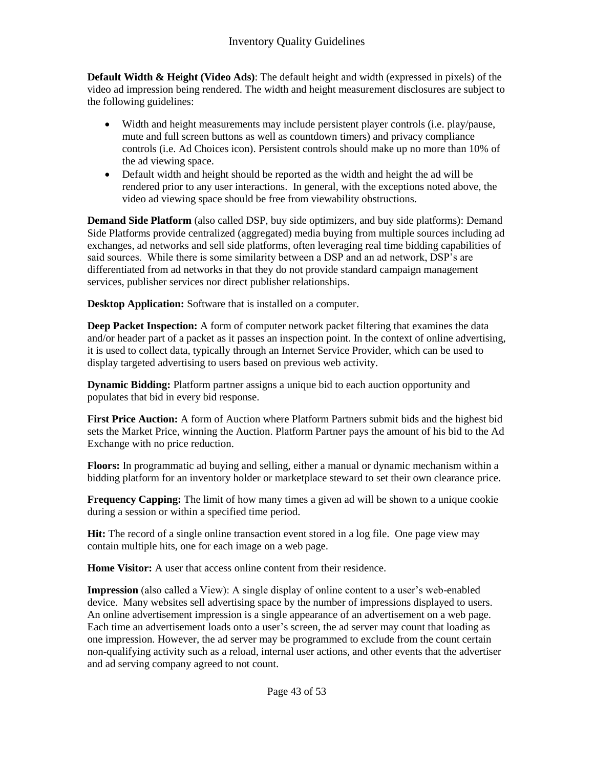**Default Width & Height (Video Ads)**: The default height and width (expressed in pixels) of the video ad impression being rendered. The width and height measurement disclosures are subject to the following guidelines:

- Width and height measurements may include persistent player controls (i.e. play/pause, mute and full screen buttons as well as countdown timers) and privacy compliance controls (i.e. Ad Choices icon). Persistent controls should make up no more than 10% of the ad viewing space.
- Default width and height should be reported as the width and height the ad will be rendered prior to any user interactions. In general, with the exceptions noted above, the video ad viewing space should be free from viewability obstructions.

**Demand Side Platform** (also called DSP, buy side optimizers, and buy side platforms): Demand Side Platforms provide centralized (aggregated) media buying from multiple sources including ad exchanges, ad networks and sell side platforms, often leveraging real time bidding capabilities of said sources. While there is some similarity between a DSP and an ad network, DSP's are differentiated from ad networks in that they do not provide standard campaign management services, publisher services nor direct publisher relationships.

**Desktop Application:** Software that is installed on a computer.

**Deep Packet Inspection:** A form of computer network packet filtering that examines the data and/or header part of a packet as it passes an inspection point. In the context of online advertising, it is used to collect data, typically through an Internet Service Provider, which can be used to display targeted advertising to users based on previous web activity.

**Dynamic Bidding:** Platform partner assigns a unique bid to each auction opportunity and populates that bid in every bid response.

**First Price Auction:** A form of Auction where Platform Partners submit bids and the highest bid sets the Market Price, winning the Auction. Platform Partner pays the amount of his bid to the Ad Exchange with no price reduction.

**Floors:** In programmatic ad buying and selling, either a manual or dynamic mechanism within a bidding platform for an inventory holder or marketplace steward to set their own clearance price.

**Frequency Capping:** The limit of how many times a given ad will be shown to a unique cookie during a session or within a specified time period.

**Hit:** The record of a single online transaction event stored in a log file. One page view may contain multiple hits, one for each image on a web page.

**Home Visitor:** A user that access online content from their residence.

**Impression** (also called a View): A single display of online content to a user's web-enabled device. Many websites sell advertising space by the number of impressions displayed to users. An online advertisement impression is a single appearance of an advertisement on a web page. Each time an advertisement loads onto a user's screen, the ad server may count that loading as one impression. However, the ad server may be programmed to exclude from the count certain non-qualifying activity such as a reload, internal user actions, and other events that the advertiser and ad serving company agreed to not count.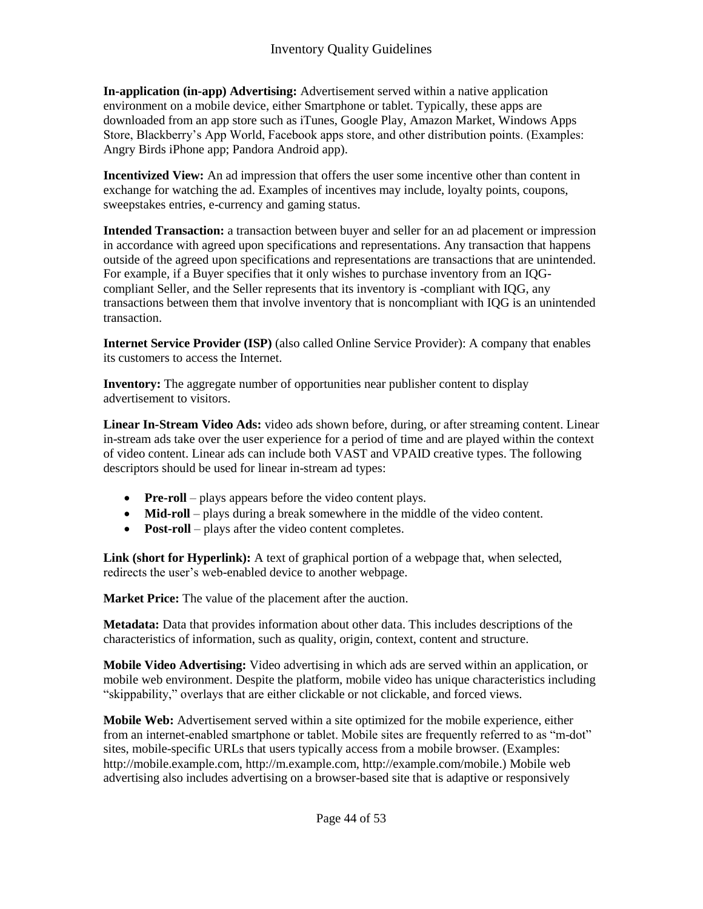**In-application (in-app) Advertising:** Advertisement served within a native application environment on a mobile device, either Smartphone or tablet. Typically, these apps are downloaded from an app store such as iTunes, Google Play, Amazon Market, Windows Apps Store, Blackberry's App World, Facebook apps store, and other distribution points. (Examples: Angry Birds iPhone app; Pandora Android app).

**Incentivized View:** An ad impression that offers the user some incentive other than content in exchange for watching the ad. Examples of incentives may include, loyalty points, coupons, sweepstakes entries, e-currency and gaming status.

**Intended Transaction:** a transaction between buyer and seller for an ad placement or impression in accordance with agreed upon specifications and representations. Any transaction that happens outside of the agreed upon specifications and representations are transactions that are unintended. For example, if a Buyer specifies that it only wishes to purchase inventory from an IQG-compliant Seller, and the Seller represents that its inventory is -compliant with IQG, any transactions between them that involve inventory that is noncompliant with IQG is an unintended transaction.

**Internet Service Provider (ISP)** (also called Online Service Provider): A company that enables its customers to access the Internet.

**Inventory:** The aggregate number of opportunities near publisher content to display advertisement to visitors.

**Linear In-Stream Video Ads:** video ads shown before, during, or after streaming content. Linear in-stream ads take over the user experience for a period of time and are played within the context of video content. Linear ads can include both VAST and VPAID creative types. The following descriptors should be used for linear in-stream ad types:

- **Pre-roll** – plays appears before the video content plays.
- **Mid-roll** – plays during a break somewhere in the middle of the video content.
- **Post-roll** – plays after the video content completes.

**Link (short for Hyperlink):** A text of graphical portion of a webpage that, when selected, redirects the user's web-enabled device to another webpage.

**Market Price:** The value of the placement after the auction.

**Metadata:** Data that provides information about other data. This includes descriptions of the characteristics of information, such as quality, origin, context, content and structure.

**Mobile Video Advertising:** Video advertising in which ads are served within an application, or mobile web environment. Despite the platform, mobile video has unique characteristics including "skippability," overlays that are either clickable or not clickable, and forced views.

**Mobile Web:** Advertisement served within a site optimized for the mobile experience, either from an internet-enabled smartphone or tablet. Mobile sites are frequently referred to as "m-dot" sites, mobile-specific URLs that users typically access from a mobile browser. (Examples: http://mobile.example.com, http://m.example.com, http://example.com/mobile.) Mobile web advertising also includes advertising on a browser-based site that is adaptive or responsively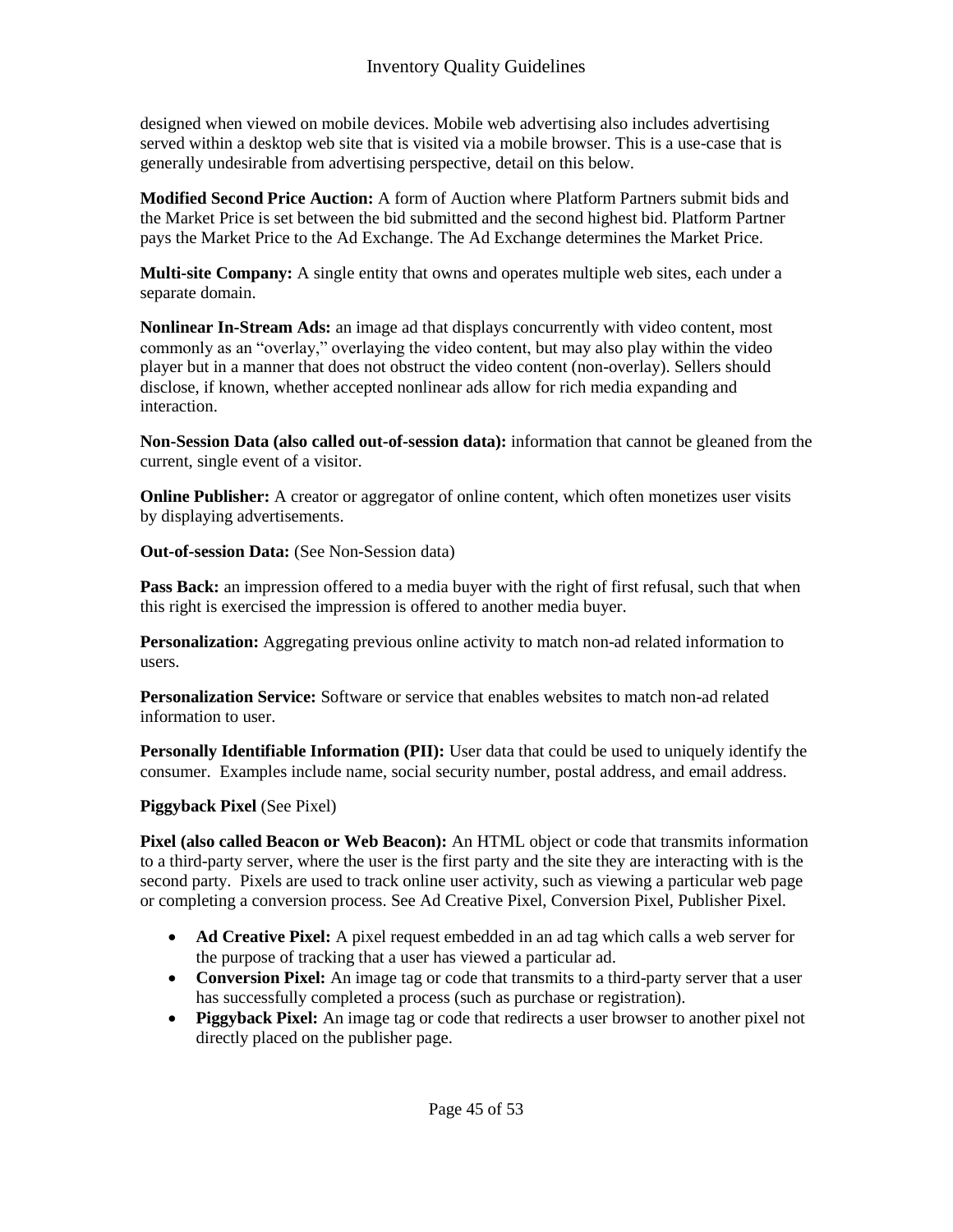designed when viewed on mobile devices. Mobile web advertising also includes advertising served within a desktop web site that is visited via a mobile browser. This is a use-case that is generally undesirable from advertising perspective, detail on this below.

**Modified Second Price Auction:** A form of Auction where Platform Partners submit bids and the Market Price is set between the bid submitted and the second highest bid. Platform Partner pays the Market Price to the Ad Exchange. The Ad Exchange determines the Market Price.

**Multi-site Company:** A single entity that owns and operates multiple web sites, each under a separate domain.

**Nonlinear In-Stream Ads:** an image ad that displays concurrently with video content, most commonly as an "overlay," overlaying the video content, but may also play within the video player but in a manner that does not obstruct the video content (non-overlay). Sellers should disclose, if known, whether accepted nonlinear ads allow for rich media expanding and interaction.

**Non-Session Data (also called out-of-session data):** information that cannot be gleaned from the current, single event of a visitor.

**Online Publisher:** A creator or aggregator of online content, which often monetizes user visits by displaying advertisements.

**Out-of-session Data:** (See Non-Session data)

**Pass Back:** an impression offered to a media buyer with the right of first refusal, such that when this right is exercised the impression is offered to another media buyer.

**Personalization:** Aggregating previous online activity to match non-ad related information to users.

**Personalization Service:** Software or service that enables websites to match non-ad related information to user.

**Personally Identifiable Information (PII):** User data that could be used to uniquely identify the consumer. Examples include name, social security number, postal address, and email address.

**Piggyback Pixel** (See Pixel)

**Pixel (also called Beacon or Web Beacon):** An HTML object or code that transmits information to a third-party server, where the user is the first party and the site they are interacting with is the second party. Pixels are used to track online user activity, such as viewing a particular web page or completing a conversion process. See Ad Creative Pixel, Conversion Pixel, Publisher Pixel.

- **Ad Creative Pixel:** A pixel request embedded in an ad tag which calls a web server for the purpose of tracking that a user has viewed a particular ad.
- **Conversion Pixel:** An image tag or code that transmits to a third-party server that a user has successfully completed a process (such as purchase or registration).
- **Piggyback Pixel:** An image tag or code that redirects a user browser to another pixel not directly placed on the publisher page.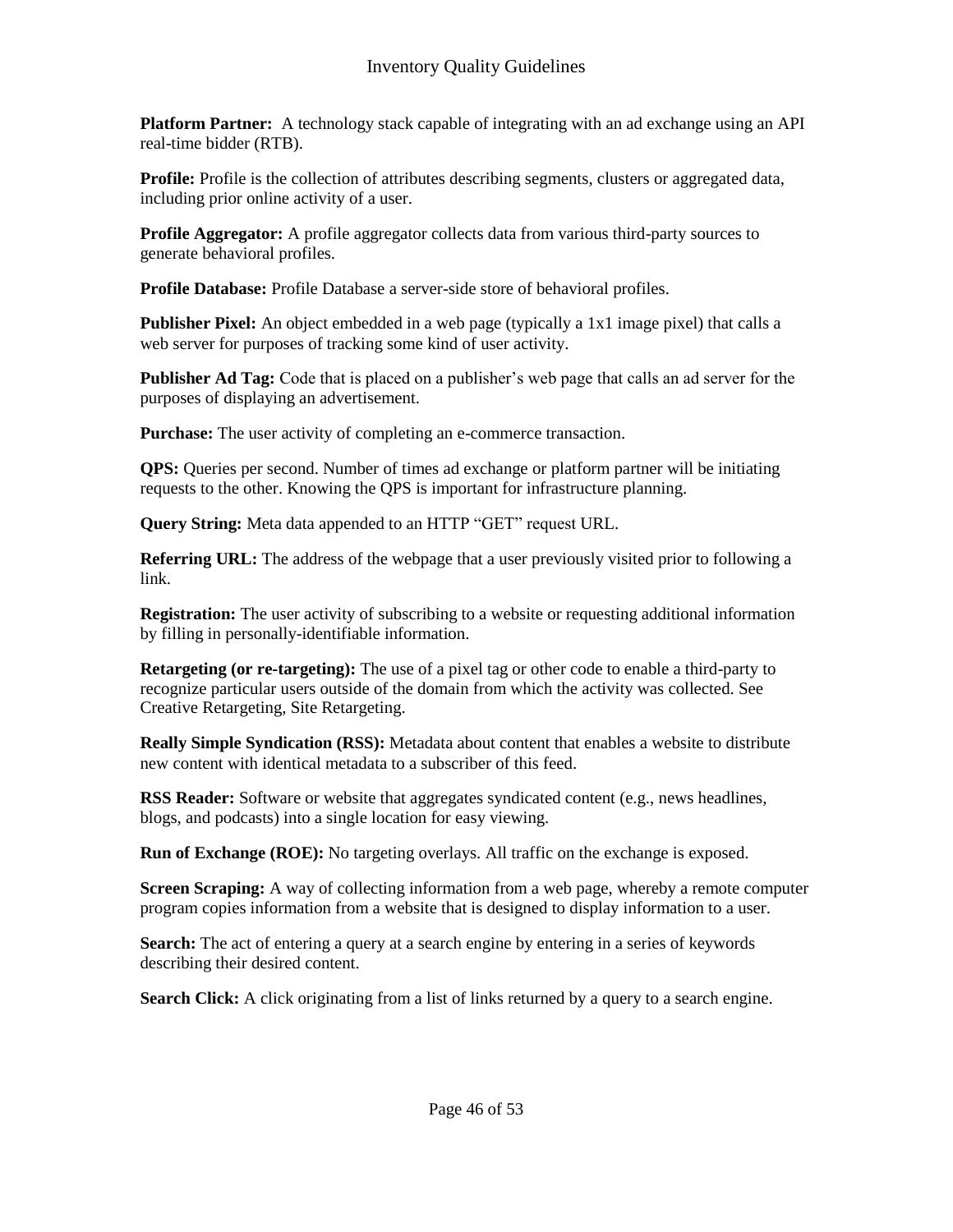**Platform Partner:** A technology stack capable of integrating with an ad exchange using an API real-time bidder (RTB).

**Profile:** Profile is the collection of attributes describing segments, clusters or aggregated data, including prior online activity of a user.

**Profile Aggregator:** A profile aggregator collects data from various third-party sources to generate behavioral profiles.

**Profile Database:** Profile Database a server-side store of behavioral profiles.

**Publisher Pixel:** An object embedded in a web page (typically a 1x1 image pixel) that calls a web server for purposes of tracking some kind of user activity.

**Publisher Ad Tag:** Code that is placed on a publisher's web page that calls an ad server for the purposes of displaying an advertisement.

**Purchase:** The user activity of completing an e-commerce transaction.

**QPS:** Queries per second. Number of times ad exchange or platform partner will be initiating requests to the other. Knowing the QPS is important for infrastructure planning.

**Query String:** Meta data appended to an HTTP "GET" request URL.

**Referring URL:** The address of the webpage that a user previously visited prior to following a link.

**Registration:** The user activity of subscribing to a website or requesting additional information by filling in personally-identifiable information.

**Retargeting (or re-targeting):** The use of a pixel tag or other code to enable a third-party to recognize particular users outside of the domain from which the activity was collected. See Creative Retargeting, Site Retargeting.

**Really Simple Syndication (RSS):** Metadata about content that enables a website to distribute new content with identical metadata to a subscriber of this feed.

**RSS Reader:** Software or website that aggregates syndicated content (e.g., news headlines, blogs, and podcasts) into a single location for easy viewing.

**Run of Exchange (ROE):** No targeting overlays. All traffic on the exchange is exposed.

**Screen Scraping:** A way of collecting information from a web page, whereby a remote computer program copies information from a website that is designed to display information to a user.

**Search:** The act of entering a query at a search engine by entering in a series of keywords describing their desired content.

**Search Click:** A click originating from a list of links returned by a query to a search engine.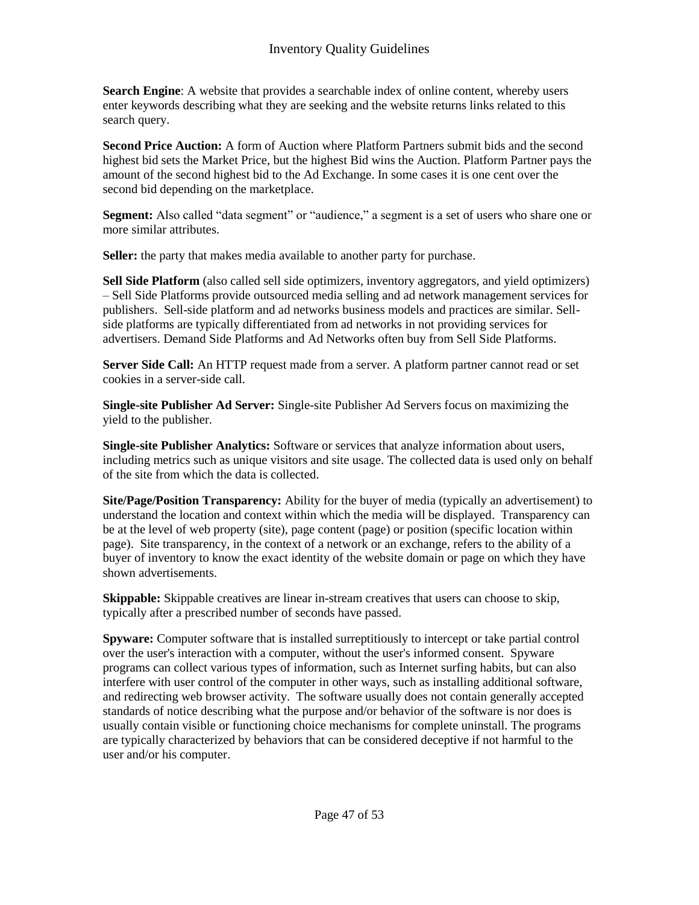**Search Engine**: A website that provides a searchable index of online content, whereby users enter keywords describing what they are seeking and the website returns links related to this search query.

**Second Price Auction:** A form of Auction where Platform Partners submit bids and the second highest bid sets the Market Price, but the highest Bid wins the Auction. Platform Partner pays the amount of the second highest bid to the Ad Exchange. In some cases it is one cent over the second bid depending on the marketplace.

**Segment:** Also called "data segment" or "audience," a segment is a set of users who share one or more similar attributes.

**Seller:** the party that makes media available to another party for purchase.

**Sell Side Platform** (also called sell side optimizers, inventory aggregators, and yield optimizers) – Sell Side Platforms provide outsourced media selling and ad network management services for publishers. Sell-side platform and ad networks business models and practices are similar. Sell-side platforms are typically differentiated from ad networks in not providing services for advertisers. Demand Side Platforms and Ad Networks often buy from Sell Side Platforms.

**Server Side Call:** An HTTP request made from a server. A platform partner cannot read or set cookies in a server-side call.

**Single-site Publisher Ad Server:** Single-site Publisher Ad Servers focus on maximizing the yield to the publisher.

**Single-site Publisher Analytics:** Software or services that analyze information about users, including metrics such as unique visitors and site usage. The collected data is used only on behalf of the site from which the data is collected.

**Site/Page/Position Transparency:** Ability for the buyer of media (typically an advertisement) to understand the location and context within which the media will be displayed. Transparency can be at the level of web property (site), page content (page) or position (specific location within page). Site transparency, in the context of a network or an exchange, refers to the ability of a buyer of inventory to know the exact identity of the website domain or page on which they have shown advertisements.

**Skippable:** Skippable creatives are linear in-stream creatives that users can choose to skip, typically after a prescribed number of seconds have passed.

**Spyware:** Computer software that is installed surreptitiously to intercept or take partial control over the user's interaction with a computer, without the user's informed consent. Spyware programs can collect various types of information, such as Internet surfing habits, but can also interfere with user control of the computer in other ways, such as installing additional software, and redirecting web browser activity. The software usually does not contain generally accepted standards of notice describing what the purpose and/or behavior of the software is nor does is usually contain visible or functioning choice mechanisms for complete uninstall. The programs are typically characterized by behaviors that can be considered deceptive if not harmful to the user and/or his computer.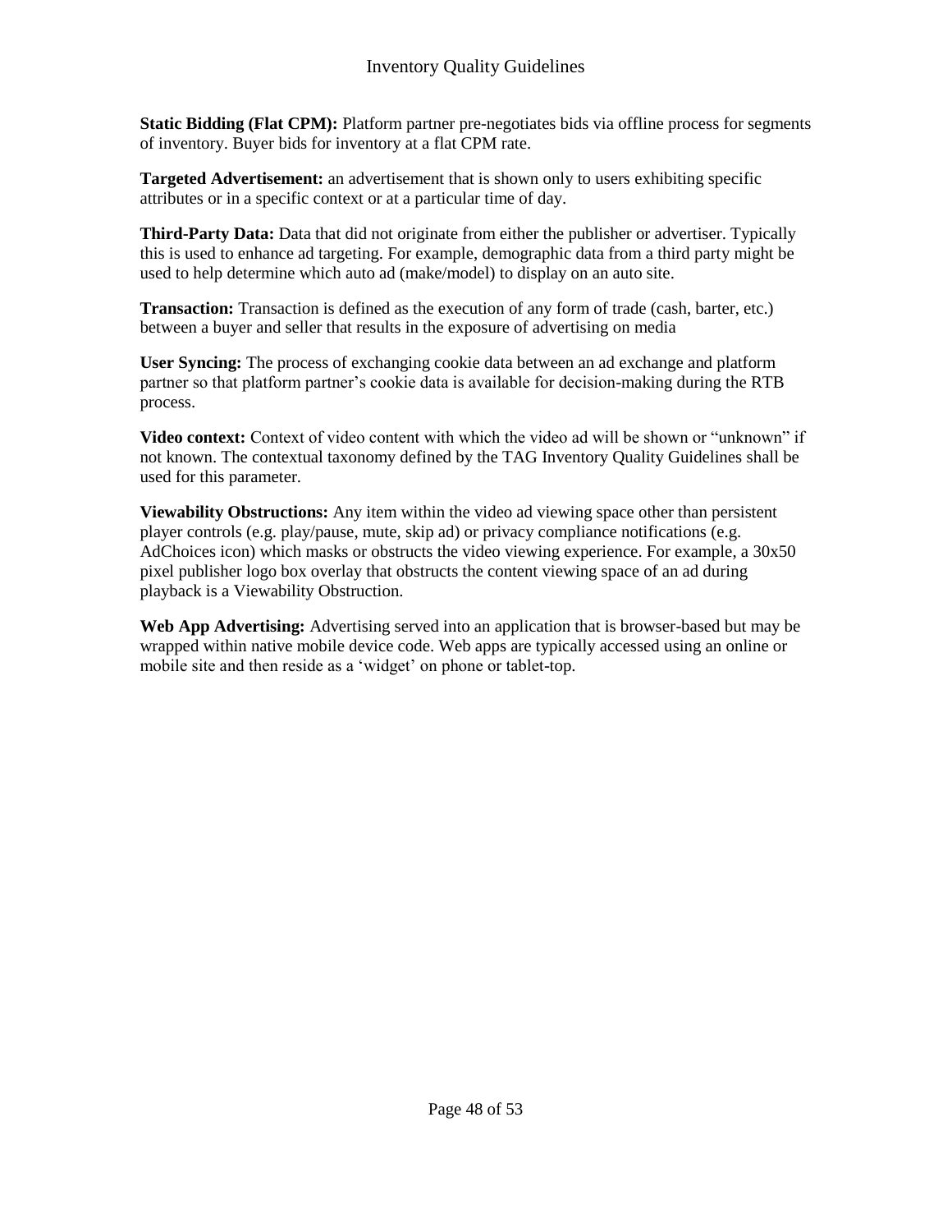**Static Bidding (Flat CPM):** Platform partner pre-negotiates bids via offline process for segments of inventory. Buyer bids for inventory at a flat CPM rate.

**Targeted Advertisement:** an advertisement that is shown only to users exhibiting specific attributes or in a specific context or at a particular time of day.

**Third-Party Data:** Data that did not originate from either the publisher or advertiser. Typically this is used to enhance ad targeting. For example, demographic data from a third party might be used to help determine which auto ad (make/model) to display on an auto site.

**Transaction:** Transaction is defined as the execution of any form of trade (cash, barter, etc.) between a buyer and seller that results in the exposure of advertising on media

**User Syncing:** The process of exchanging cookie data between an ad exchange and platform partner so that platform partner's cookie data is available for decision-making during the RTB process.

**Video context:** Context of video content with which the video ad will be shown or "unknown" if not known. The contextual taxonomy defined by the TAG Inventory Quality Guidelines shall be used for this parameter.

**Viewability Obstructions:** Any item within the video ad viewing space other than persistent player controls (e.g. play/pause, mute, skip ad) or privacy compliance notifications (e.g. AdChoices icon) which masks or obstructs the video viewing experience. For example, a 30x50 pixel publisher logo box overlay that obstructs the content viewing space of an ad during playback is a Viewability Obstruction.

**Web App Advertising:** Advertising served into an application that is browser-based but may be wrapped within native mobile device code. Web apps are typically accessed using an online or mobile site and then reside as a 'widget' on phone or tablet-top.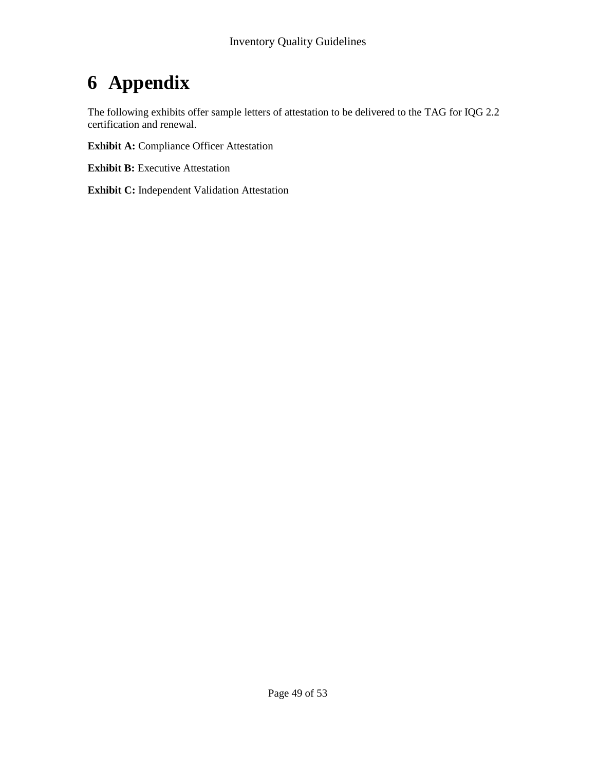# 6 Appendix

The following exhibits offer sample letters of attestation to be delivered to the TAG for IQG 2.2 certification and renewal.

**Exhibit A:** Compliance Officer Attestation

**Exhibit B:** Executive Attestation

**Exhibit C:** Independent Validation Attestation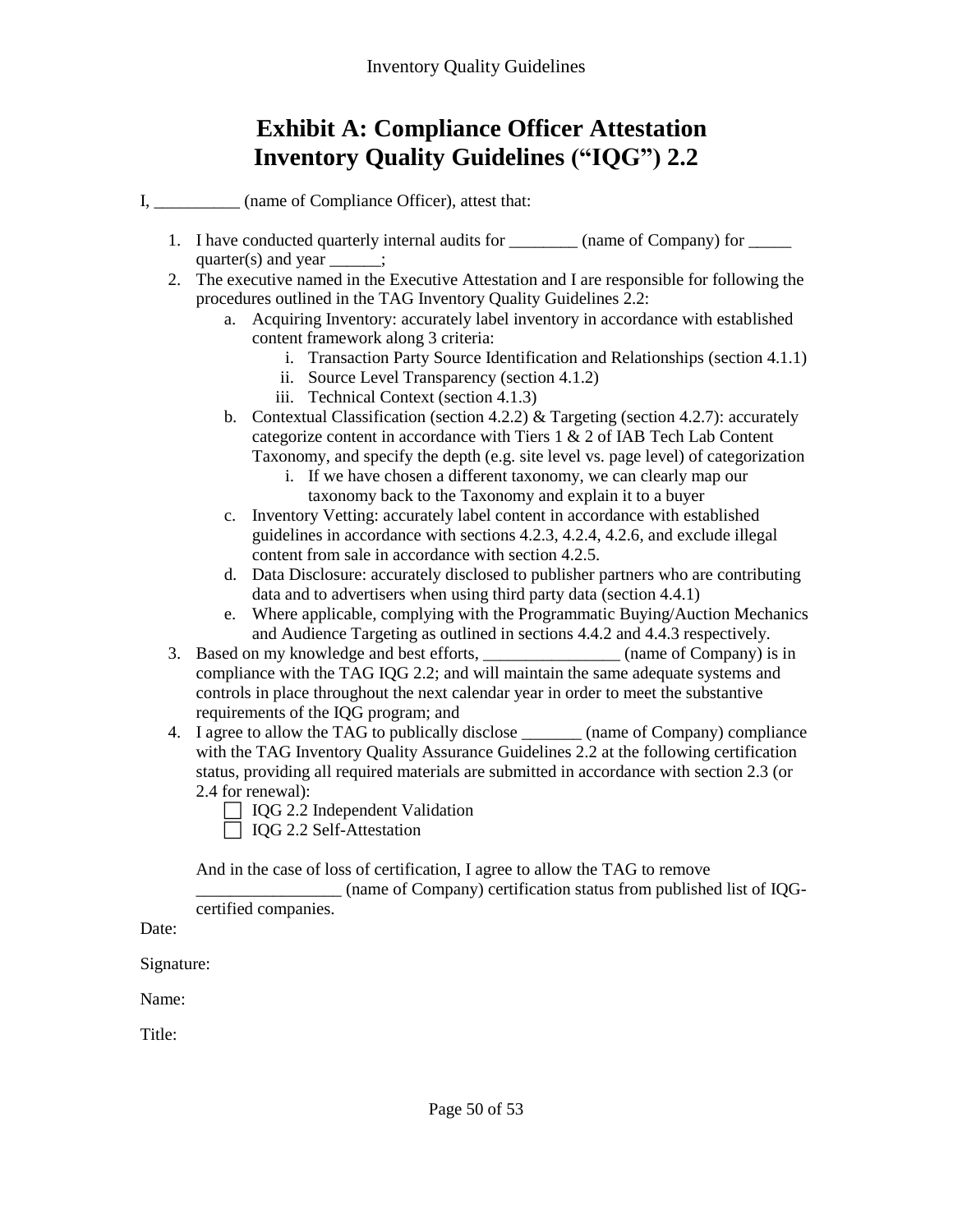# Exhibit A: Compliance Officer Attestation Inventory Quality Guidelines ("IQG") 2.2

I, __________ (name of Compliance Officer), attest that:

1. I have conducted quarterly internal audits for ________ (name of Company) for _____ quarter(s) and year ______;
2. The executive named in the Executive Attestation and I are responsible for following the procedures outlined in the TAG Inventory Quality Guidelines 2.2:
   a. Acquiring Inventory: accurately label inventory in accordance with established content framework along 3 criteria:
      i. Transaction Party Source Identification and Relationships (section 4.1.1)
      ii. Source Level Transparency (section 4.1.2)
      iii. Technical Context (section 4.1.3)
   b. Contextual Classification (section 4.2.2) & Targeting (section 4.2.7): accurately categorize content in accordance with Tiers 1 & 2 of IAB Tech Lab Content Taxonomy, and specify the depth (e.g. site level vs. page level) of categorization
      i. If we have chosen a different taxonomy, we can clearly map our taxonomy back to the Taxonomy and explain it to a buyer
   c. Inventory Vetting: accurately label content in accordance with established guidelines in accordance with sections 4.2.3, 4.2.4, 4.2.6, and exclude illegal content from sale in accordance with section 4.2.5.
   d. Data Disclosure: accurately disclosed to publisher partners who are contributing data and to advertisers when using third party data (section 4.4.1)
   e. Where applicable, complying with the Programmatic Buying/Auction Mechanics and Audience Targeting as outlined in sections 4.4.2 and 4.4.3 respectively.
3. Based on my knowledge and best efforts, ________________ (name of Company) is in compliance with the TAG IQG 2.2; and will maintain the same adequate systems and controls in place throughout the next calendar year in order to meet the substantive requirements of the IQG program; and
4. I agree to allow the TAG to publically disclose _______ (name of Company) compliance with the TAG Inventory Quality Assurance Guidelines 2.2 at the following certification status, providing all required materials are submitted in accordance with section 2.3 (or 2.4 for renewal):
   - ☐ IQG 2.2 Independent Validation
   - ☐ IQG 2.2 Self-Attestation

   And in the case of loss of certification, I agree to allow the TAG to remove ________________ (name of Company) certification status from published list of IQG-certified companies.

Date:

Signature:

Name:

Title: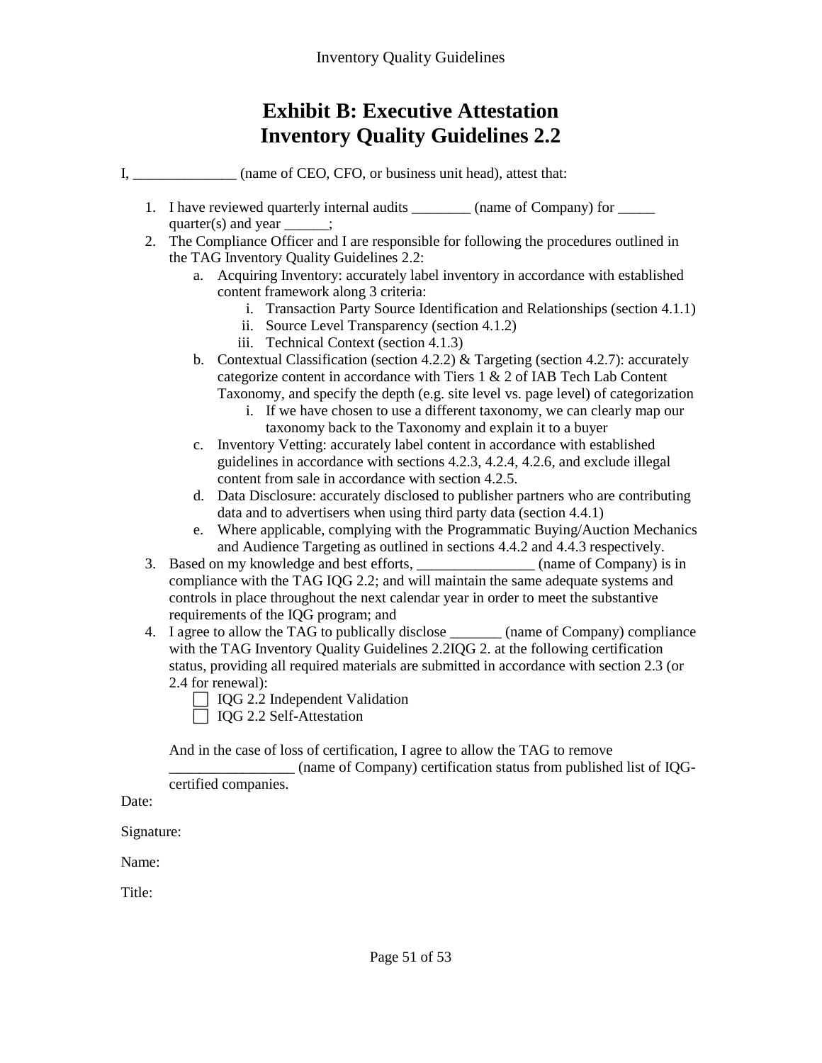# Exhibit B: Executive Attestation
# Inventory Quality Guidelines 2.2

I, ______________ (name of CEO, CFO, or business unit head), attest that:

1. I have reviewed quarterly internal audits ________ (name of Company) for _____ quarter(s) and year ______;
2. The Compliance Officer and I are responsible for following the procedures outlined in the TAG Inventory Quality Guidelines 2.2:
   a. Acquiring Inventory: accurately label inventory in accordance with established content framework along 3 criteria:
      i. Transaction Party Source Identification and Relationships (section 4.1.1)
      ii. Source Level Transparency (section 4.1.2)
      iii. Technical Context (section 4.1.3)
   b. Contextual Classification (section 4.2.2) & Targeting (section 4.2.7): accurately categorize content in accordance with Tiers 1 & 2 of IAB Tech Lab Content Taxonomy, and specify the depth (e.g. site level vs. page level) of categorization
      i. If we have chosen to use a different taxonomy, we can clearly map our taxonomy back to the Taxonomy and explain it to a buyer
   c. Inventory Vetting: accurately label content in accordance with established guidelines in accordance with sections 4.2.3, 4.2.4, 4.2.6, and exclude illegal content from sale in accordance with section 4.2.5.
   d. Data Disclosure: accurately disclosed to publisher partners who are contributing data and to advertisers when using third party data (section 4.4.1)
   e. Where applicable, complying with the Programmatic Buying/Auction Mechanics and Audience Targeting as outlined in sections 4.4.2 and 4.4.3 respectively.
3. Based on my knowledge and best efforts, ________________ (name of Company) is in compliance with the TAG IQG 2.2; and will maintain the same adequate systems and controls in place throughout the next calendar year in order to meet the substantive requirements of the IQG program; and
4. I agree to allow the TAG to publically disclose _______ (name of Company) compliance with the TAG Inventory Quality Guidelines 2.2IQG 2. at the following certification status, providing all required materials are submitted in accordance with section 2.3 (or 2.4 for renewal):
   - ☐ IQG 2.2 Independent Validation
   - ☐ IQG 2.2 Self-Attestation

   And in the case of loss of certification, I agree to allow the TAG to remove ________________ (name of Company) certification status from published list of IQG-certified companies.

Date:

Signature:

Name:

Title: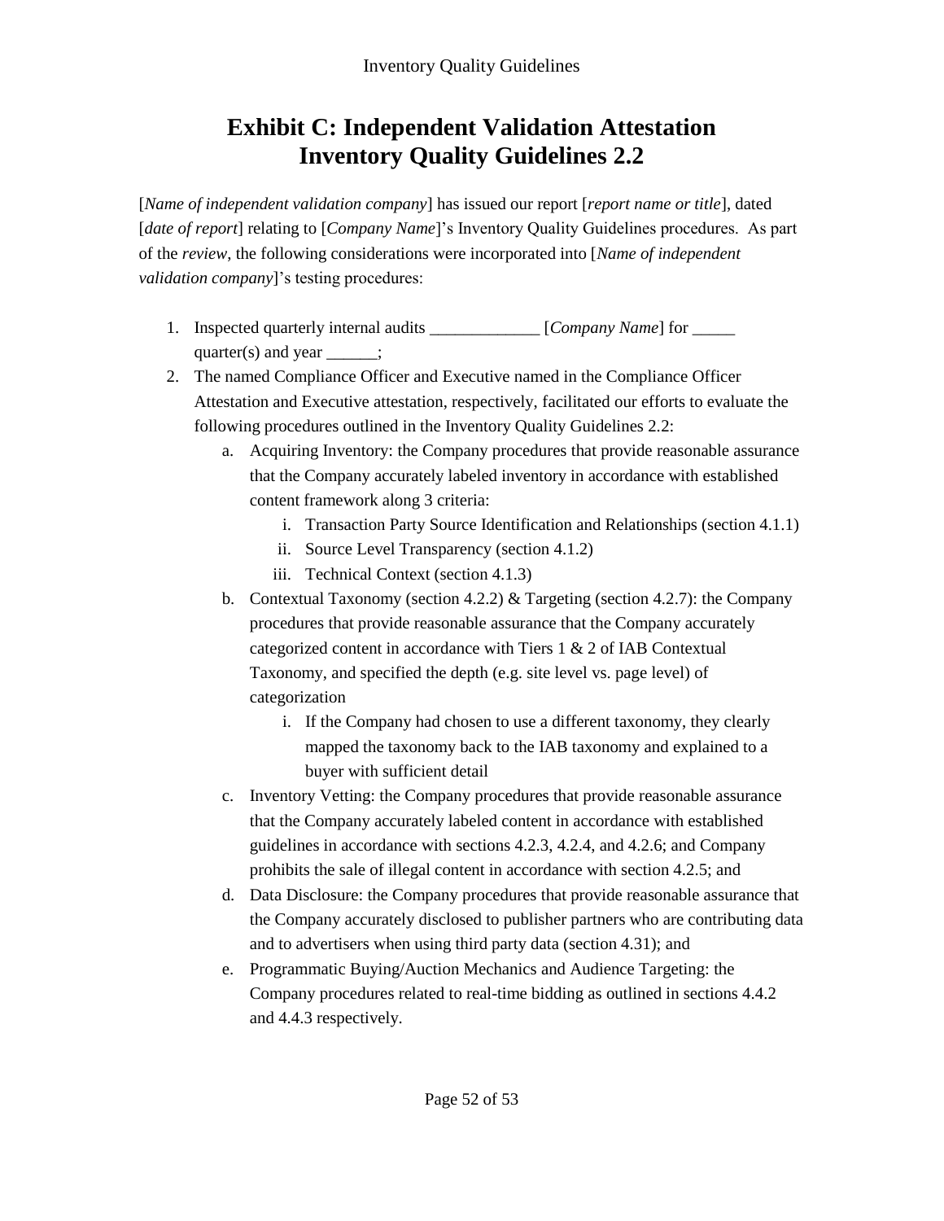# Exhibit C: Independent Validation Attestation Inventory Quality Guidelines 2.2

[*Name of independent validation company*] has issued our report [*report name or title*], dated [*date of report*] relating to [*Company Name*]'s Inventory Quality Guidelines procedures. As part of the *review*, the following considerations were incorporated into [*Name of independent validation company*]'s testing procedures:

1. Inspected quarterly internal audits _____________ [*Company Name*] for _____ quarter(s) and year ______;
2. The named Compliance Officer and Executive named in the Compliance Officer Attestation and Executive attestation, respectively, facilitated our efforts to evaluate the following procedures outlined in the Inventory Quality Guidelines 2.2:
    a. Acquiring Inventory: the Company procedures that provide reasonable assurance that the Company accurately labeled inventory in accordance with established content framework along 3 criteria:
        i. Transaction Party Source Identification and Relationships (section 4.1.1)
        ii. Source Level Transparency (section 4.1.2)
        iii. Technical Context (section 4.1.3)
    b. Contextual Taxonomy (section 4.2.2) & Targeting (section 4.2.7): the Company procedures that provide reasonable assurance that the Company accurately categorized content in accordance with Tiers 1 & 2 of IAB Contextual Taxonomy, and specified the depth (e.g. site level vs. page level) of categorization
        i. If the Company had chosen to use a different taxonomy, they clearly mapped the taxonomy back to the IAB taxonomy and explained to a buyer with sufficient detail
    c. Inventory Vetting: the Company procedures that provide reasonable assurance that the Company accurately labeled content in accordance with established guidelines in accordance with sections 4.2.3, 4.2.4, and 4.2.6; and Company prohibits the sale of illegal content in accordance with section 4.2.5; and
    d. Data Disclosure: the Company procedures that provide reasonable assurance that the Company accurately disclosed to publisher partners who are contributing data and to advertisers when using third party data (section 4.31); and
    e. Programmatic Buying/Auction Mechanics and Audience Targeting: the Company procedures related to real-time bidding as outlined in sections 4.4.2 and 4.4.3 respectively.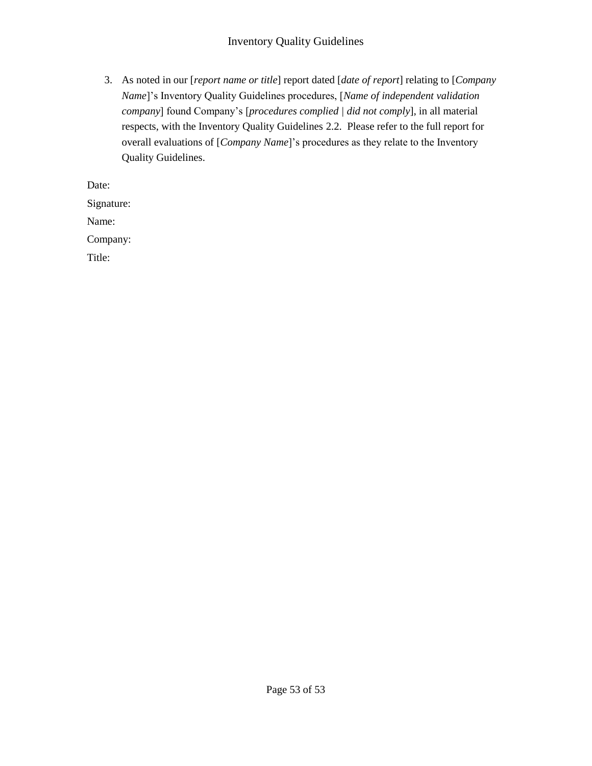3. As noted in our [*report name or title*] report dated [*date of report*] relating to [*Company Name*]'s Inventory Quality Guidelines procedures, [*Name of independent validation company*] found Company's [*procedures complied | did not comply*], in all material respects, with the Inventory Quality Guidelines 2.2. Please refer to the full report for overall evaluations of [*Company Name*]'s procedures as they relate to the Inventory Quality Guidelines.

Date:

Signature:

Name:

Company:

Title: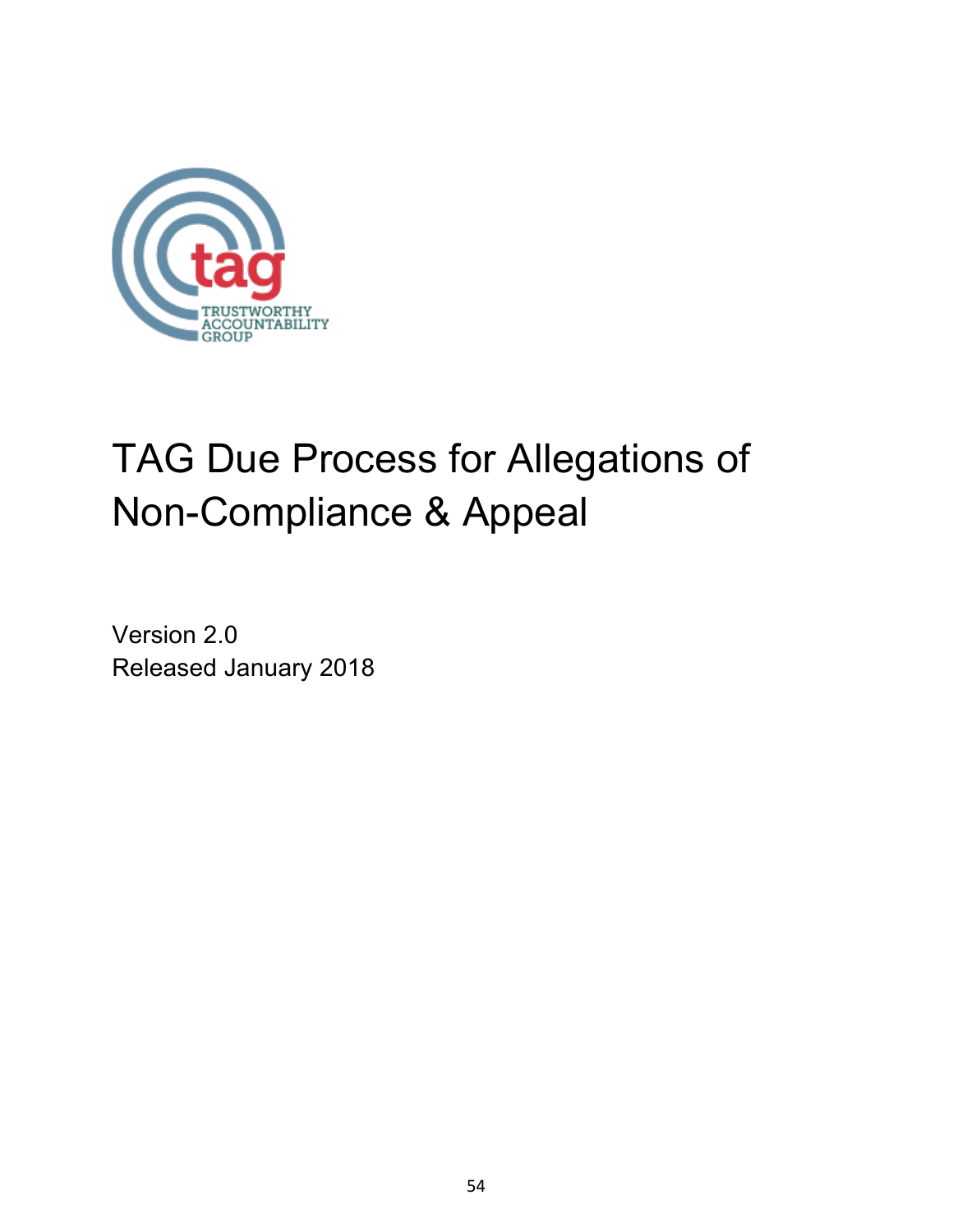# TAG Due Process for Allegations of Non-Compliance & Appeal

Version 2.0
Released January 2018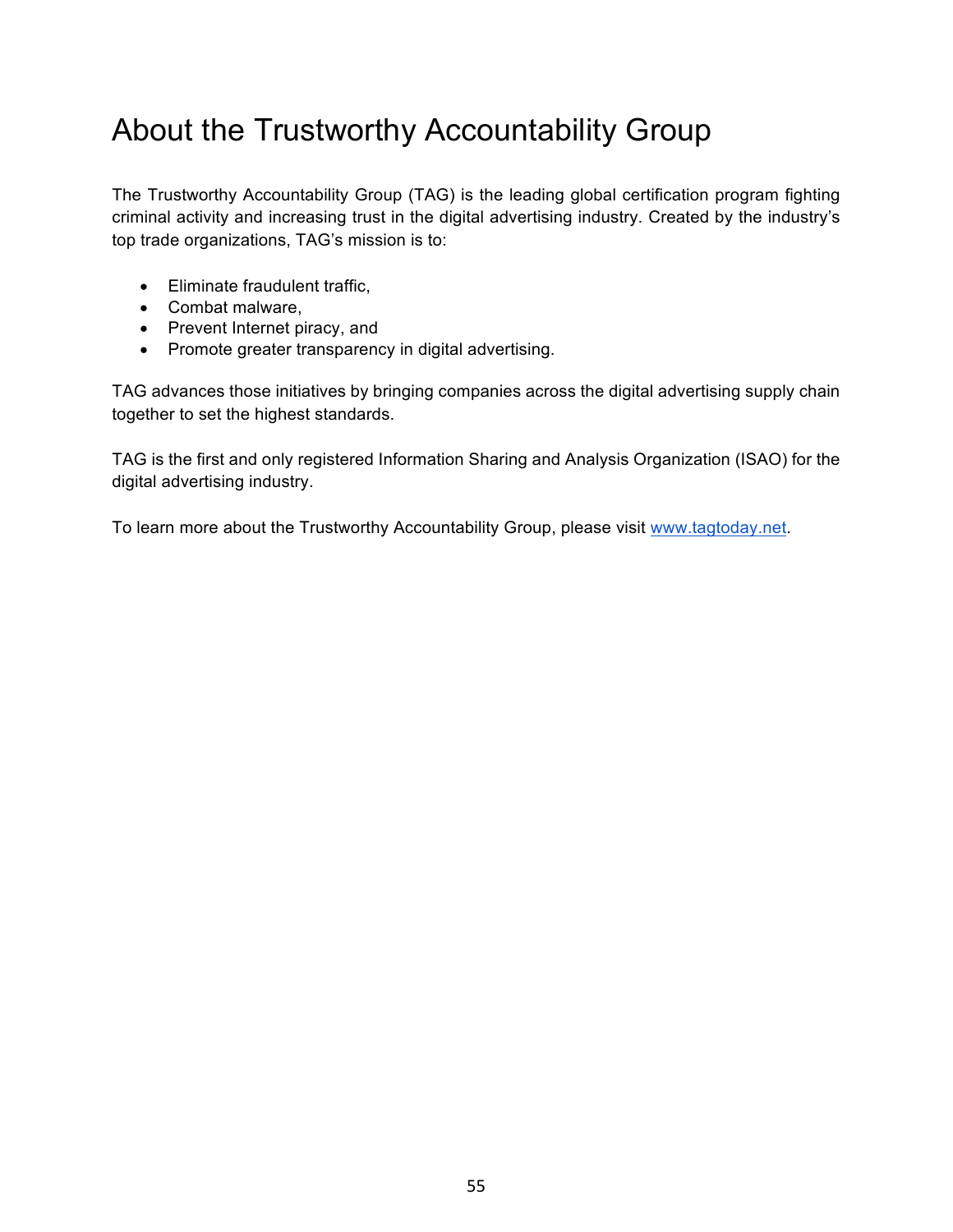# About the Trustworthy Accountability Group

The Trustworthy Accountability Group (TAG) is the leading global certification program fighting criminal activity and increasing trust in the digital advertising industry. Created by the industry's top trade organizations, TAG's mission is to:

- Eliminate fraudulent traffic,
- Combat malware,
- Prevent Internet piracy, and
- Promote greater transparency in digital advertising.

TAG advances those initiatives by bringing companies across the digital advertising supply chain together to set the highest standards.

TAG is the first and only registered Information Sharing and Analysis Organization (ISAO) for the digital advertising industry.

To learn more about the Trustworthy Accountability Group, please visit [www.tagtoday.net](http://www.tagtoday.net).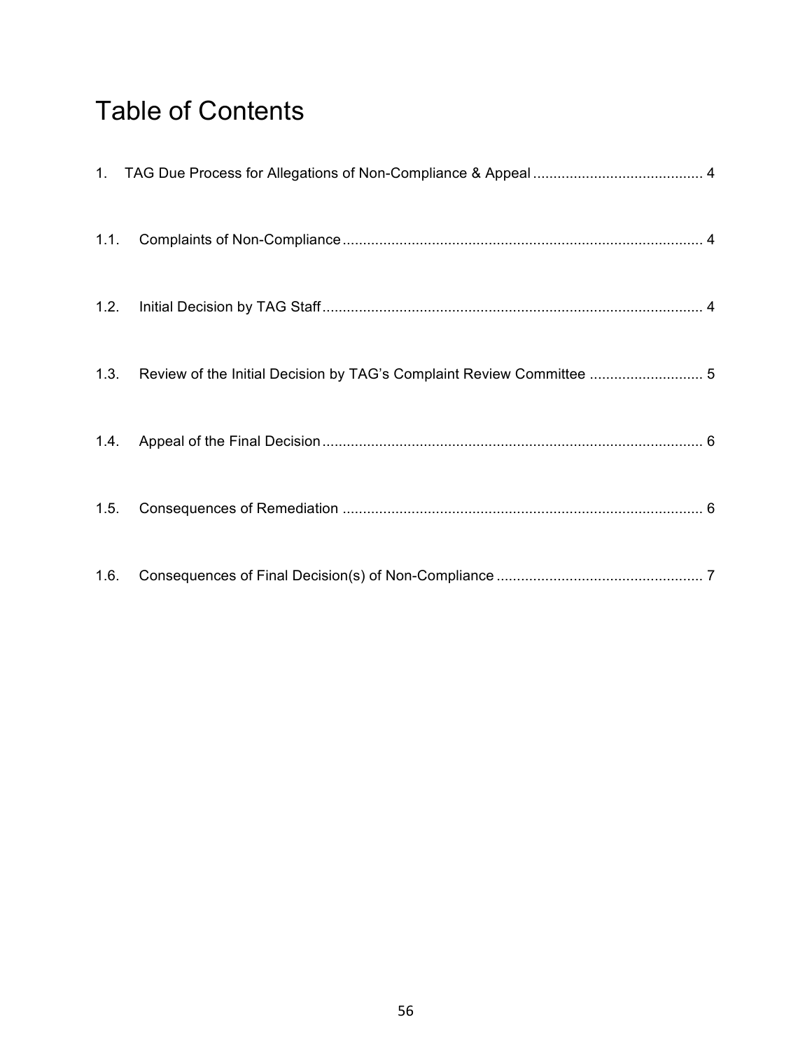# Table of Contents

1. TAG Due Process for Allegations of Non-Compliance & Appeal .......................................... 4

1.1. Complaints of Non-Compliance ........................................................................................ 4

1.2. Initial Decision by TAG Staff ............................................................................................ 4

1.3. Review of the Initial Decision by TAG's Complaint Review Committee ............................ 5

1.4. Appeal of the Final Decision ............................................................................................. 6

1.5. Consequences of Remediation ........................................................................................ 6

1.6. Consequences of Final Decision(s) of Non-Compliance .................................................. 7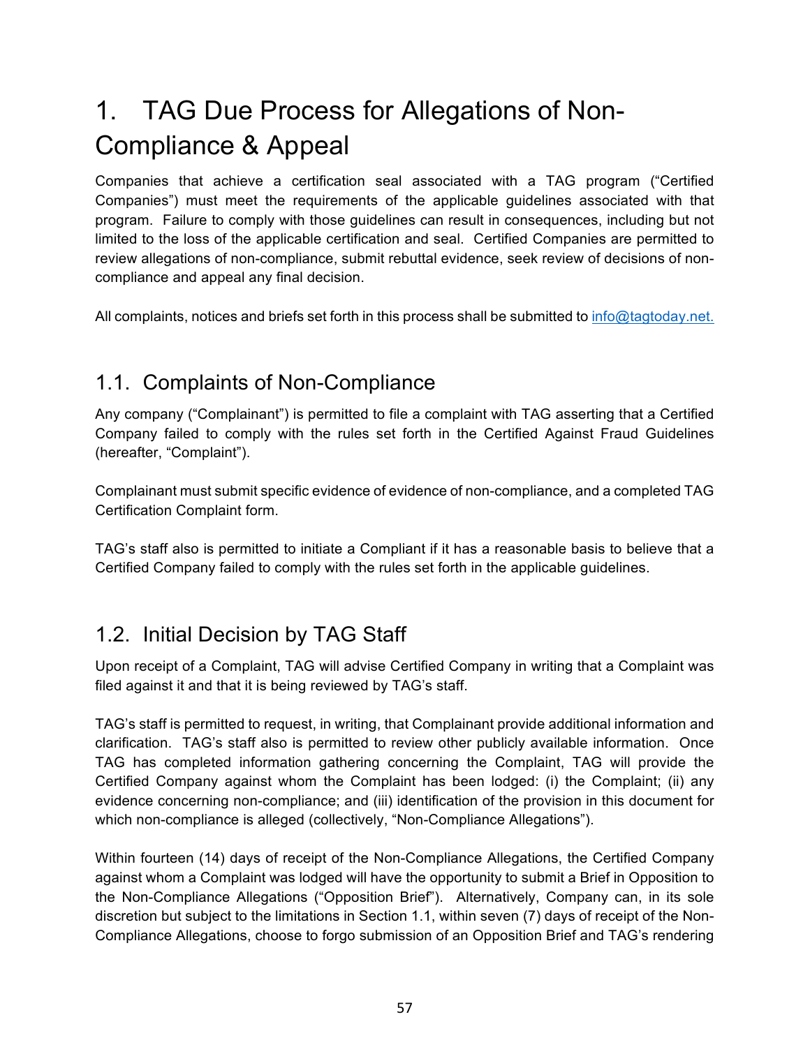# 1. TAG Due Process for Allegations of Non-Compliance & Appeal

Companies that achieve a certification seal associated with a TAG program ("Certified Companies") must meet the requirements of the applicable guidelines associated with that program. Failure to comply with those guidelines can result in consequences, including but not limited to the loss of the applicable certification and seal. Certified Companies are permitted to review allegations of non-compliance, submit rebuttal evidence, seek review of decisions of non-compliance and appeal any final decision.

All complaints, notices and briefs set forth in this process shall be submitted to info@tagtoday.net.

## 1.1. Complaints of Non-Compliance

Any company ("Complainant") is permitted to file a complaint with TAG asserting that a Certified Company failed to comply with the rules set forth in the Certified Against Fraud Guidelines (hereafter, "Complaint").

Complainant must submit specific evidence of evidence of non-compliance, and a completed TAG Certification Complaint form.

TAG's staff also is permitted to initiate a Compliant if it has a reasonable basis to believe that a Certified Company failed to comply with the rules set forth in the applicable guidelines.

## 1.2. Initial Decision by TAG Staff

Upon receipt of a Complaint, TAG will advise Certified Company in writing that a Complaint was filed against it and that it is being reviewed by TAG's staff.

TAG's staff is permitted to request, in writing, that Complainant provide additional information and clarification. TAG's staff also is permitted to review other publicly available information. Once TAG has completed information gathering concerning the Complaint, TAG will provide the Certified Company against whom the Complaint has been lodged: (i) the Complaint; (ii) any evidence concerning non-compliance; and (iii) identification of the provision in this document for which non-compliance is alleged (collectively, "Non-Compliance Allegations").

Within fourteen (14) days of receipt of the Non-Compliance Allegations, the Certified Company against whom a Complaint was lodged will have the opportunity to submit a Brief in Opposition to the Non-Compliance Allegations ("Opposition Brief"). Alternatively, Company can, in its sole discretion but subject to the limitations in Section 1.1, within seven (7) days of receipt of the Non-Compliance Allegations, choose to forgo submission of an Opposition Brief and TAG's rendering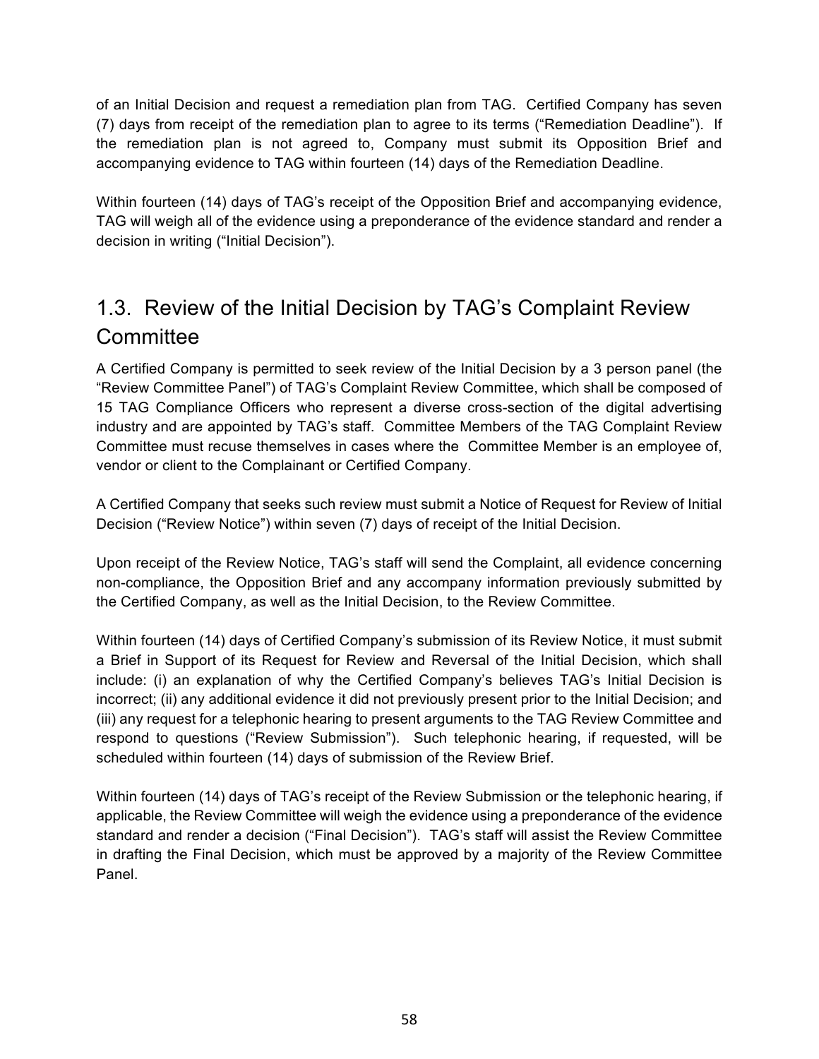of an Initial Decision and request a remediation plan from TAG. Certified Company has seven (7) days from receipt of the remediation plan to agree to its terms ("Remediation Deadline"). If the remediation plan is not agreed to, Company must submit its Opposition Brief and accompanying evidence to TAG within fourteen (14) days of the Remediation Deadline.

Within fourteen (14) days of TAG's receipt of the Opposition Brief and accompanying evidence, TAG will weigh all of the evidence using a preponderance of the evidence standard and render a decision in writing ("Initial Decision").

## 1.3. Review of the Initial Decision by TAG's Complaint Review Committee

A Certified Company is permitted to seek review of the Initial Decision by a 3 person panel (the "Review Committee Panel") of TAG's Complaint Review Committee, which shall be composed of 15 TAG Compliance Officers who represent a diverse cross-section of the digital advertising industry and are appointed by TAG's staff. Committee Members of the TAG Complaint Review Committee must recuse themselves in cases where the Committee Member is an employee of, vendor or client to the Complainant or Certified Company.

A Certified Company that seeks such review must submit a Notice of Request for Review of Initial Decision ("Review Notice") within seven (7) days of receipt of the Initial Decision.

Upon receipt of the Review Notice, TAG's staff will send the Complaint, all evidence concerning non-compliance, the Opposition Brief and any accompany information previously submitted by the Certified Company, as well as the Initial Decision, to the Review Committee.

Within fourteen (14) days of Certified Company's submission of its Review Notice, it must submit a Brief in Support of its Request for Review and Reversal of the Initial Decision, which shall include: (i) an explanation of why the Certified Company's believes TAG's Initial Decision is incorrect; (ii) any additional evidence it did not previously present prior to the Initial Decision; and (iii) any request for a telephonic hearing to present arguments to the TAG Review Committee and respond to questions ("Review Submission"). Such telephonic hearing, if requested, will be scheduled within fourteen (14) days of submission of the Review Brief.

Within fourteen (14) days of TAG's receipt of the Review Submission or the telephonic hearing, if applicable, the Review Committee will weigh the evidence using a preponderance of the evidence standard and render a decision ("Final Decision"). TAG's staff will assist the Review Committee in drafting the Final Decision, which must be approved by a majority of the Review Committee Panel.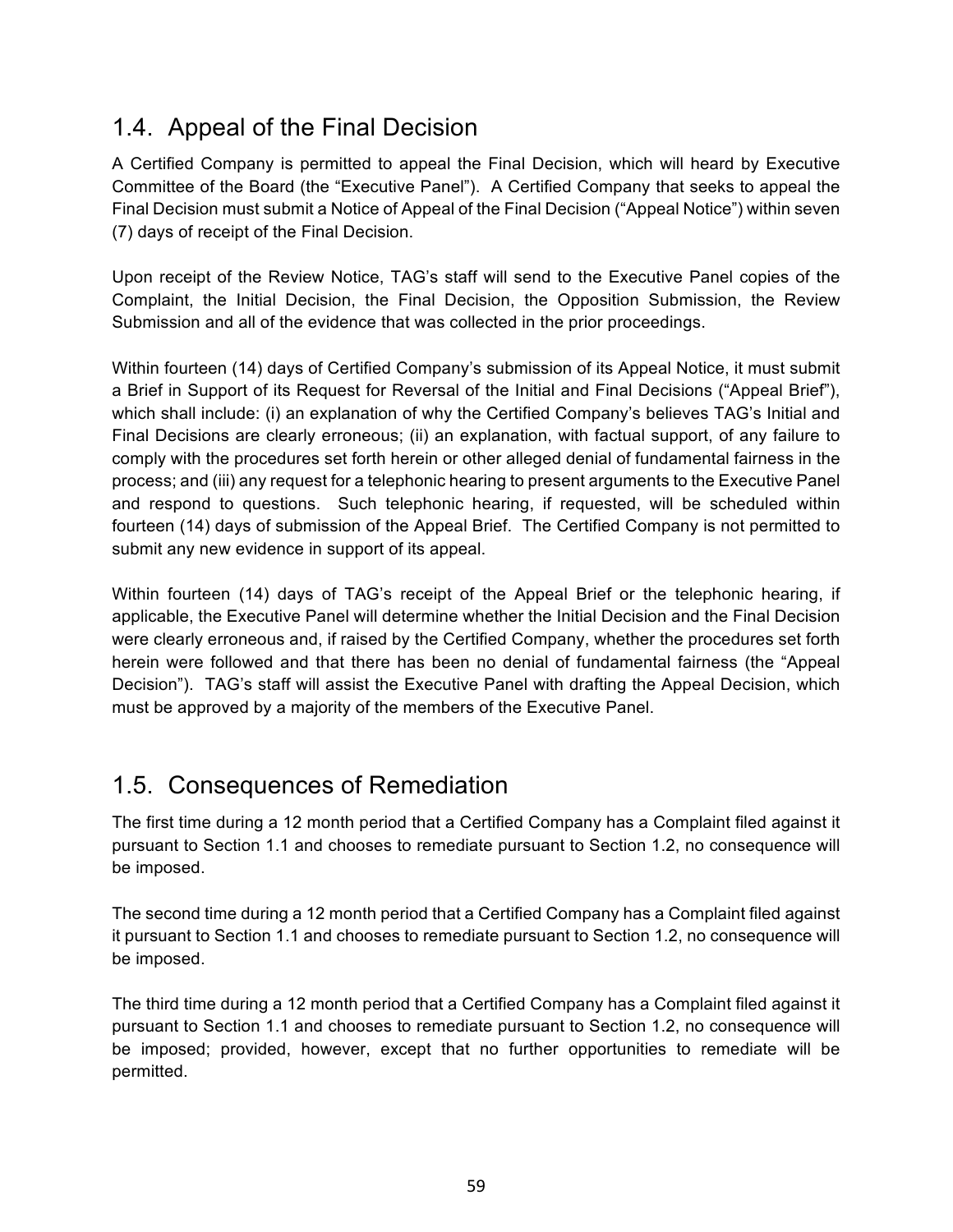## 1.4. Appeal of the Final Decision

A Certified Company is permitted to appeal the Final Decision, which will heard by Executive Committee of the Board (the "Executive Panel"). A Certified Company that seeks to appeal the Final Decision must submit a Notice of Appeal of the Final Decision ("Appeal Notice") within seven (7) days of receipt of the Final Decision.

Upon receipt of the Review Notice, TAG's staff will send to the Executive Panel copies of the Complaint, the Initial Decision, the Final Decision, the Opposition Submission, the Review Submission and all of the evidence that was collected in the prior proceedings.

Within fourteen (14) days of Certified Company's submission of its Appeal Notice, it must submit a Brief in Support of its Request for Reversal of the Initial and Final Decisions ("Appeal Brief"), which shall include: (i) an explanation of why the Certified Company's believes TAG's Initial and Final Decisions are clearly erroneous; (ii) an explanation, with factual support, of any failure to comply with the procedures set forth herein or other alleged denial of fundamental fairness in the process; and (iii) any request for a telephonic hearing to present arguments to the Executive Panel and respond to questions. Such telephonic hearing, if requested, will be scheduled within fourteen (14) days of submission of the Appeal Brief. The Certified Company is not permitted to submit any new evidence in support of its appeal.

Within fourteen (14) days of TAG's receipt of the Appeal Brief or the telephonic hearing, if applicable, the Executive Panel will determine whether the Initial Decision and the Final Decision were clearly erroneous and, if raised by the Certified Company, whether the procedures set forth herein were followed and that there has been no denial of fundamental fairness (the "Appeal Decision"). TAG's staff will assist the Executive Panel with drafting the Appeal Decision, which must be approved by a majority of the members of the Executive Panel.

## 1.5. Consequences of Remediation

The first time during a 12 month period that a Certified Company has a Complaint filed against it pursuant to Section 1.1 and chooses to remediate pursuant to Section 1.2, no consequence will be imposed.

The second time during a 12 month period that a Certified Company has a Complaint filed against it pursuant to Section 1.1 and chooses to remediate pursuant to Section 1.2, no consequence will be imposed.

The third time during a 12 month period that a Certified Company has a Complaint filed against it pursuant to Section 1.1 and chooses to remediate pursuant to Section 1.2, no consequence will be imposed; provided, however, except that no further opportunities to remediate will be permitted.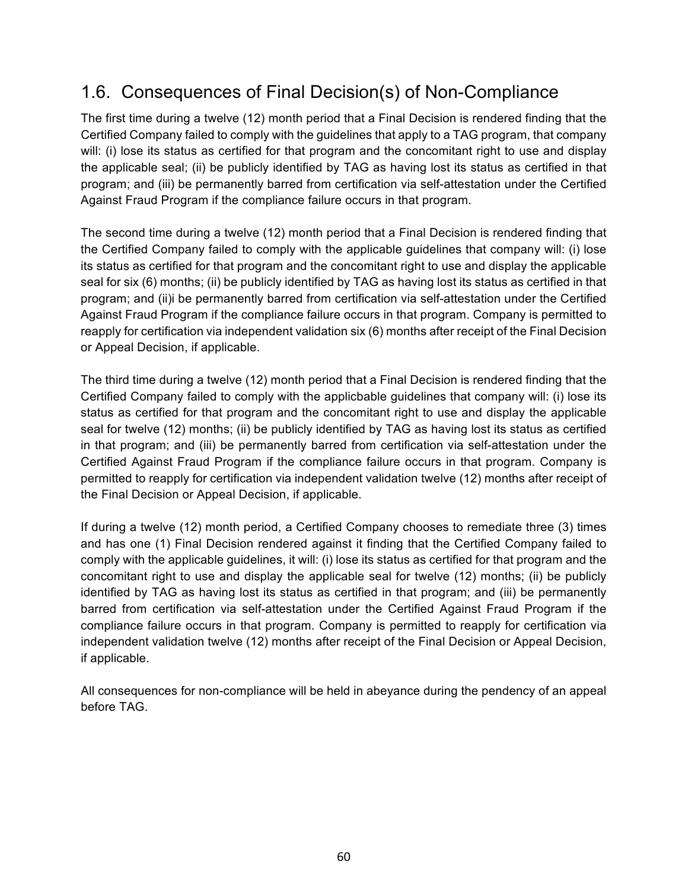## 1.6. Consequences of Final Decision(s) of Non-Compliance

The first time during a twelve (12) month period that a Final Decision is rendered finding that the Certified Company failed to comply with the guidelines that apply to a TAG program, that company will: (i) lose its status as certified for that program and the concomitant right to use and display the applicable seal; (ii) be publicly identified by TAG as having lost its status as certified in that program; and (iii) be permanently barred from certification via self-attestation under the Certified Against Fraud Program if the compliance failure occurs in that program.

The second time during a twelve (12) month period that a Final Decision is rendered finding that the Certified Company failed to comply with the applicable guidelines that company will: (i) lose its status as certified for that program and the concomitant right to use and display the applicable seal for six (6) months; (ii) be publicly identified by TAG as having lost its status as certified in that program; and (ii)i be permanently barred from certification via self-attestation under the Certified Against Fraud Program if the compliance failure occurs in that program. Company is permitted to reapply for certification via independent validation six (6) months after receipt of the Final Decision or Appeal Decision, if applicable.

The third time during a twelve (12) month period that a Final Decision is rendered finding that the Certified Company failed to comply with the applicbable guidelines that company will: (i) lose its status as certified for that program and the concomitant right to use and display the applicable seal for twelve (12) months; (ii) be publicly identified by TAG as having lost its status as certified in that program; and (iii) be permanently barred from certification via self-attestation under the Certified Against Fraud Program if the compliance failure occurs in that program. Company is permitted to reapply for certification via independent validation twelve (12) months after receipt of the Final Decision or Appeal Decision, if applicable.

If during a twelve (12) month period, a Certified Company chooses to remediate three (3) times and has one (1) Final Decision rendered against it finding that the Certified Company failed to comply with the applicable guidelines, it will: (i) lose its status as certified for that program and the concomitant right to use and display the applicable seal for twelve (12) months; (ii) be publicly identified by TAG as having lost its status as certified in that program; and (iii) be permanently barred from certification via self-attestation under the Certified Against Fraud Program if the compliance failure occurs in that program. Company is permitted to reapply for certification via independent validation twelve (12) months after receipt of the Final Decision or Appeal Decision, if applicable.

All consequences for non-compliance will be held in abeyance during the pendency of an appeal before TAG.